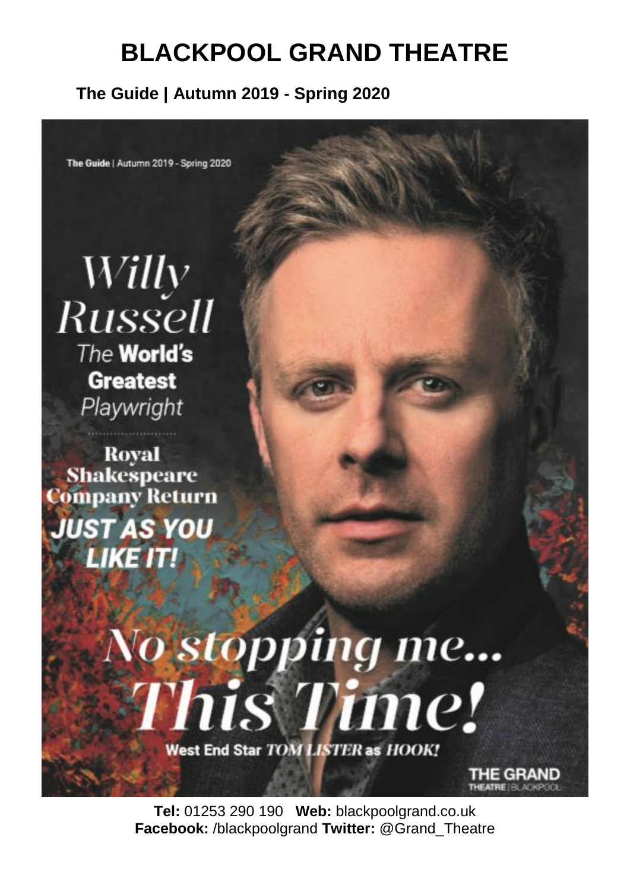# BLACKPOOL GRAND THEATRE

**The Guide | Autumn 2019 - Spring 2020**

The Guide | Autumn 2019 - Spring 2020

*Willy Russell*
The **World's Greatest** *Playwright*

**Royal Shakespeare Company Return**

***JUST AS YOU LIKE IT!***

***No stopping me... This Time!***

West End Star *TOM LISTER* as *HOOK!*

THE GRAND THEATRE | BLACKPOOL

**Tel:** 01253 290 190 **Web:** blackpoolgrand.co.uk
**Facebook:** /blackpoolgrand **Twitter:** @Grand_Theatre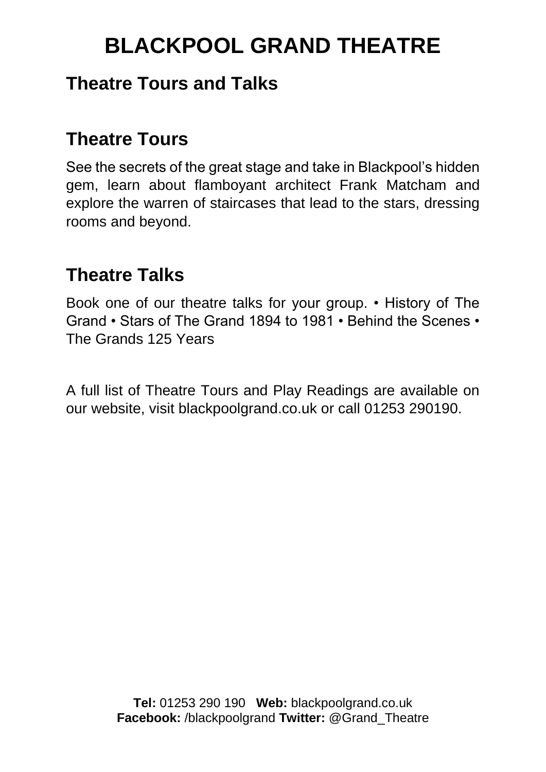# BLACKPOOL GRAND THEATRE

## Theatre Tours and Talks

## Theatre Tours

See the secrets of the great stage and take in Blackpool's hidden gem, learn about flamboyant architect Frank Matcham and explore the warren of staircases that lead to the stars, dressing rooms and beyond.

## Theatre Talks

Book one of our theatre talks for your group. • History of The Grand • Stars of The Grand 1894 to 1981 • Behind the Scenes • The Grands 125 Years

A full list of Theatre Tours and Play Readings are available on our website, visit blackpoolgrand.co.uk or call 01253 290190.

**Tel:** 01253 290 190 **Web:** blackpoolgrand.co.uk
**Facebook:** /blackpoolgrand **Twitter:** @Grand_Theatre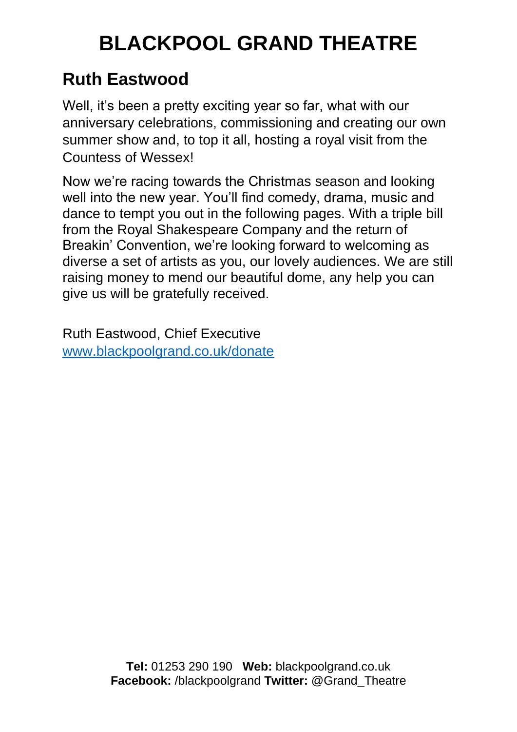# BLACKPOOL GRAND THEATRE

## Ruth Eastwood

Well, it's been a pretty exciting year so far, what with our anniversary celebrations, commissioning and creating our own summer show and, to top it all, hosting a royal visit from the Countess of Wessex!

Now we're racing towards the Christmas season and looking well into the new year. You'll find comedy, drama, music and dance to tempt you out in the following pages. With a triple bill from the Royal Shakespeare Company and the return of Breakin' Convention, we're looking forward to welcoming as diverse a set of artists as you, our lovely audiences. We are still raising money to mend our beautiful dome, any help you can give us will be gratefully received.

Ruth Eastwood, Chief Executive
[www.blackpoolgrand.co.uk/donate](http://www.blackpoolgrand.co.uk/donate)

**Tel:** 01253 290 190 **Web:** blackpoolgrand.co.uk
**Facebook:** /blackpoolgrand **Twitter:** @Grand_Theatre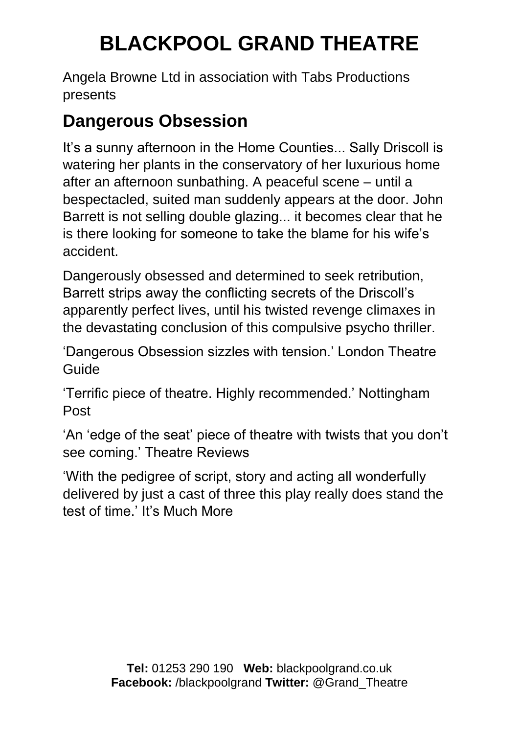# BLACKPOOL GRAND THEATRE

Angela Browne Ltd in association with Tabs Productions presents

## Dangerous Obsession

It's a sunny afternoon in the Home Counties... Sally Driscoll is watering her plants in the conservatory of her luxurious home after an afternoon sunbathing. A peaceful scene – until a bespectacled, suited man suddenly appears at the door. John Barrett is not selling double glazing... it becomes clear that he is there looking for someone to take the blame for his wife's accident.

Dangerously obsessed and determined to seek retribution, Barrett strips away the conflicting secrets of the Driscoll's apparently perfect lives, until his twisted revenge climaxes in the devastating conclusion of this compulsive psycho thriller.

'Dangerous Obsession sizzles with tension.' London Theatre Guide

'Terrific piece of theatre. Highly recommended.' Nottingham Post

'An 'edge of the seat' piece of theatre with twists that you don't see coming.' Theatre Reviews

'With the pedigree of script, story and acting all wonderfully delivered by just a cast of three this play really does stand the test of time.' It's Much More

**Tel:** 01253 290 190 **Web:** blackpoolgrand.co.uk
**Facebook:** /blackpoolgrand **Twitter:** @Grand_Theatre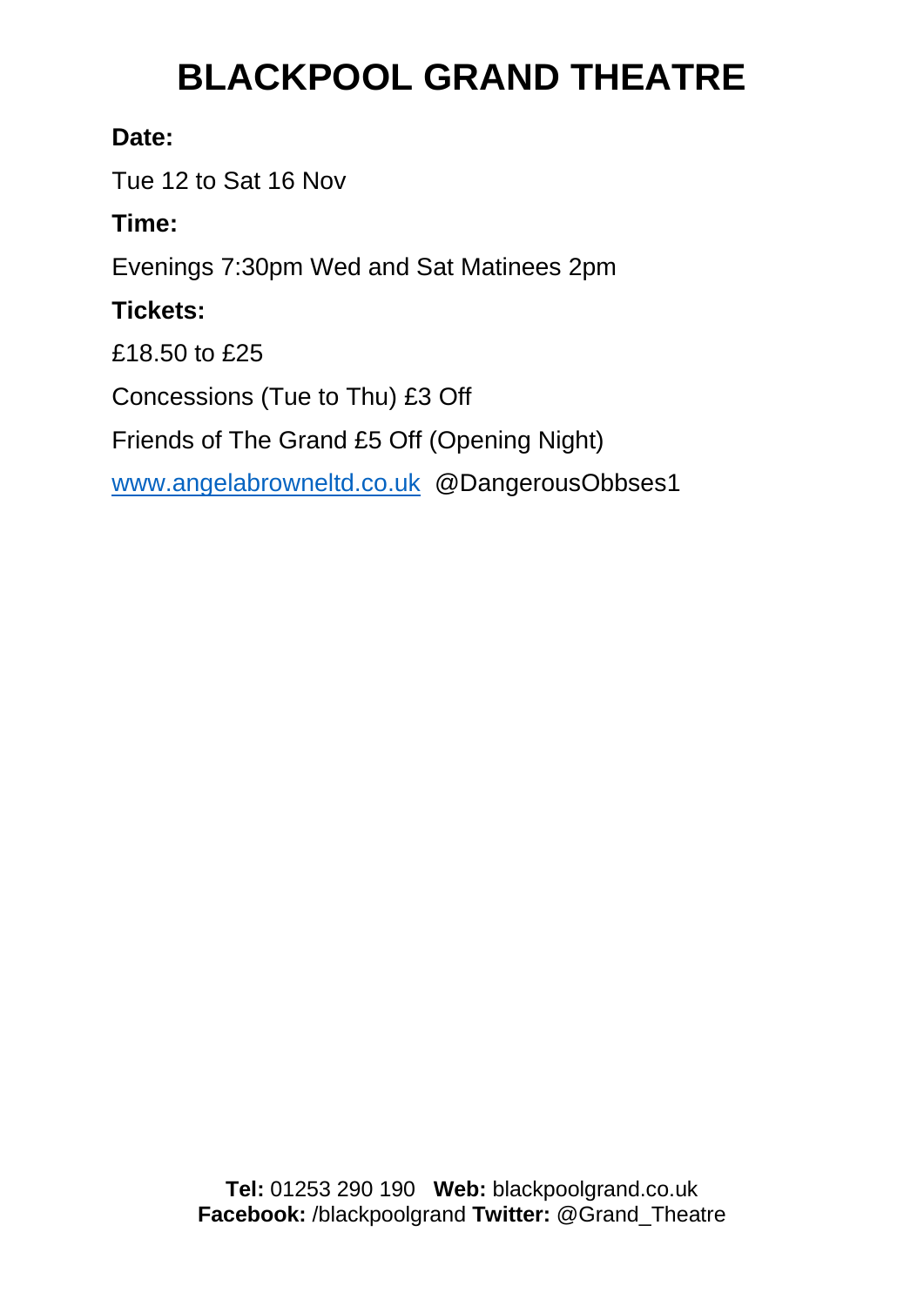# BLACKPOOL GRAND THEATRE

**Date:**

Tue 12 to Sat 16 Nov

**Time:**

Evenings 7:30pm Wed and Sat Matinees 2pm

**Tickets:**

£18.50 to £25

Concessions (Tue to Thu) £3 Off

Friends of The Grand £5 Off (Opening Night)

www.angelabrowneltd.co.uk @DangerousObbses1

**Tel:** 01253 290 190 **Web:** blackpoolgrand.co.uk
**Facebook:** /blackpoolgrand **Twitter:** @Grand_Theatre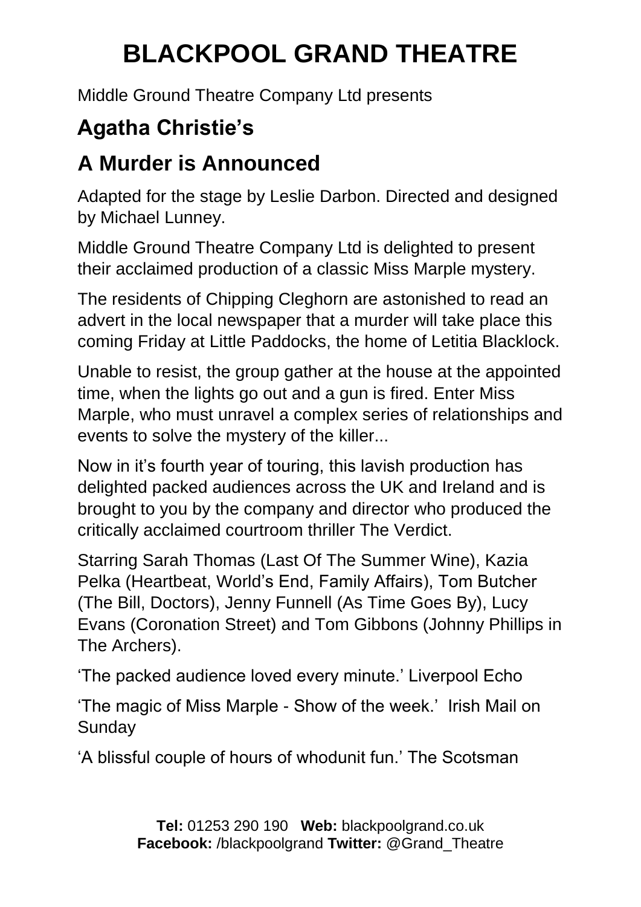# BLACKPOOL GRAND THEATRE

Middle Ground Theatre Company Ltd presents

## Agatha Christie's

## A Murder is Announced

Adapted for the stage by Leslie Darbon. Directed and designed by Michael Lunney.

Middle Ground Theatre Company Ltd is delighted to present their acclaimed production of a classic Miss Marple mystery.

The residents of Chipping Cleghorn are astonished to read an advert in the local newspaper that a murder will take place this coming Friday at Little Paddocks, the home of Letitia Blacklock.

Unable to resist, the group gather at the house at the appointed time, when the lights go out and a gun is fired. Enter Miss Marple, who must unravel a complex series of relationships and events to solve the mystery of the killer...

Now in it's fourth year of touring, this lavish production has delighted packed audiences across the UK and Ireland and is brought to you by the company and director who produced the critically acclaimed courtroom thriller The Verdict.

Starring Sarah Thomas (Last Of The Summer Wine), Kazia Pelka (Heartbeat, World's End, Family Affairs), Tom Butcher (The Bill, Doctors), Jenny Funnell (As Time Goes By), Lucy Evans (Coronation Street) and Tom Gibbons (Johnny Phillips in The Archers).

'The packed audience loved every minute.' Liverpool Echo

'The magic of Miss Marple - Show of the week.' Irish Mail on Sunday

'A blissful couple of hours of whodunit fun.' The Scotsman

**Tel:** 01253 290 190 **Web:** blackpoolgrand.co.uk
**Facebook:** /blackpoolgrand **Twitter:** @Grand_Theatre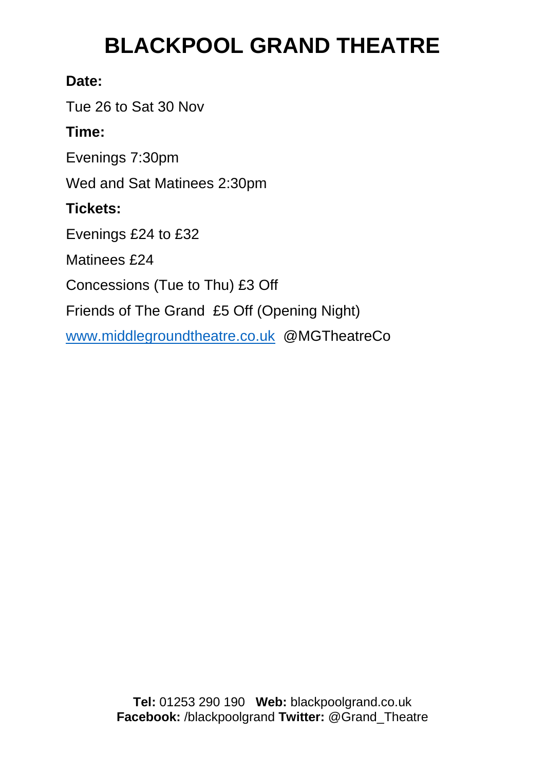# BLACKPOOL GRAND THEATRE

**Date:**

Tue 26 to Sat 30 Nov

**Time:**

Evenings 7:30pm

Wed and Sat Matinees 2:30pm

**Tickets:**

Evenings £24 to £32

Matinees £24

Concessions (Tue to Thu) £3 Off

Friends of The Grand £5 Off (Opening Night)

www.middlegroundtheatre.co.uk @MGTheatreCo

**Tel:** 01253 290 190 **Web:** blackpoolgrand.co.uk
**Facebook:** /blackpoolgrand **Twitter:** @Grand_Theatre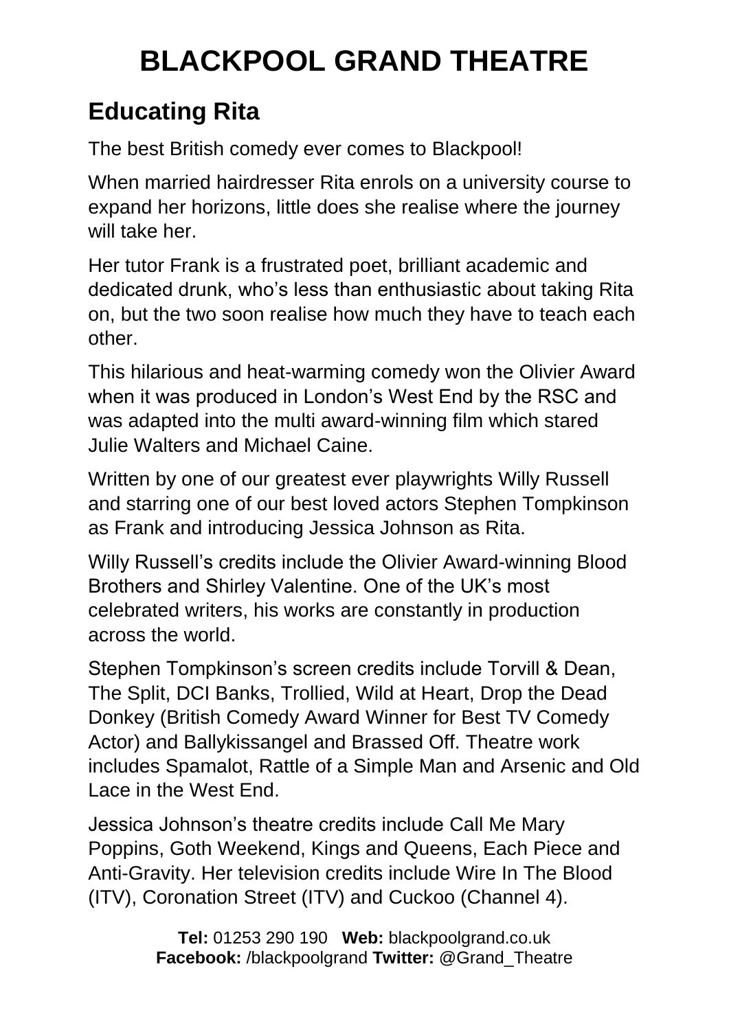# BLACKPOOL GRAND THEATRE

## Educating Rita

The best British comedy ever comes to Blackpool!

When married hairdresser Rita enrols on a university course to expand her horizons, little does she realise where the journey will take her.

Her tutor Frank is a frustrated poet, brilliant academic and dedicated drunk, who's less than enthusiastic about taking Rita on, but the two soon realise how much they have to teach each other.

This hilarious and heat-warming comedy won the Olivier Award when it was produced in London's West End by the RSC and was adapted into the multi award-winning film which stared Julie Walters and Michael Caine.

Written by one of our greatest ever playwrights Willy Russell and starring one of our best loved actors Stephen Tompkinson as Frank and introducing Jessica Johnson as Rita.

Willy Russell's credits include the Olivier Award-winning Blood Brothers and Shirley Valentine. One of the UK's most celebrated writers, his works are constantly in production across the world.

Stephen Tompkinson's screen credits include Torvill & Dean, The Split, DCI Banks, Trollied, Wild at Heart, Drop the Dead Donkey (British Comedy Award Winner for Best TV Comedy Actor) and Ballykissangel and Brassed Off. Theatre work includes Spamalot, Rattle of a Simple Man and Arsenic and Old Lace in the West End.

Jessica Johnson's theatre credits include Call Me Mary Poppins, Goth Weekend, Kings and Queens, Each Piece and Anti-Gravity. Her television credits include Wire In The Blood (ITV), Coronation Street (ITV) and Cuckoo (Channel 4).

**Tel:** 01253 290 190 **Web:** blackpoolgrand.co.uk
**Facebook:** /blackpoolgrand **Twitter:** @Grand_Theatre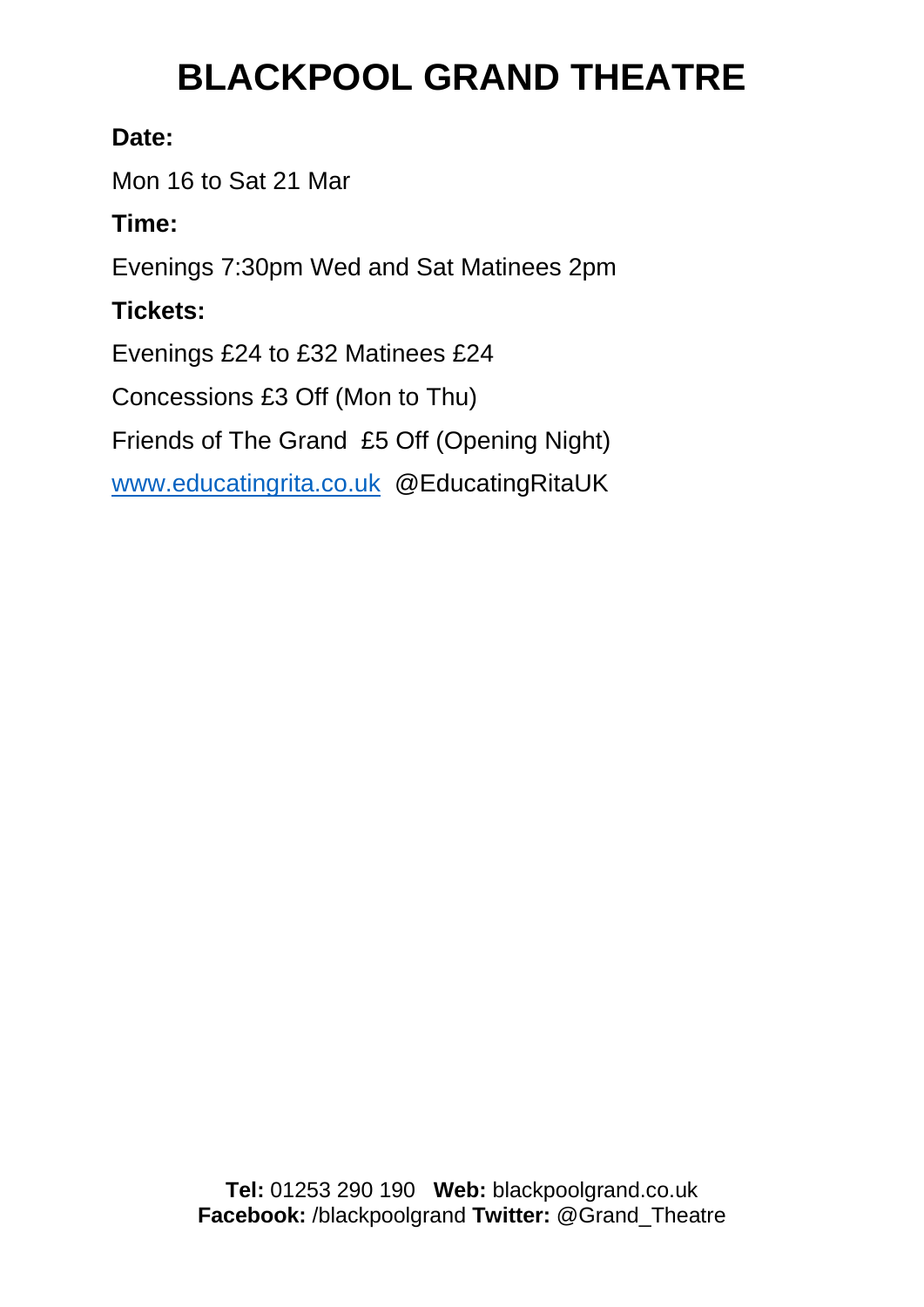# BLACKPOOL GRAND THEATRE

**Date:**

Mon 16 to Sat 21 Mar

**Time:**

Evenings 7:30pm Wed and Sat Matinees 2pm

**Tickets:**

Evenings £24 to £32 Matinees £24

Concessions £3 Off (Mon to Thu)

Friends of The Grand £5 Off (Opening Night)

[www.educatingrita.co.uk](http://www.educatingrita.co.uk) @EducatingRitaUK

**Tel:** 01253 290 190 **Web:** blackpoolgrand.co.uk
**Facebook:** /blackpoolgrand **Twitter:** @Grand_Theatre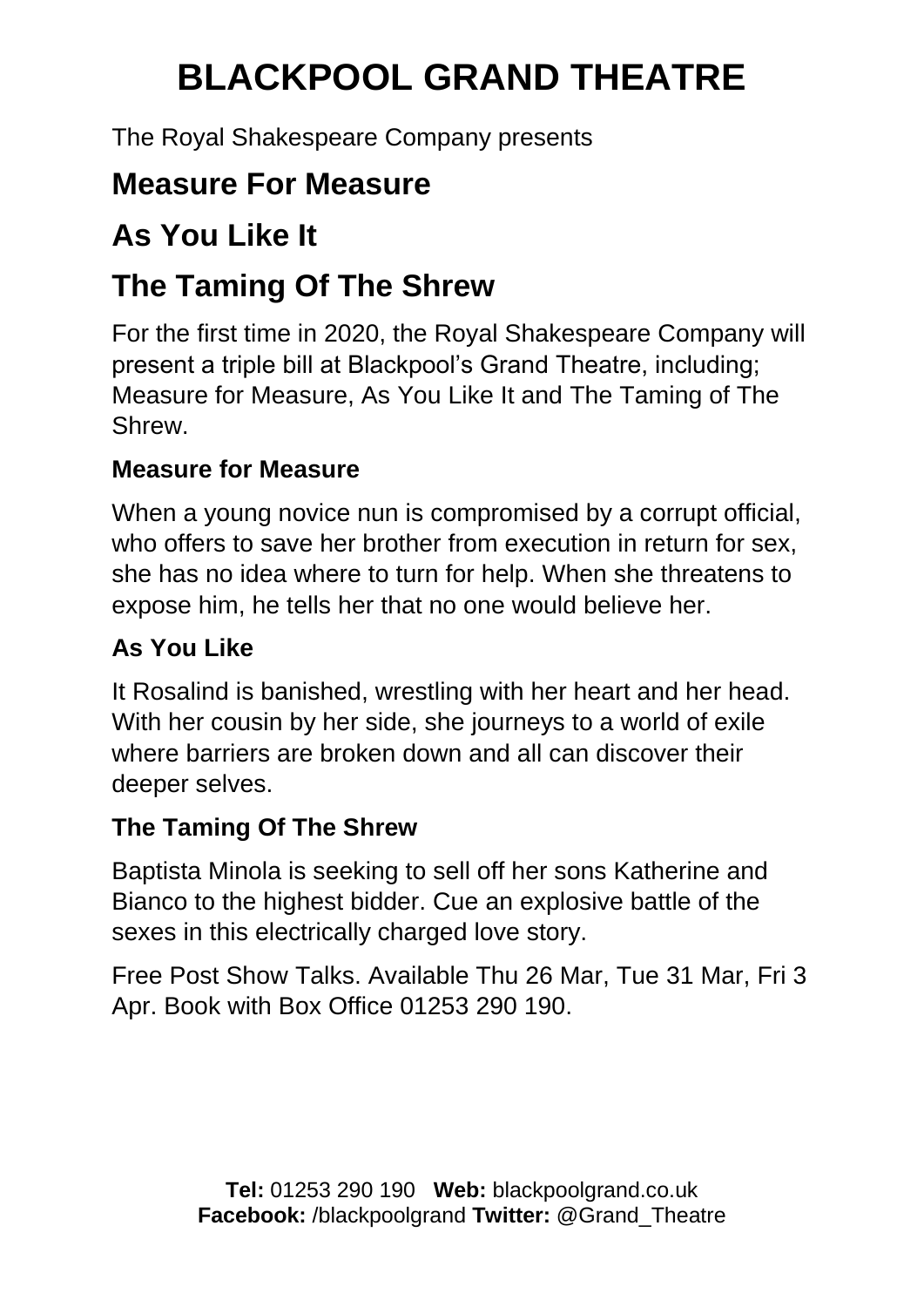# BLACKPOOL GRAND THEATRE

The Royal Shakespeare Company presents

## Measure For Measure

## As You Like It

## The Taming Of The Shrew

For the first time in 2020, the Royal Shakespeare Company will present a triple bill at Blackpool's Grand Theatre, including; Measure for Measure, As You Like It and The Taming of The Shrew.

### Measure for Measure

When a young novice nun is compromised by a corrupt official, who offers to save her brother from execution in return for sex, she has no idea where to turn for help. When she threatens to expose him, he tells her that no one would believe her.

### As You Like

It Rosalind is banished, wrestling with her heart and her head. With her cousin by her side, she journeys to a world of exile where barriers are broken down and all can discover their deeper selves.

### The Taming Of The Shrew

Baptista Minola is seeking to sell off her sons Katherine and Bianco to the highest bidder. Cue an explosive battle of the sexes in this electrically charged love story.

Free Post Show Talks. Available Thu 26 Mar, Tue 31 Mar, Fri 3 Apr. Book with Box Office 01253 290 190.

**Tel:** 01253 290 190 **Web:** blackpoolgrand.co.uk
**Facebook:** /blackpoolgrand **Twitter:** @Grand_Theatre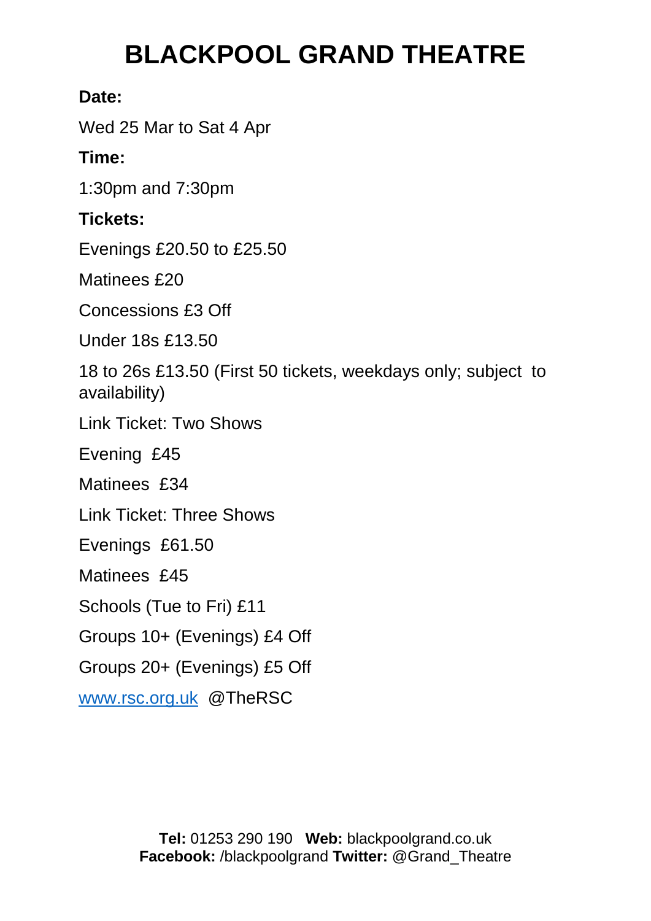# BLACKPOOL GRAND THEATRE

**Date:**

Wed 25 Mar to Sat 4 Apr

**Time:**

1:30pm and 7:30pm

**Tickets:**

Evenings £20.50 to £25.50

Matinees £20

Concessions £3 Off

Under 18s £13.50

18 to 26s £13.50 (First 50 tickets, weekdays only; subject to availability)

Link Ticket: Two Shows

Evening £45

Matinees £34

Link Ticket: Three Shows

Evenings £61.50

Matinees £45

Schools (Tue to Fri) £11

Groups 10+ (Evenings) £4 Off

Groups 20+ (Evenings) £5 Off

[www.rsc.org.uk](http://www.rsc.org.uk) @TheRSC

**Tel:** 01253 290 190 **Web:** blackpoolgrand.co.uk
**Facebook:** /blackpoolgrand **Twitter:** @Grand_Theatre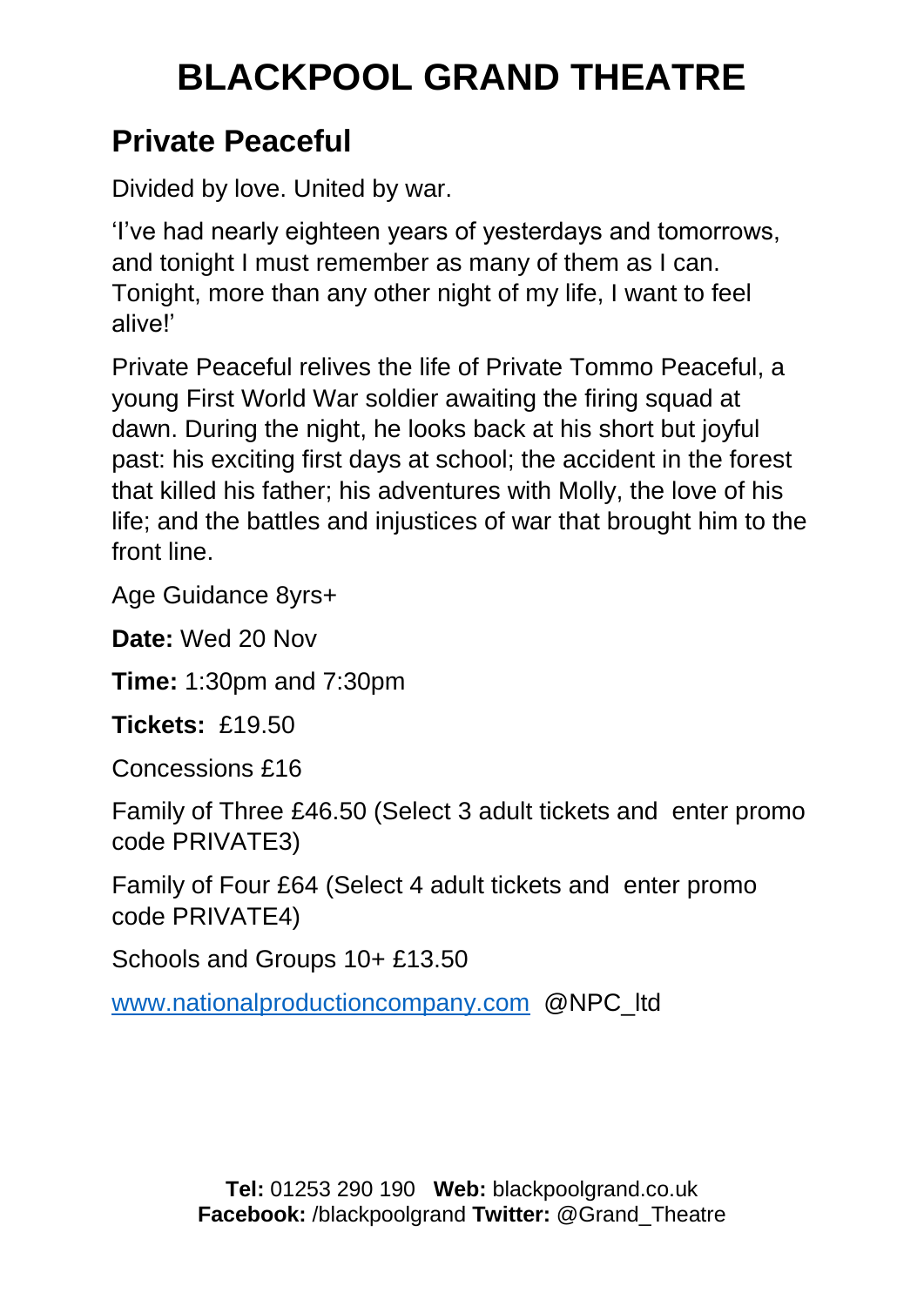# BLACKPOOL GRAND THEATRE

## Private Peaceful

Divided by love. United by war.

'I've had nearly eighteen years of yesterdays and tomorrows, and tonight I must remember as many of them as I can. Tonight, more than any other night of my life, I want to feel alive!'

Private Peaceful relives the life of Private Tommo Peaceful, a young First World War soldier awaiting the firing squad at dawn. During the night, he looks back at his short but joyful past: his exciting first days at school; the accident in the forest that killed his father; his adventures with Molly, the love of his life; and the battles and injustices of war that brought him to the front line.

Age Guidance 8yrs+

**Date:** Wed 20 Nov

**Time:** 1:30pm and 7:30pm

**Tickets:** £19.50

Concessions £16

Family of Three £46.50 (Select 3 adult tickets and enter promo code PRIVATE3)

Family of Four £64 (Select 4 adult tickets and enter promo code PRIVATE4)

Schools and Groups 10+ £13.50

www.nationalproductioncompany.com @NPC_ltd

**Tel:** 01253 290 190 **Web:** blackpoolgrand.co.uk
**Facebook:** /blackpoolgrand **Twitter:** @Grand_Theatre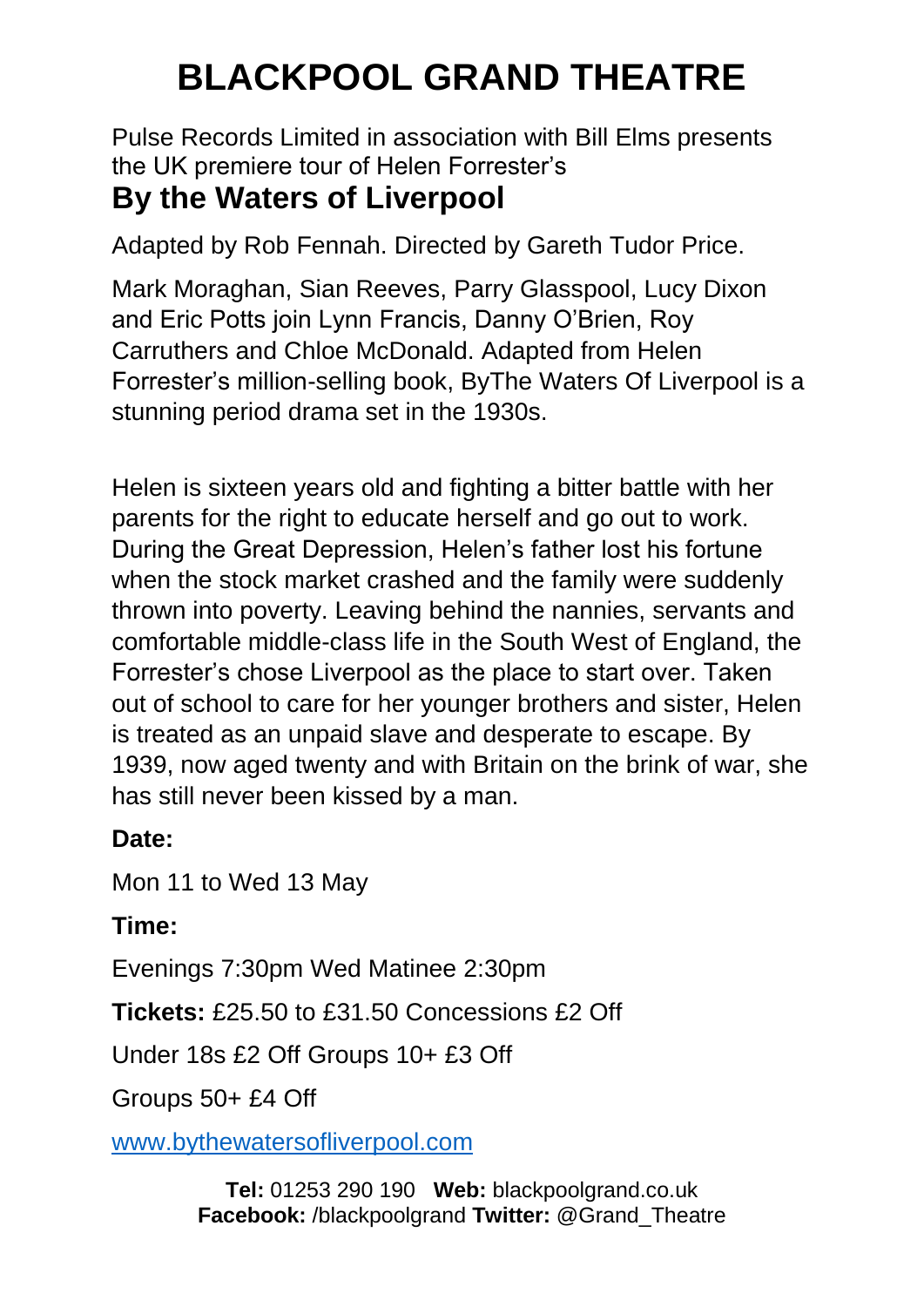# BLACKPOOL GRAND THEATRE

Pulse Records Limited in association with Bill Elms presents the UK premiere tour of Helen Forrester's

## By the Waters of Liverpool

Adapted by Rob Fennah. Directed by Gareth Tudor Price.

Mark Moraghan, Sian Reeves, Parry Glasspool, Lucy Dixon and Eric Potts join Lynn Francis, Danny O'Brien, Roy Carruthers and Chloe McDonald. Adapted from Helen Forrester's million-selling book, ByThe Waters Of Liverpool is a stunning period drama set in the 1930s.

Helen is sixteen years old and fighting a bitter battle with her parents for the right to educate herself and go out to work. During the Great Depression, Helen's father lost his fortune when the stock market crashed and the family were suddenly thrown into poverty. Leaving behind the nannies, servants and comfortable middle-class life in the South West of England, the Forrester's chose Liverpool as the place to start over. Taken out of school to care for her younger brothers and sister, Helen is treated as an unpaid slave and desperate to escape. By 1939, now aged twenty and with Britain on the brink of war, she has still never been kissed by a man.

**Date:**

Mon 11 to Wed 13 May

**Time:**

Evenings 7:30pm Wed Matinee 2:30pm

**Tickets:** £25.50 to £31.50 Concessions £2 Off

Under 18s £2 Off Groups 10+ £3 Off

Groups 50+ £4 Off

[www.bythewatersofliverpool.com](http://www.bythewatersofliverpool.com)

**Tel:** 01253 290 190 **Web:** blackpoolgrand.co.uk
**Facebook:** /blackpoolgrand **Twitter:** @Grand_Theatre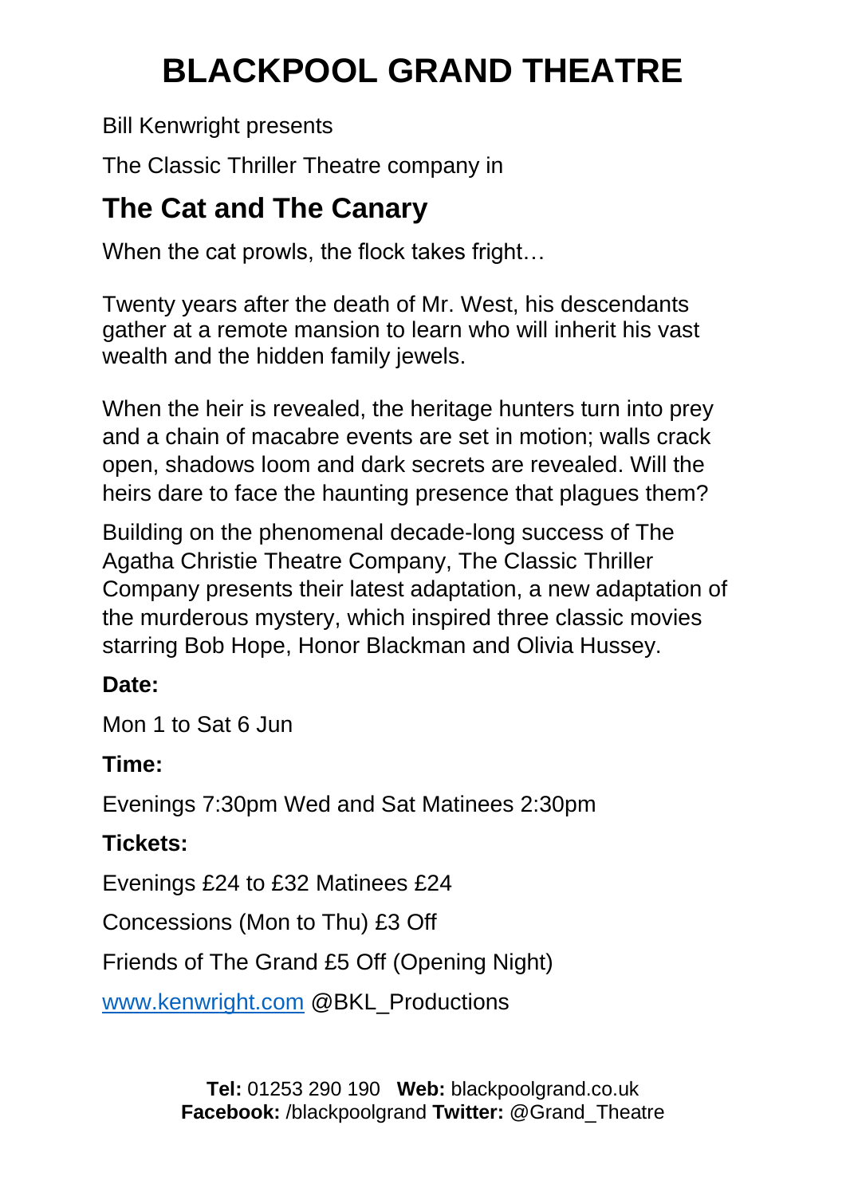# BLACKPOOL GRAND THEATRE

Bill Kenwright presents

The Classic Thriller Theatre company in

## The Cat and The Canary

When the cat prowls, the flock takes fright…

Twenty years after the death of Mr. West, his descendants gather at a remote mansion to learn who will inherit his vast wealth and the hidden family jewels.

When the heir is revealed, the heritage hunters turn into prey and a chain of macabre events are set in motion; walls crack open, shadows loom and dark secrets are revealed. Will the heirs dare to face the haunting presence that plagues them?

Building on the phenomenal decade-long success of The Agatha Christie Theatre Company, The Classic Thriller Company presents their latest adaptation, a new adaptation of the murderous mystery, which inspired three classic movies starring Bob Hope, Honor Blackman and Olivia Hussey.

**Date:**

Mon 1 to Sat 6 Jun

**Time:**

Evenings 7:30pm Wed and Sat Matinees 2:30pm

**Tickets:**

Evenings £24 to £32 Matinees £24

Concessions (Mon to Thu) £3 Off

Friends of The Grand £5 Off (Opening Night)

[www.kenwright.com](http://www.kenwright.com) @BKL_Productions

**Tel:** 01253 290 190 **Web:** blackpoolgrand.co.uk
**Facebook:** /blackpoolgrand **Twitter:** @Grand_Theatre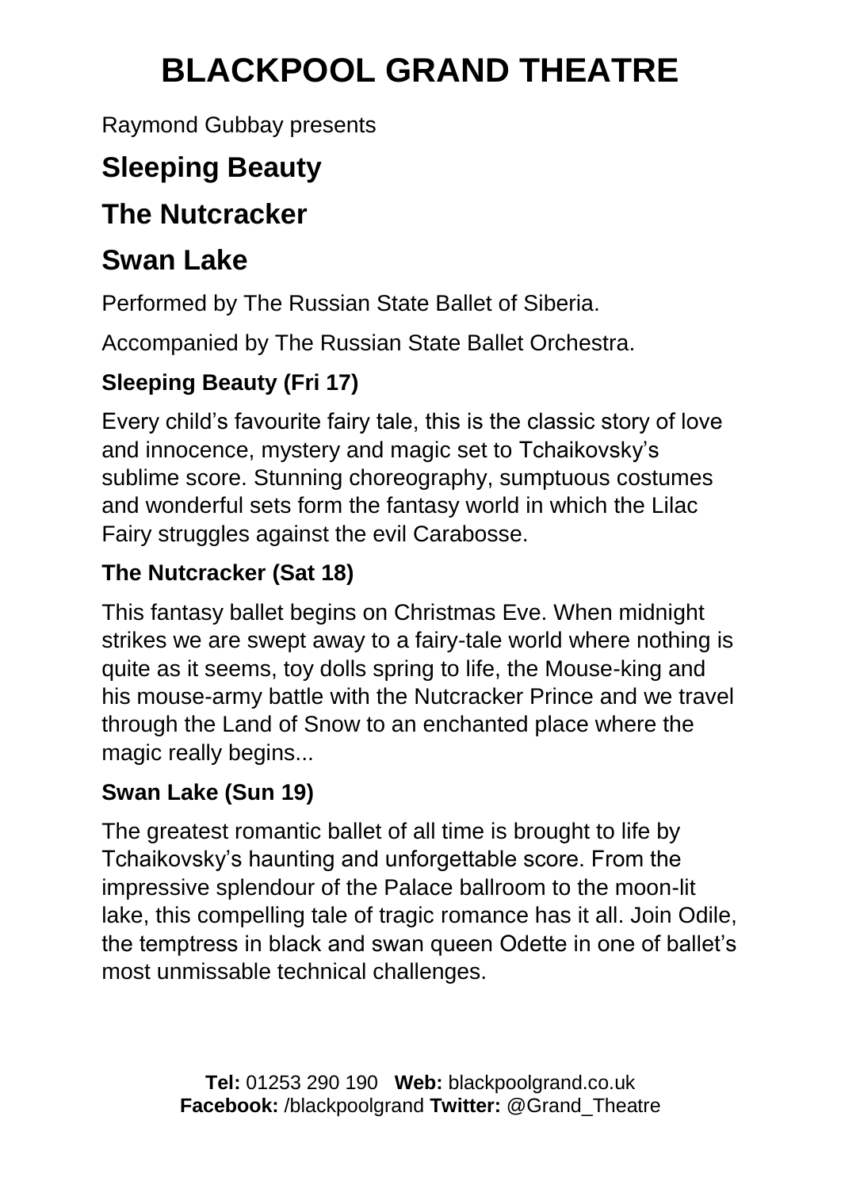# BLACKPOOL GRAND THEATRE

Raymond Gubbay presents

## Sleeping Beauty

## The Nutcracker

## Swan Lake

Performed by The Russian State Ballet of Siberia.

Accompanied by The Russian State Ballet Orchestra.

### Sleeping Beauty (Fri 17)

Every child's favourite fairy tale, this is the classic story of love and innocence, mystery and magic set to Tchaikovsky's sublime score. Stunning choreography, sumptuous costumes and wonderful sets form the fantasy world in which the Lilac Fairy struggles against the evil Carabosse.

### The Nutcracker (Sat 18)

This fantasy ballet begins on Christmas Eve. When midnight strikes we are swept away to a fairy-tale world where nothing is quite as it seems, toy dolls spring to life, the Mouse-king and his mouse-army battle with the Nutcracker Prince and we travel through the Land of Snow to an enchanted place where the magic really begins...

### Swan Lake (Sun 19)

The greatest romantic ballet of all time is brought to life by Tchaikovsky's haunting and unforgettable score. From the impressive splendour of the Palace ballroom to the moon-lit lake, this compelling tale of tragic romance has it all. Join Odile, the temptress in black and swan queen Odette in one of ballet's most unmissable technical challenges.

**Tel:** 01253 290 190 **Web:** blackpoolgrand.co.uk
**Facebook:** /blackpoolgrand **Twitter:** @Grand_Theatre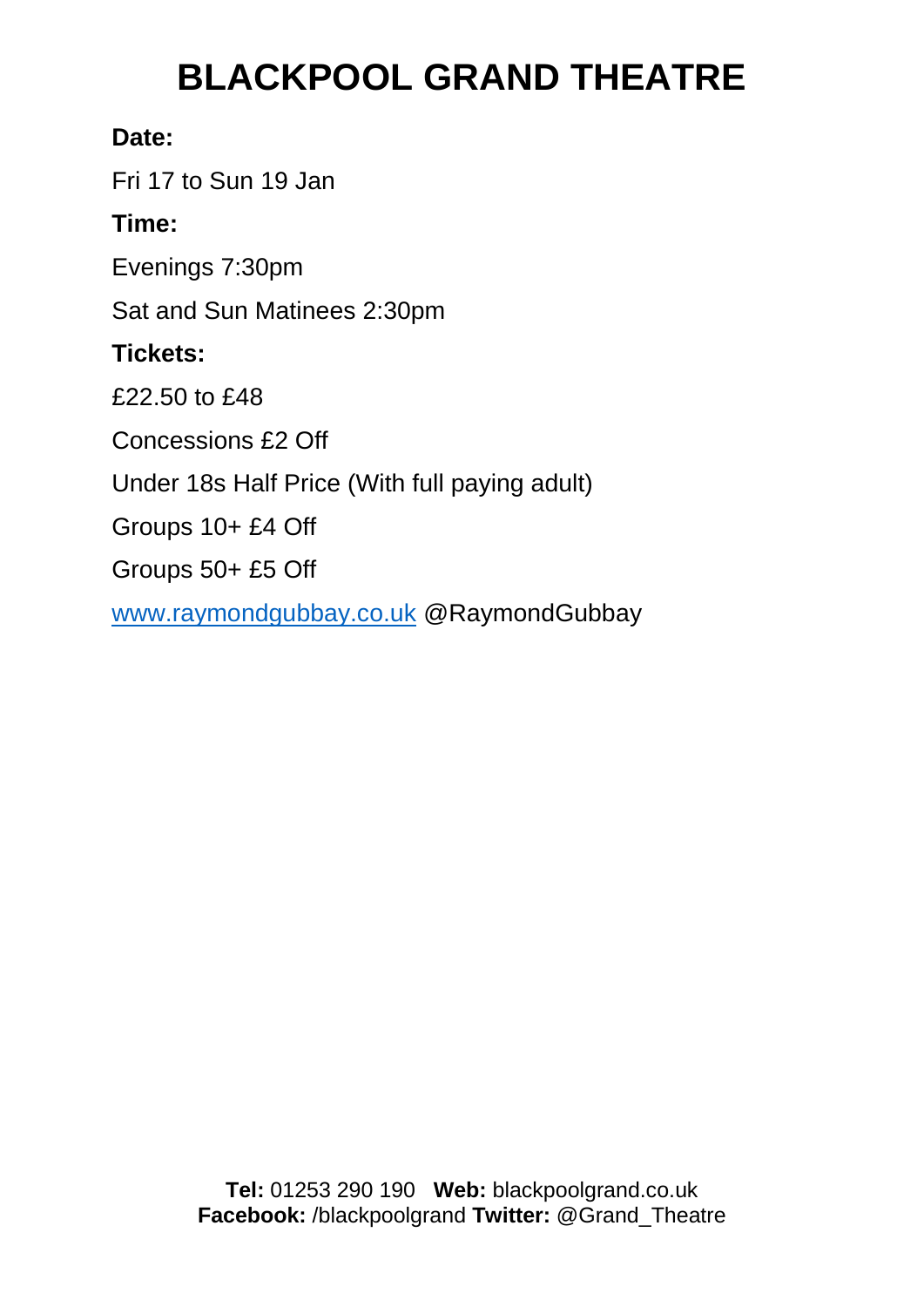# BLACKPOOL GRAND THEATRE

**Date:**

Fri 17 to Sun 19 Jan

**Time:**

Evenings 7:30pm

Sat and Sun Matinees 2:30pm

**Tickets:**

£22.50 to £48

Concessions £2 Off

Under 18s Half Price (With full paying adult)

Groups 10+ £4 Off

Groups 50+ £5 Off

[www.raymondgubbay.co.uk](http://www.raymondgubbay.co.uk) @RaymondGubbay

**Tel:** 01253 290 190 **Web:** blackpoolgrand.co.uk
**Facebook:** /blackpoolgrand **Twitter:** @Grand_Theatre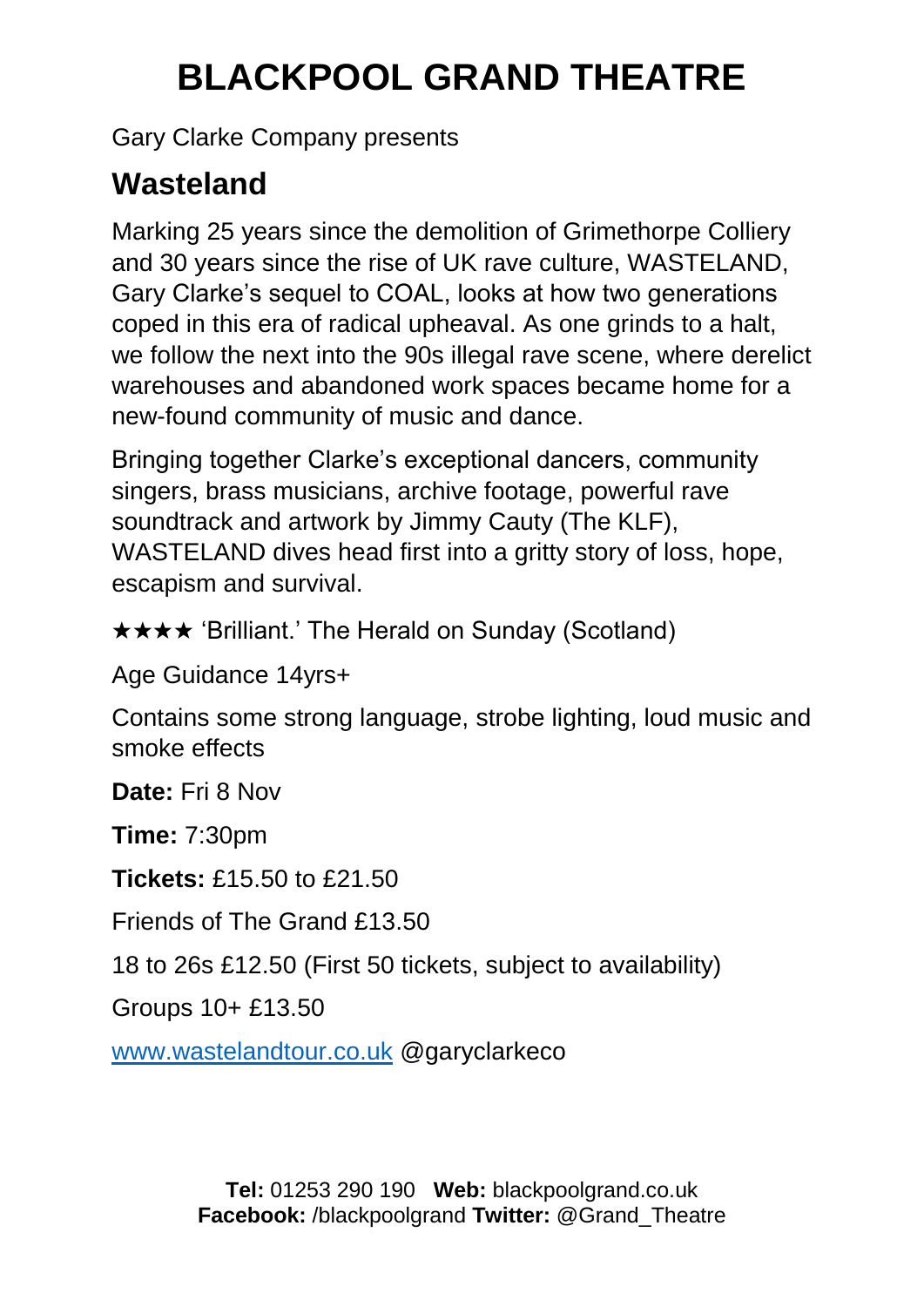# BLACKPOOL GRAND THEATRE

Gary Clarke Company presents

## Wasteland

Marking 25 years since the demolition of Grimethorpe Colliery and 30 years since the rise of UK rave culture, WASTELAND, Gary Clarke's sequel to COAL, looks at how two generations coped in this era of radical upheaval. As one grinds to a halt, we follow the next into the 90s illegal rave scene, where derelict warehouses and abandoned work spaces became home for a new-found community of music and dance.

Bringing together Clarke's exceptional dancers, community singers, brass musicians, archive footage, powerful rave soundtrack and artwork by Jimmy Cauty (The KLF), WASTELAND dives head first into a gritty story of loss, hope, escapism and survival.

★★★★ 'Brilliant.' The Herald on Sunday (Scotland)

Age Guidance 14yrs+

Contains some strong language, strobe lighting, loud music and smoke effects

**Date:** Fri 8 Nov

**Time:** 7:30pm

**Tickets:** £15.50 to £21.50

Friends of The Grand £13.50

18 to 26s £12.50 (First 50 tickets, subject to availability)

Groups 10+ £13.50

[www.wastelandtour.co.uk](http://www.wastelandtour.co.uk) @garyclarkeco

**Tel:** 01253 290 190 **Web:** blackpoolgrand.co.uk
**Facebook:** /blackpoolgrand **Twitter:** @Grand_Theatre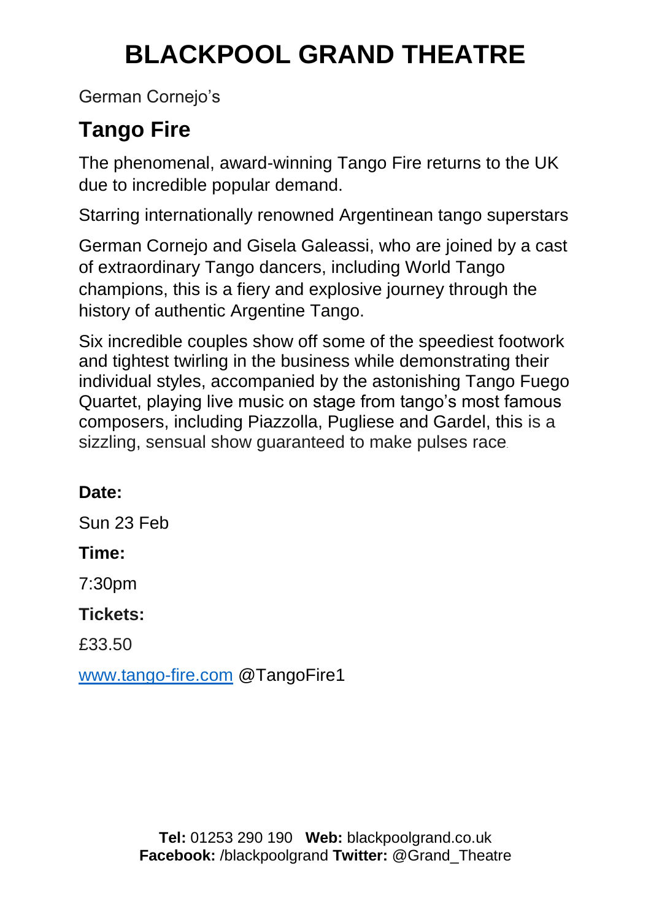# BLACKPOOL GRAND THEATRE

German Cornejo's

## Tango Fire

The phenomenal, award-winning Tango Fire returns to the UK due to incredible popular demand.

Starring internationally renowned Argentinean tango superstars

German Cornejo and Gisela Galeassi, who are joined by a cast of extraordinary Tango dancers, including World Tango champions, this is a fiery and explosive journey through the history of authentic Argentine Tango.

Six incredible couples show off some of the speediest footwork and tightest twirling in the business while demonstrating their individual styles, accompanied by the astonishing Tango Fuego Quartet, playing live music on stage from tango's most famous composers, including Piazzolla, Pugliese and Gardel, this is a sizzling, sensual show guaranteed to make pulses race.

**Date:**

Sun 23 Feb

**Time:**

7:30pm

**Tickets:**

£33.50

[www.tango-fire.com](http://www.tango-fire.com) @TangoFire1

**Tel:** 01253 290 190 **Web:** blackpoolgrand.co.uk
**Facebook:** /blackpoolgrand **Twitter:** @Grand_Theatre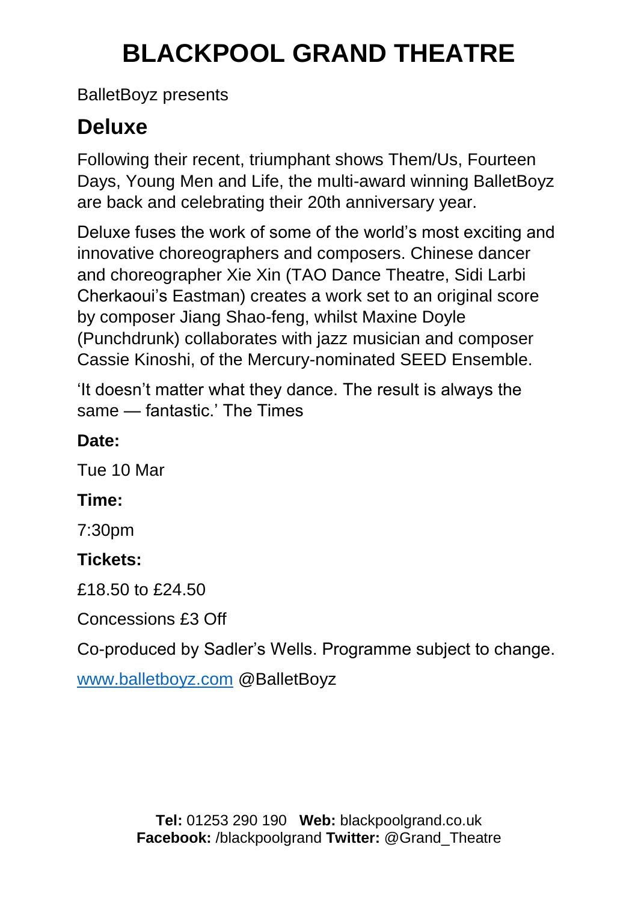# BLACKPOOL GRAND THEATRE

BalletBoyz presents

## Deluxe

Following their recent, triumphant shows Them/Us, Fourteen Days, Young Men and Life, the multi-award winning BalletBoyz are back and celebrating their 20th anniversary year.

Deluxe fuses the work of some of the world's most exciting and innovative choreographers and composers. Chinese dancer and choreographer Xie Xin (TAO Dance Theatre, Sidi Larbi Cherkaoui's Eastman) creates a work set to an original score by composer Jiang Shao-feng, whilst Maxine Doyle (Punchdrunk) collaborates with jazz musician and composer Cassie Kinoshi, of the Mercury-nominated SEED Ensemble.

'It doesn't matter what they dance. The result is always the same — fantastic.' The Times

**Date:**

Tue 10 Mar

**Time:**

7:30pm

**Tickets:**

£18.50 to £24.50

Concessions £3 Off

Co-produced by Sadler's Wells. Programme subject to change.

[www.balletboyz.com](http://www.balletboyz.com) @BalletBoyz

**Tel:** 01253 290 190 **Web:** blackpoolgrand.co.uk
**Facebook:** /blackpoolgrand **Twitter:** @Grand_Theatre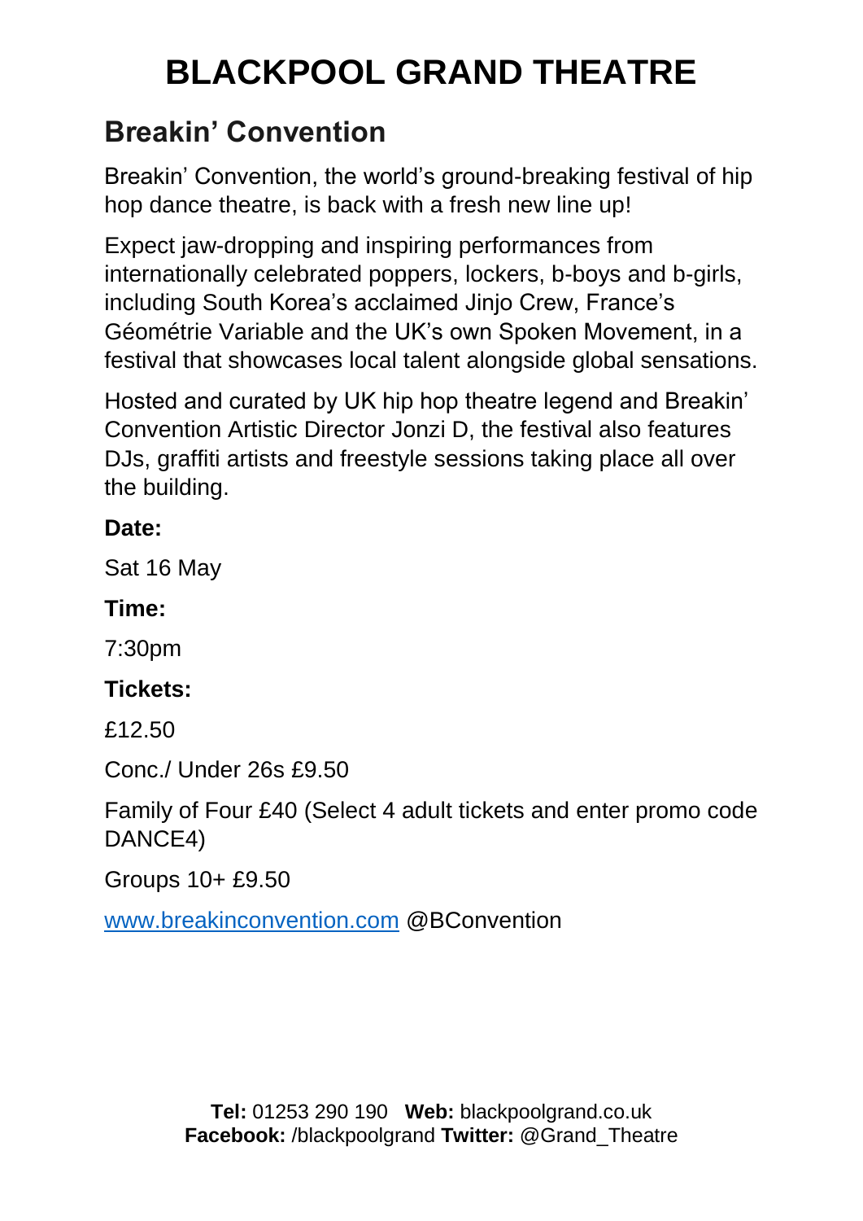# BLACKPOOL GRAND THEATRE

## Breakin' Convention

Breakin' Convention, the world's ground-breaking festival of hip hop dance theatre, is back with a fresh new line up!

Expect jaw-dropping and inspiring performances from internationally celebrated poppers, lockers, b-boys and b-girls, including South Korea's acclaimed Jinjo Crew, France's Géométrie Variable and the UK's own Spoken Movement, in a festival that showcases local talent alongside global sensations.

Hosted and curated by UK hip hop theatre legend and Breakin' Convention Artistic Director Jonzi D, the festival also features DJs, graffiti artists and freestyle sessions taking place all over the building.

**Date:**

Sat 16 May

**Time:**

7:30pm

**Tickets:**

£12.50

Conc./ Under 26s £9.50

Family of Four £40 (Select 4 adult tickets and enter promo code DANCE4)

Groups 10+ £9.50

www.breakinconvention.com @BConvention

**Tel:** 01253 290 190 **Web:** blackpoolgrand.co.uk
**Facebook:** /blackpoolgrand **Twitter:** @Grand_Theatre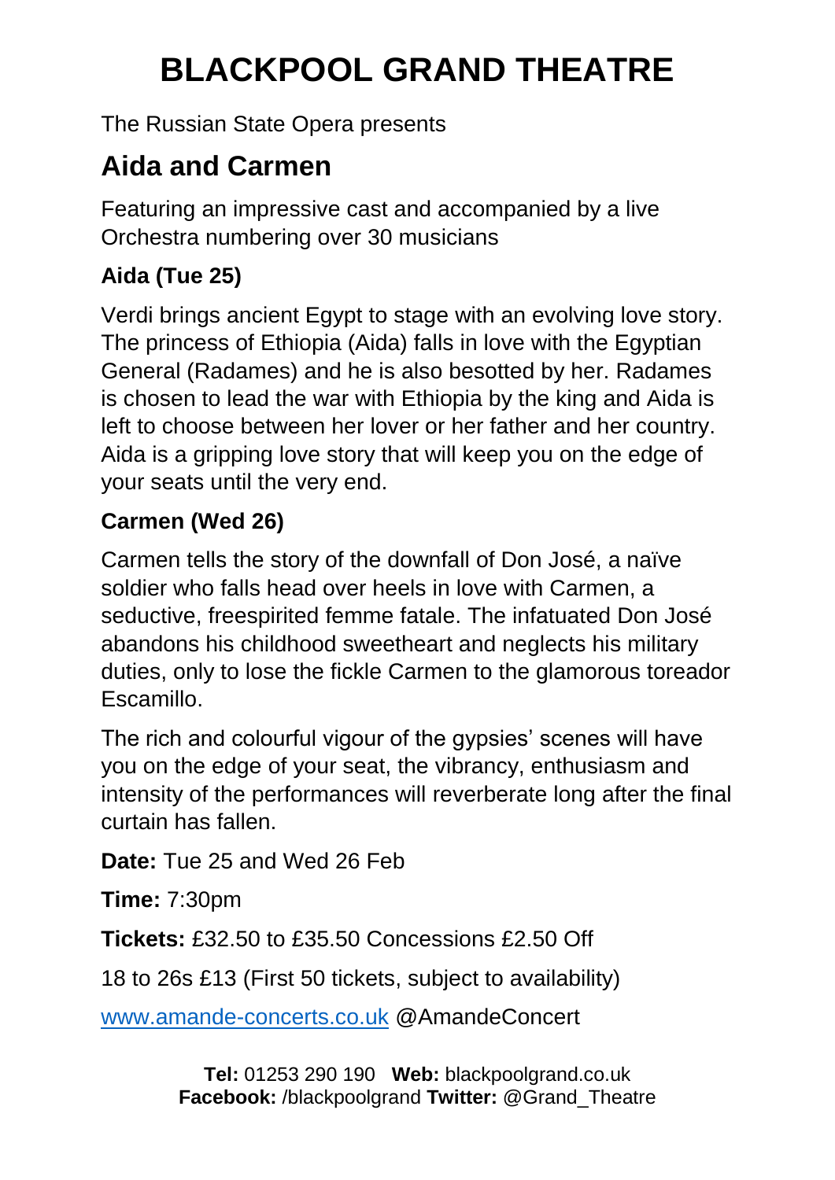# BLACKPOOL GRAND THEATRE

The Russian State Opera presents

## Aida and Carmen

Featuring an impressive cast and accompanied by a live Orchestra numbering over 30 musicians

### Aida (Tue 25)

Verdi brings ancient Egypt to stage with an evolving love story. The princess of Ethiopia (Aida) falls in love with the Egyptian General (Radames) and he is also besotted by her. Radames is chosen to lead the war with Ethiopia by the king and Aida is left to choose between her lover or her father and her country. Aida is a gripping love story that will keep you on the edge of your seats until the very end.

### Carmen (Wed 26)

Carmen tells the story of the downfall of Don José, a naïve soldier who falls head over heels in love with Carmen, a seductive, freespirited femme fatale. The infatuated Don José abandons his childhood sweetheart and neglects his military duties, only to lose the fickle Carmen to the glamorous toreador Escamillo.

The rich and colourful vigour of the gypsies' scenes will have you on the edge of your seat, the vibrancy, enthusiasm and intensity of the performances will reverberate long after the final curtain has fallen.

**Date:** Tue 25 and Wed 26 Feb

**Time:** 7:30pm

**Tickets:** £32.50 to £35.50 Concessions £2.50 Off

18 to 26s £13 (First 50 tickets, subject to availability)

[www.amande-concerts.co.uk](www.amande-concerts.co.uk) @AmandeConcert

**Tel:** 01253 290 190 **Web:** blackpoolgrand.co.uk
**Facebook:** /blackpoolgrand **Twitter:** @Grand_Theatre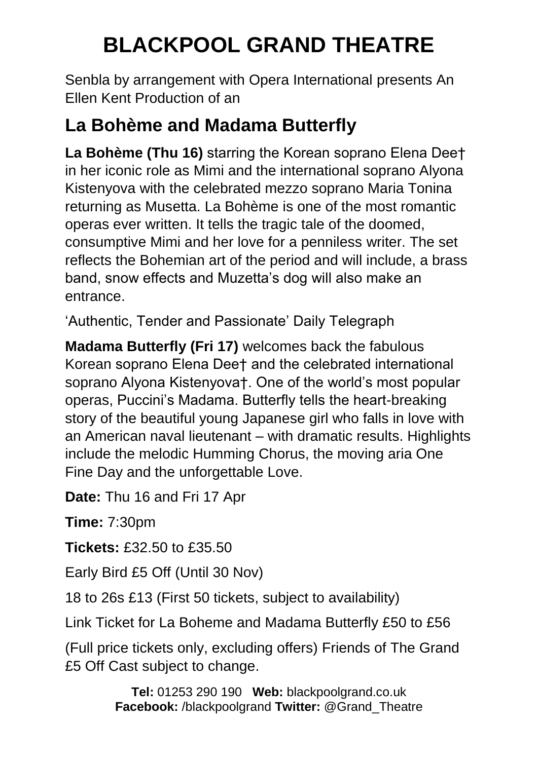# BLACKPOOL GRAND THEATRE

Senbla by arrangement with Opera International presents An Ellen Kent Production of an

## La Bohème and Madama Butterfly

**La Bohème (Thu 16)** starring the Korean soprano Elena Dee† in her iconic role as Mimi and the international soprano Alyona Kistenyova with the celebrated mezzo soprano Maria Tonina returning as Musetta. La Bohème is one of the most romantic operas ever written. It tells the tragic tale of the doomed, consumptive Mimi and her love for a penniless writer. The set reflects the Bohemian art of the period and will include, a brass band, snow effects and Muzetta's dog will also make an entrance.

'Authentic, Tender and Passionate' Daily Telegraph

**Madama Butterfly (Fri 17)** welcomes back the fabulous Korean soprano Elena Dee† and the celebrated international soprano Alyona Kistenyova†. One of the world's most popular operas, Puccini's Madama. Butterfly tells the heart-breaking story of the beautiful young Japanese girl who falls in love with an American naval lieutenant – with dramatic results. Highlights include the melodic Humming Chorus, the moving aria One Fine Day and the unforgettable Love.

**Date:** Thu 16 and Fri 17 Apr

**Time:** 7:30pm

**Tickets:** £32.50 to £35.50

Early Bird £5 Off (Until 30 Nov)

18 to 26s £13 (First 50 tickets, subject to availability)

Link Ticket for La Boheme and Madama Butterfly £50 to £56

(Full price tickets only, excluding offers) Friends of The Grand £5 Off Cast subject to change.

**Tel:** 01253 290 190 **Web:** blackpoolgrand.co.uk
**Facebook:** /blackpoolgrand **Twitter:** @Grand_Theatre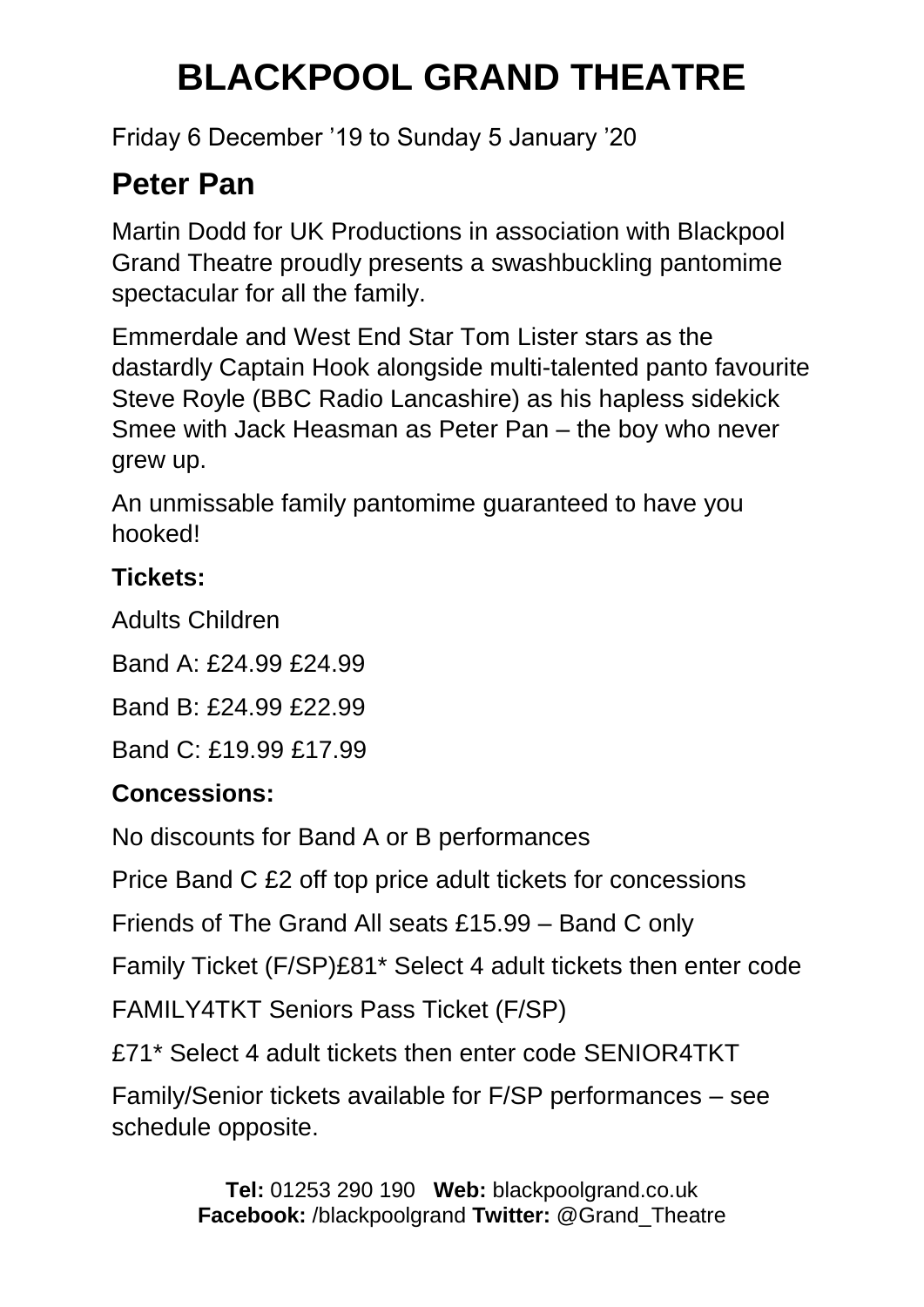# BLACKPOOL GRAND THEATRE

Friday 6 December ’19 to Sunday 5 January ’20

## Peter Pan

Martin Dodd for UK Productions in association with Blackpool Grand Theatre proudly presents a swashbuckling pantomime spectacular for all the family.

Emmerdale and West End Star Tom Lister stars as the dastardly Captain Hook alongside multi-talented panto favourite Steve Royle (BBC Radio Lancashire) as his hapless sidekick Smee with Jack Heasman as Peter Pan – the boy who never grew up.

An unmissable family pantomime guaranteed to have you hooked!

**Tickets:**

Adults Children

Band A: £24.99 £24.99

Band B: £24.99 £22.99

Band C: £19.99 £17.99

**Concessions:**

No discounts for Band A or B performances

Price Band C £2 off top price adult tickets for concessions

Friends of The Grand All seats £15.99 – Band C only

Family Ticket (F/SP)£81* Select 4 adult tickets then enter code

FAMILY4TKT Seniors Pass Ticket (F/SP)

£71* Select 4 adult tickets then enter code SENIOR4TKT

Family/Senior tickets available for F/SP performances – see schedule opposite.

**Tel:** 01253 290 190 **Web:** blackpoolgrand.co.uk
**Facebook:** /blackpoolgrand **Twitter:** @Grand_Theatre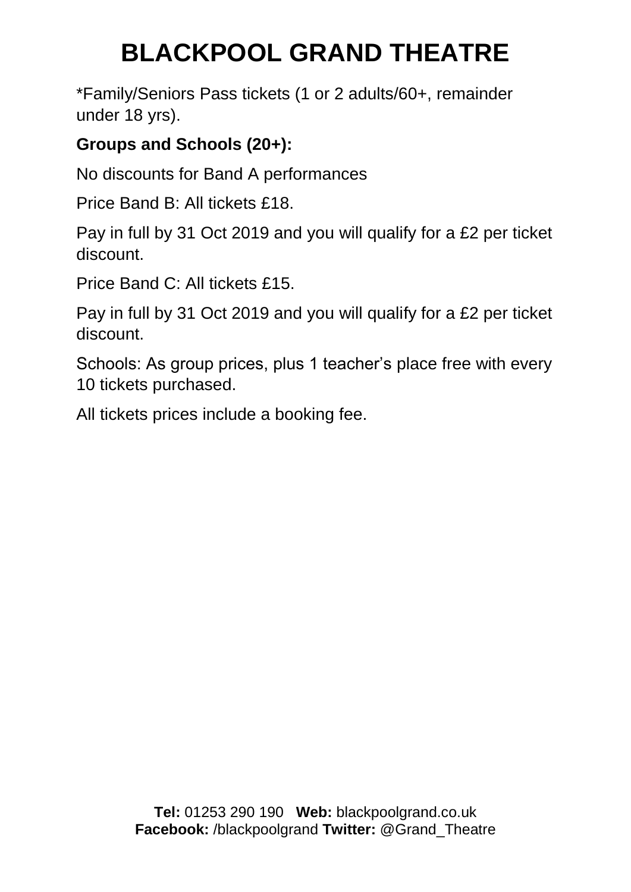# BLACKPOOL GRAND THEATRE

*Family/Seniors Pass tickets (1 or 2 adults/60+, remainder under 18 yrs).

**Groups and Schools (20+):**

No discounts for Band A performances

Price Band B: All tickets £18.

Pay in full by 31 Oct 2019 and you will qualify for a £2 per ticket discount.

Price Band C: All tickets £15.

Pay in full by 31 Oct 2019 and you will qualify for a £2 per ticket discount.

Schools: As group prices, plus 1 teacher's place free with every 10 tickets purchased.

All tickets prices include a booking fee.

**Tel:** 01253 290 190 **Web:** blackpoolgrand.co.uk
**Facebook:** /blackpoolgrand **Twitter:** @Grand_Theatre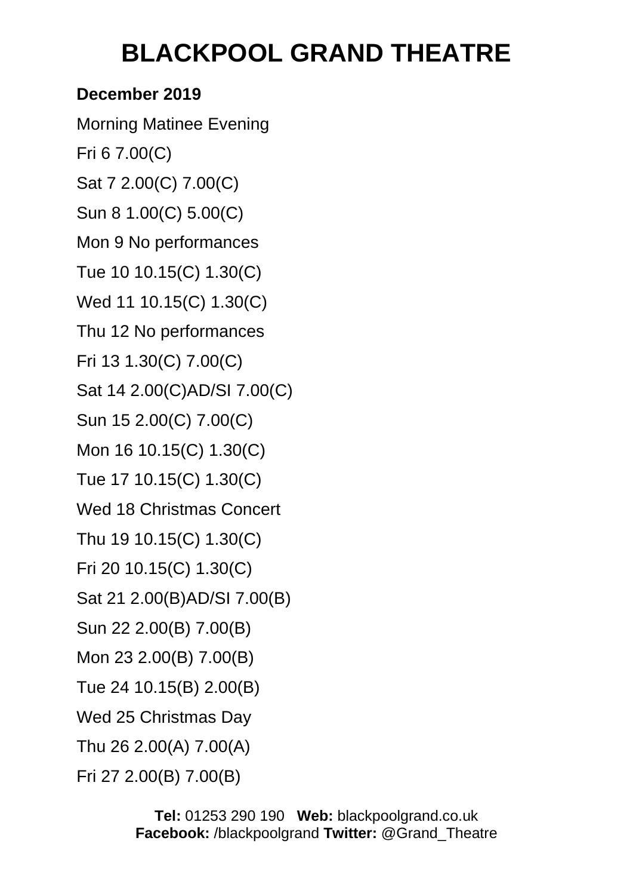# BLACKPOOL GRAND THEATRE

**December 2019**

Morning Matinee Evening

Fri 6 7.00(C)

Sat 7 2.00(C) 7.00(C)

Sun 8 1.00(C) 5.00(C)

Mon 9 No performances

Tue 10 10.15(C) 1.30(C)

Wed 11 10.15(C) 1.30(C)

Thu 12 No performances

Fri 13 1.30(C) 7.00(C)

Sat 14 2.00(C)AD/SI 7.00(C)

Sun 15 2.00(C) 7.00(C)

Mon 16 10.15(C) 1.30(C)

Tue 17 10.15(C) 1.30(C)

Wed 18 Christmas Concert

Thu 19 10.15(C) 1.30(C)

Fri 20 10.15(C) 1.30(C)

Sat 21 2.00(B)AD/SI 7.00(B)

Sun 22 2.00(B) 7.00(B)

Mon 23 2.00(B) 7.00(B)

Tue 24 10.15(B) 2.00(B)

Wed 25 Christmas Day

Thu 26 2.00(A) 7.00(A)

Fri 27 2.00(B) 7.00(B)

**Tel:** 01253 290 190 **Web:** blackpoolgrand.co.uk
**Facebook:** /blackpoolgrand **Twitter:** @Grand_Theatre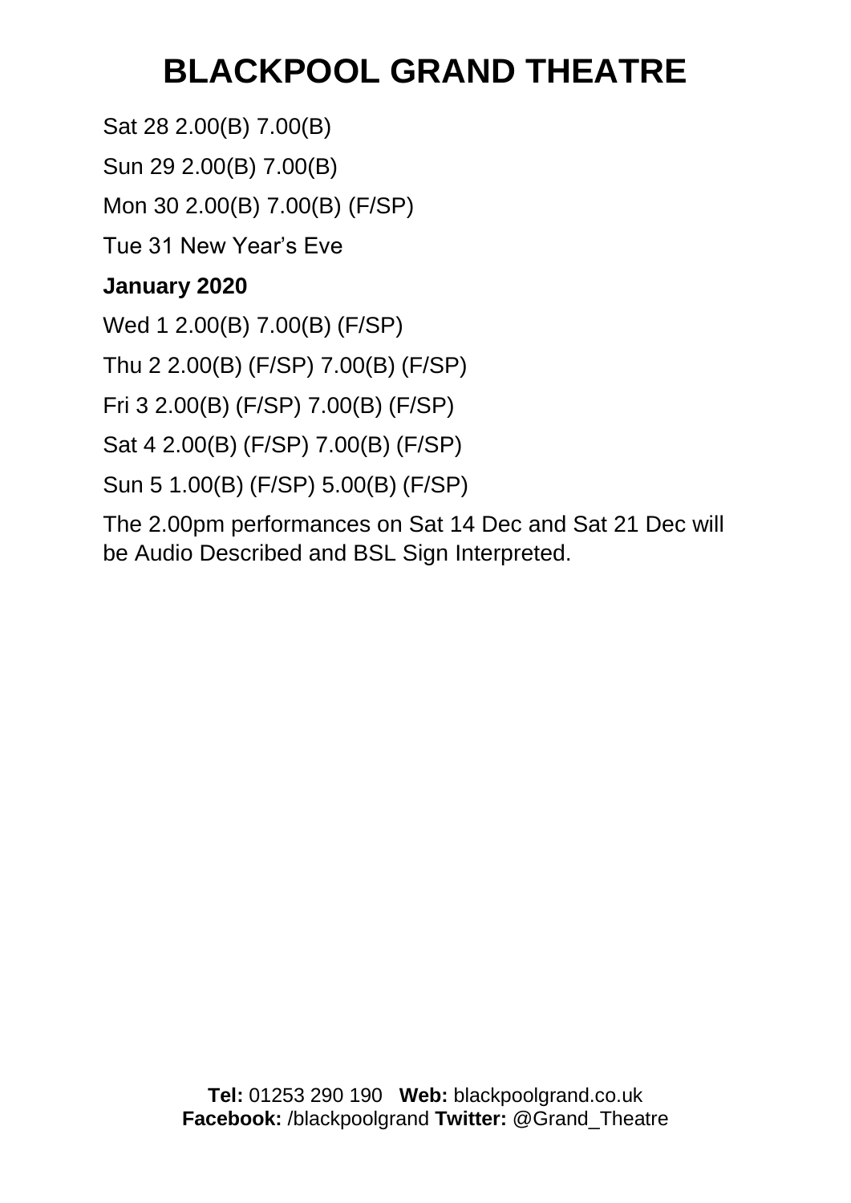# BLACKPOOL GRAND THEATRE

Sat 28 2.00(B) 7.00(B)

Sun 29 2.00(B) 7.00(B)

Mon 30 2.00(B) 7.00(B) (F/SP)

Tue 31 New Year's Eve

**January 2020**

Wed 1 2.00(B) 7.00(B) (F/SP)

Thu 2 2.00(B) (F/SP) 7.00(B) (F/SP)

Fri 3 2.00(B) (F/SP) 7.00(B) (F/SP)

Sat 4 2.00(B) (F/SP) 7.00(B) (F/SP)

Sun 5 1.00(B) (F/SP) 5.00(B) (F/SP)

The 2.00pm performances on Sat 14 Dec and Sat 21 Dec will be Audio Described and BSL Sign Interpreted.

**Tel:** 01253 290 190 **Web:** blackpoolgrand.co.uk
**Facebook:** /blackpoolgrand **Twitter:** @Grand_Theatre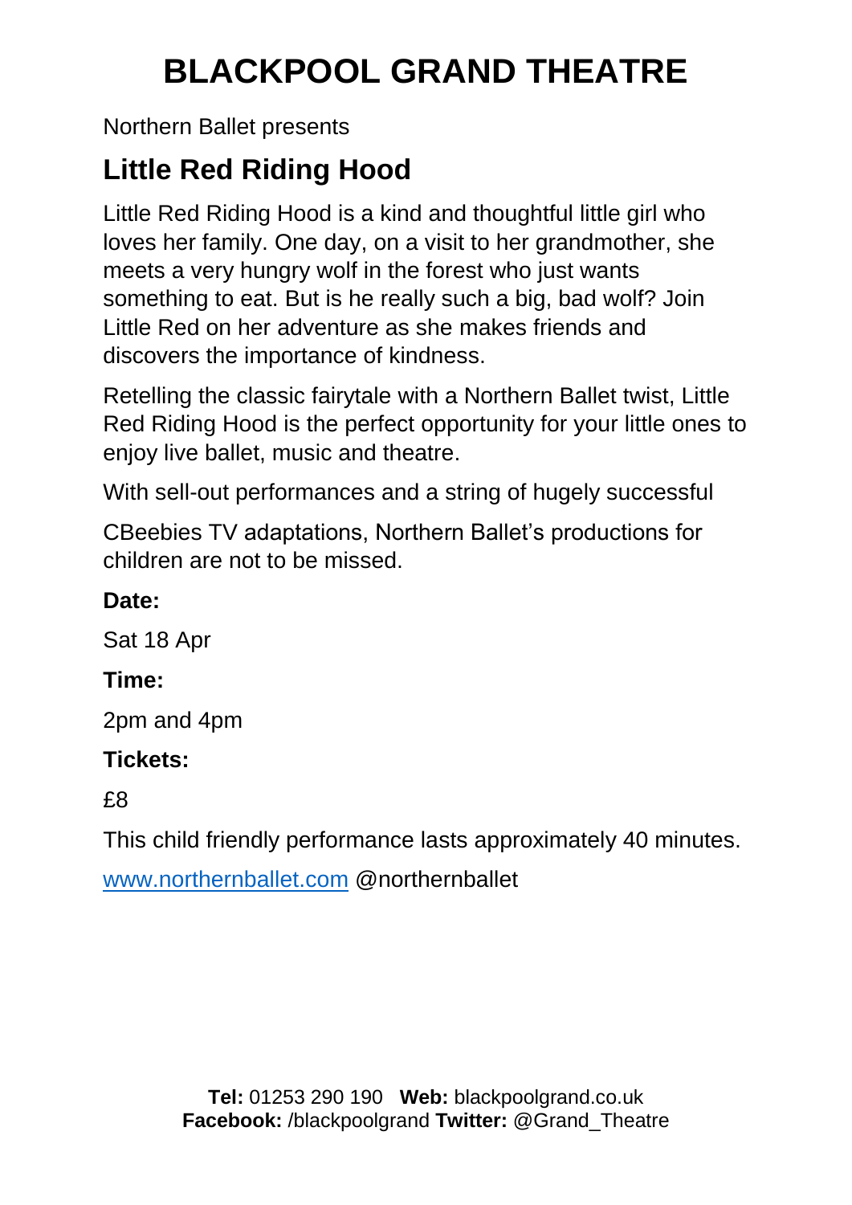# BLACKPOOL GRAND THEATRE

Northern Ballet presents

## Little Red Riding Hood

Little Red Riding Hood is a kind and thoughtful little girl who loves her family. One day, on a visit to her grandmother, she meets a very hungry wolf in the forest who just wants something to eat. But is he really such a big, bad wolf? Join Little Red on her adventure as she makes friends and discovers the importance of kindness.

Retelling the classic fairytale with a Northern Ballet twist, Little Red Riding Hood is the perfect opportunity for your little ones to enjoy live ballet, music and theatre.

With sell-out performances and a string of hugely successful

CBeebies TV adaptations, Northern Ballet's productions for children are not to be missed.

**Date:**

Sat 18 Apr

**Time:**

2pm and 4pm

**Tickets:**

£8

This child friendly performance lasts approximately 40 minutes.

www.northernballet.com @northernballet

**Tel:** 01253 290 190 **Web:** blackpoolgrand.co.uk
**Facebook:** /blackpoolgrand **Twitter:** @Grand_Theatre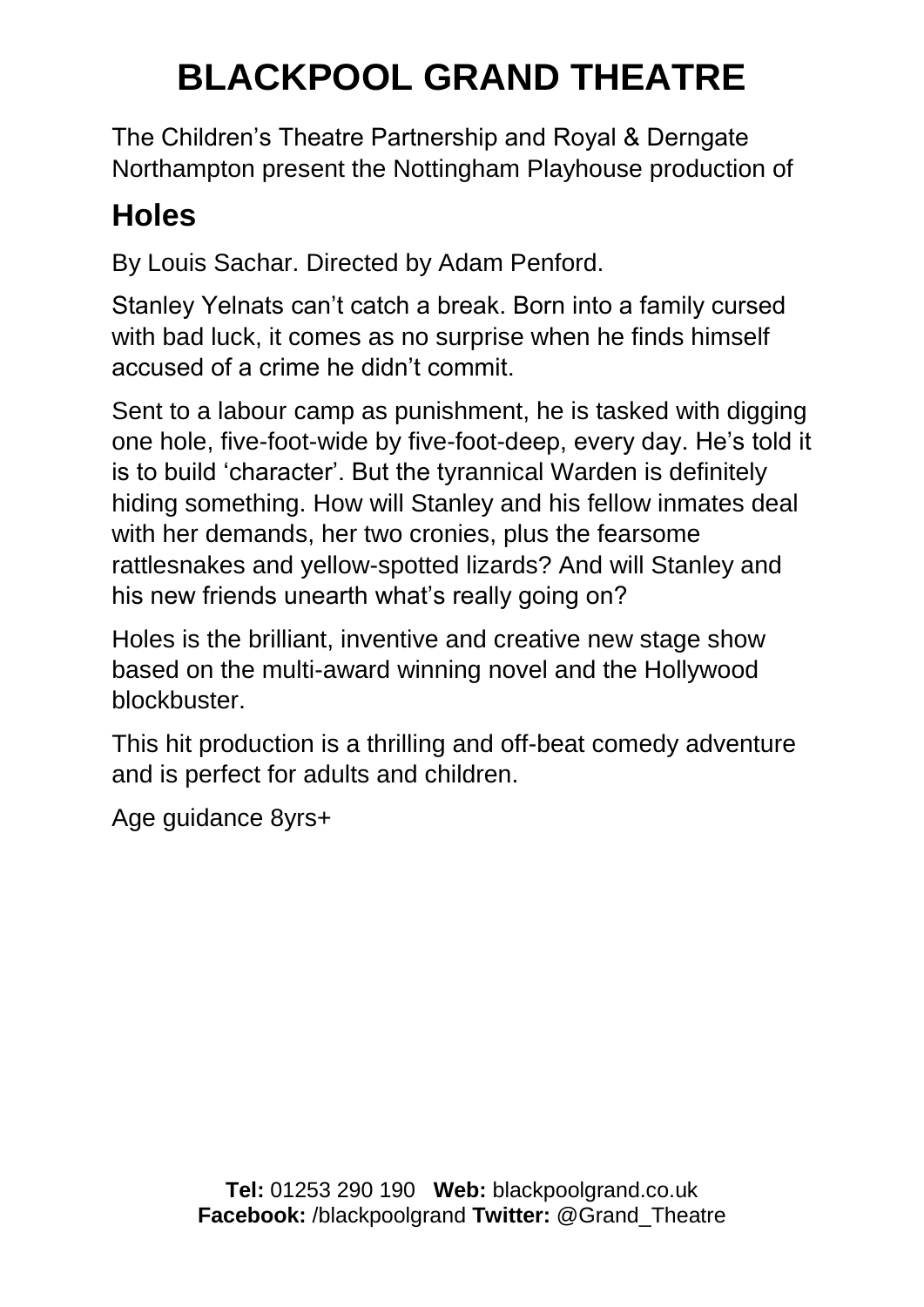# BLACKPOOL GRAND THEATRE

The Children's Theatre Partnership and Royal & Derngate Northampton present the Nottingham Playhouse production of

## Holes

By Louis Sachar. Directed by Adam Penford.

Stanley Yelnats can't catch a break. Born into a family cursed with bad luck, it comes as no surprise when he finds himself accused of a crime he didn't commit.

Sent to a labour camp as punishment, he is tasked with digging one hole, five-foot-wide by five-foot-deep, every day. He's told it is to build 'character'. But the tyrannical Warden is definitely hiding something. How will Stanley and his fellow inmates deal with her demands, her two cronies, plus the fearsome rattlesnakes and yellow-spotted lizards? And will Stanley and his new friends unearth what's really going on?

Holes is the brilliant, inventive and creative new stage show based on the multi-award winning novel and the Hollywood blockbuster.

This hit production is a thrilling and off-beat comedy adventure and is perfect for adults and children.

Age guidance 8yrs+

**Tel:** 01253 290 190 **Web:** blackpoolgrand.co.uk
**Facebook:** /blackpoolgrand **Twitter:** @Grand_Theatre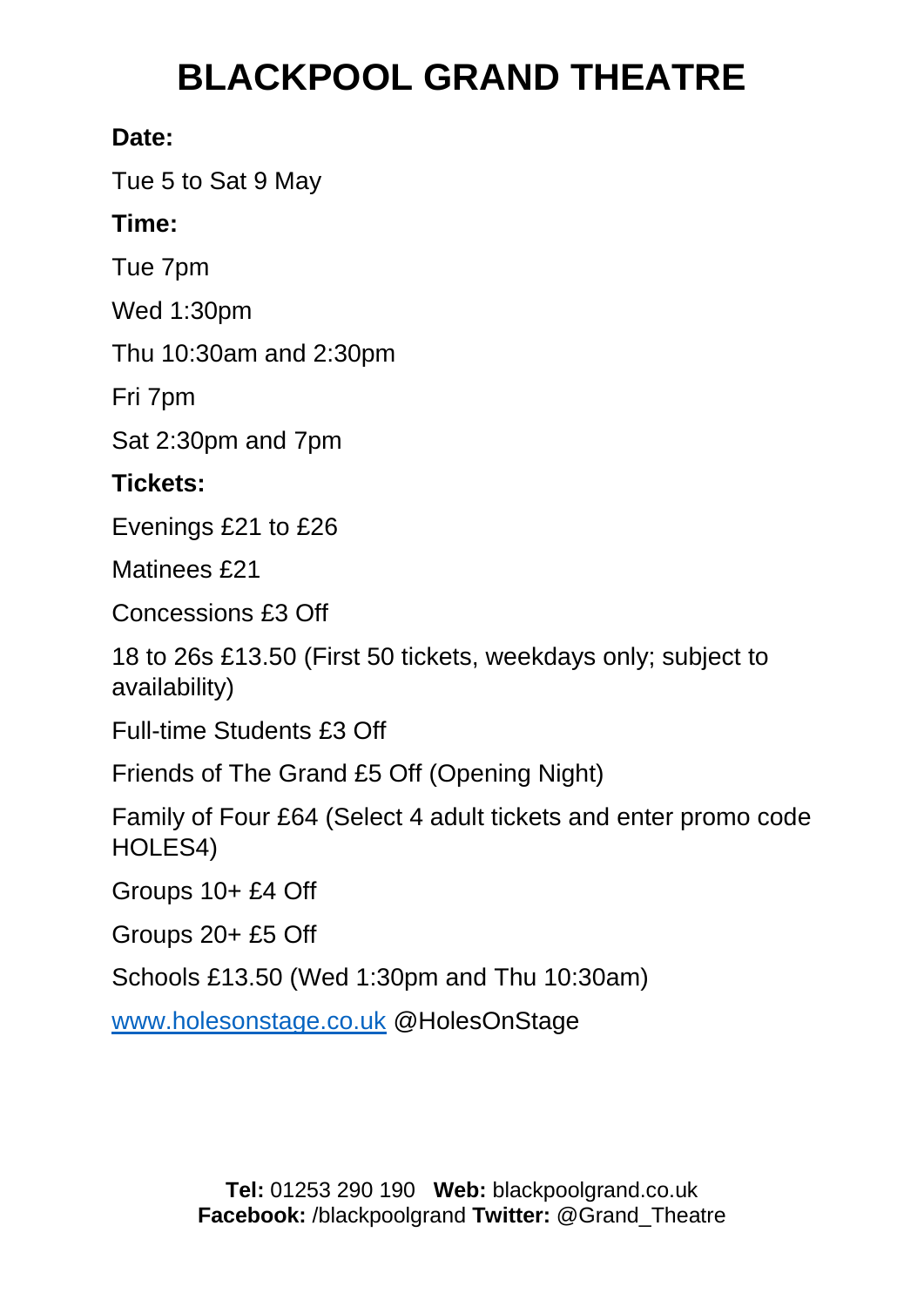# BLACKPOOL GRAND THEATRE

**Date:**

Tue 5 to Sat 9 May

**Time:**

Tue 7pm

Wed 1:30pm

Thu 10:30am and 2:30pm

Fri 7pm

Sat 2:30pm and 7pm

**Tickets:**

Evenings £21 to £26

Matinees £21

Concessions £3 Off

18 to 26s £13.50 (First 50 tickets, weekdays only; subject to availability)

Full-time Students £3 Off

Friends of The Grand £5 Off (Opening Night)

Family of Four £64 (Select 4 adult tickets and enter promo code HOLES4)

Groups 10+ £4 Off

Groups 20+ £5 Off

Schools £13.50 (Wed 1:30pm and Thu 10:30am)

[www.holesonstage.co.uk](http://www.holesonstage.co.uk) @HolesOnStage

**Tel:** 01253 290 190 **Web:** blackpoolgrand.co.uk
**Facebook:** /blackpoolgrand **Twitter:** @Grand_Theatre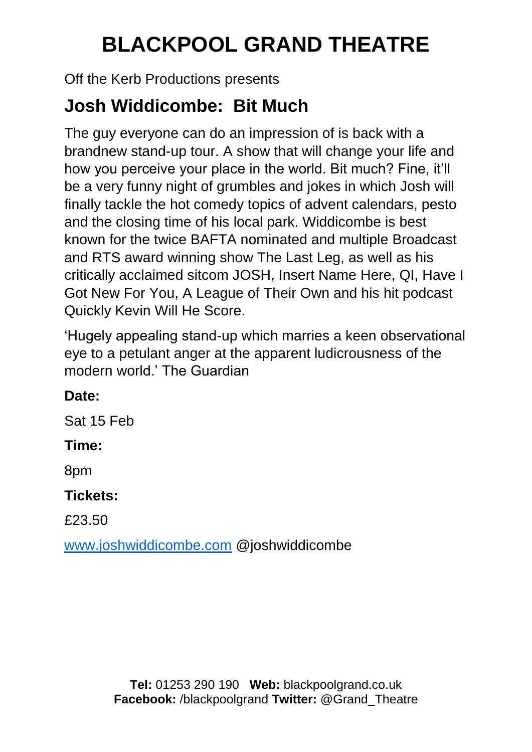# BLACKPOOL GRAND THEATRE

Off the Kerb Productions presents

## Josh Widdicombe:  Bit Much

The guy everyone can do an impression of is back with a brandnew stand-up tour. A show that will change your life and how you perceive your place in the world. Bit much? Fine, it'll be a very funny night of grumbles and jokes in which Josh will finally tackle the hot comedy topics of advent calendars, pesto and the closing time of his local park. Widdicombe is best known for the twice BAFTA nominated and multiple Broadcast and RTS award winning show The Last Leg, as well as his critically acclaimed sitcom JOSH, Insert Name Here, QI, Have I Got New For You, A League of Their Own and his hit podcast Quickly Kevin Will He Score.

'Hugely appealing stand-up which marries a keen observational eye to a petulant anger at the apparent ludicrousness of the modern world.' The Guardian

**Date:**

Sat 15 Feb

**Time:**

8pm

**Tickets:**

£23.50

[www.joshwiddicombe.com](http://www.joshwiddicombe.com) @joshwiddicombe

**Tel:** 01253 290 190 **Web:** blackpoolgrand.co.uk
**Facebook:** /blackpoolgrand **Twitter:** @Grand_Theatre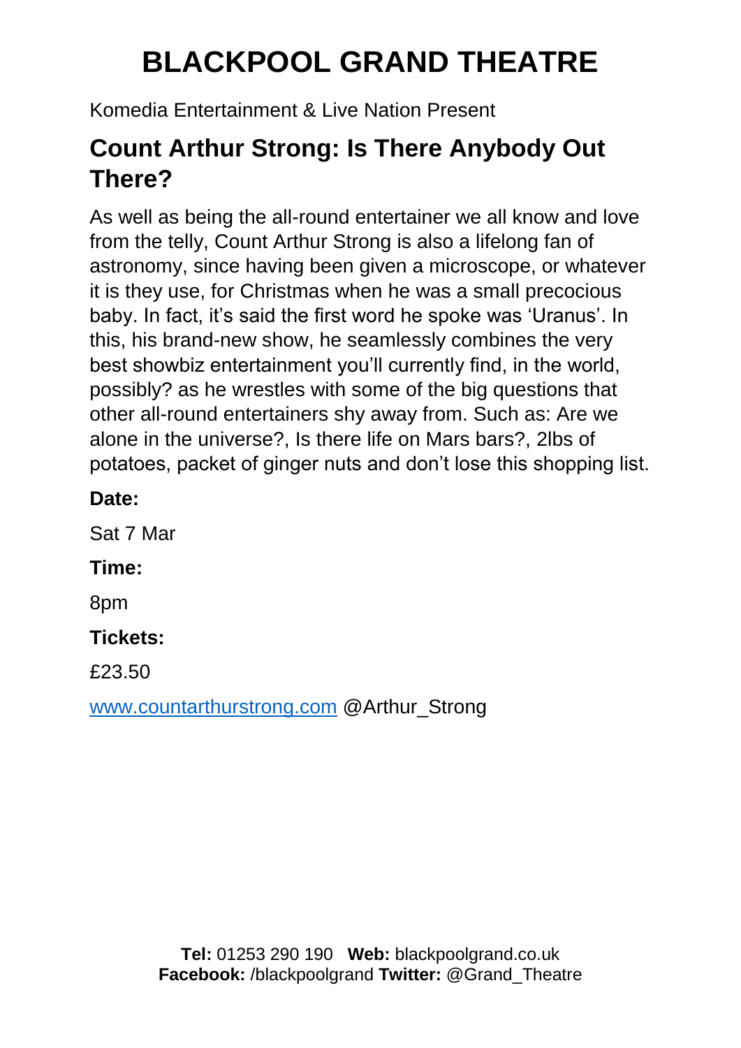# BLACKPOOL GRAND THEATRE

Komedia Entertainment & Live Nation Present

## Count Arthur Strong: Is There Anybody Out There?

As well as being the all-round entertainer we all know and love from the telly, Count Arthur Strong is also a lifelong fan of astronomy, since having been given a microscope, or whatever it is they use, for Christmas when he was a small precocious baby. In fact, it's said the first word he spoke was 'Uranus'. In this, his brand-new show, he seamlessly combines the very best showbiz entertainment you'll currently find, in the world, possibly? as he wrestles with some of the big questions that other all-round entertainers shy away from. Such as: Are we alone in the universe?, Is there life on Mars bars?, 2lbs of potatoes, packet of ginger nuts and don't lose this shopping list.

**Date:**

Sat 7 Mar

**Time:**

8pm

**Tickets:**

£23.50

www.countarthurstrong.com @Arthur_Strong

**Tel:** 01253 290 190 **Web:** blackpoolgrand.co.uk
**Facebook:** /blackpoolgrand **Twitter:** @Grand_Theatre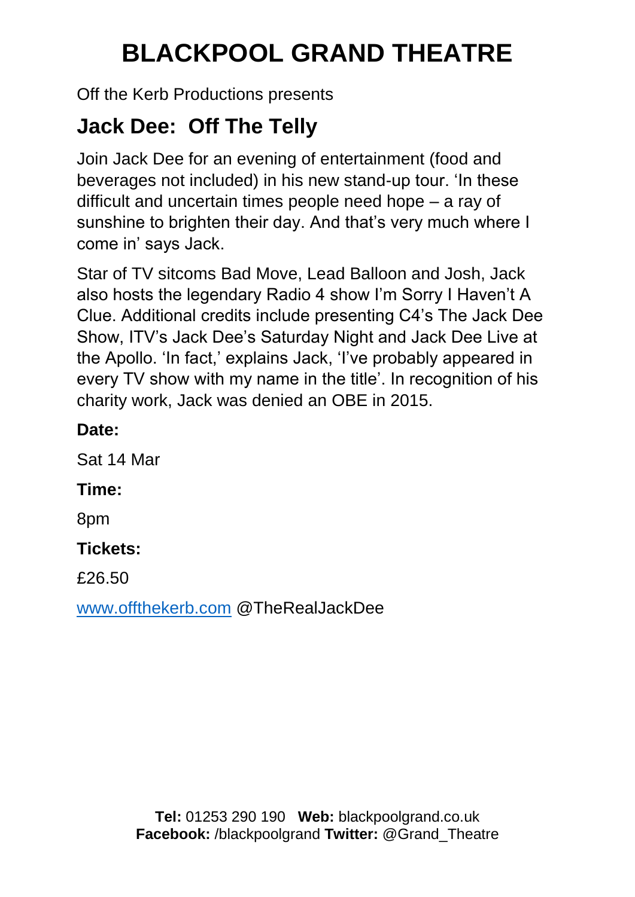# BLACKPOOL GRAND THEATRE

Off the Kerb Productions presents

## Jack Dee: Off The Telly

Join Jack Dee for an evening of entertainment (food and beverages not included) in his new stand-up tour. 'In these difficult and uncertain times people need hope – a ray of sunshine to brighten their day. And that's very much where I come in' says Jack.

Star of TV sitcoms Bad Move, Lead Balloon and Josh, Jack also hosts the legendary Radio 4 show I'm Sorry I Haven't A Clue. Additional credits include presenting C4's The Jack Dee Show, ITV's Jack Dee's Saturday Night and Jack Dee Live at the Apollo. 'In fact,' explains Jack, 'I've probably appeared in every TV show with my name in the title'. In recognition of his charity work, Jack was denied an OBE in 2015.

**Date:**

Sat 14 Mar

**Time:**

8pm

**Tickets:**

£26.50

www.offthekerb.com @TheRealJackDee

**Tel:** 01253 290 190 **Web:** blackpoolgrand.co.uk
**Facebook:** /blackpoolgrand **Twitter:** @Grand_Theatre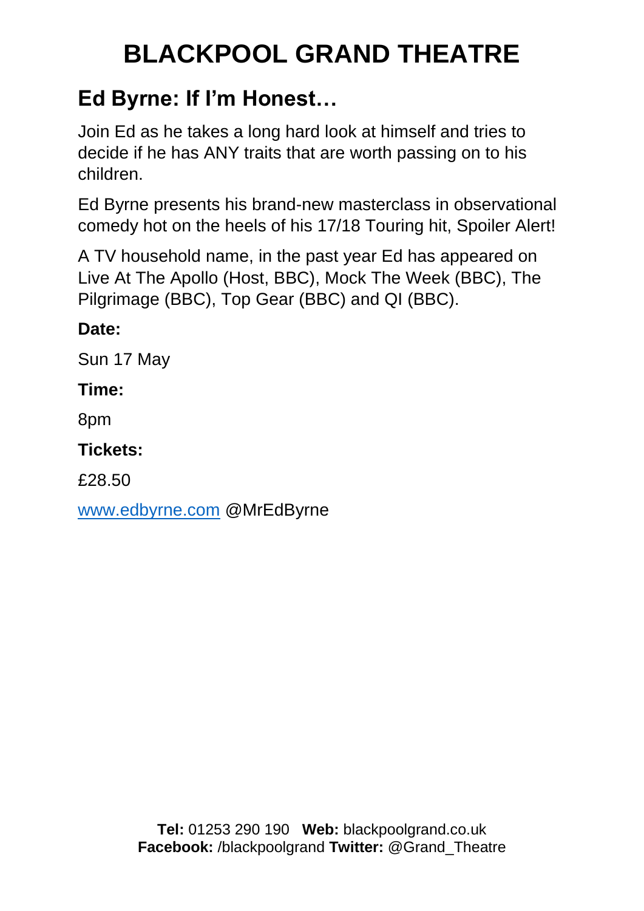# BLACKPOOL GRAND THEATRE

## Ed Byrne: If I'm Honest…

Join Ed as he takes a long hard look at himself and tries to decide if he has ANY traits that are worth passing on to his children.

Ed Byrne presents his brand-new masterclass in observational comedy hot on the heels of his 17/18 Touring hit, Spoiler Alert!

A TV household name, in the past year Ed has appeared on Live At The Apollo (Host, BBC), Mock The Week (BBC), The Pilgrimage (BBC), Top Gear (BBC) and QI (BBC).

**Date:**

Sun 17 May

**Time:**

8pm

**Tickets:**

£28.50

www.edbyrne.com @MrEdByrne

**Tel:** 01253 290 190 **Web:** blackpoolgrand.co.uk
**Facebook:** /blackpoolgrand **Twitter:** @Grand_Theatre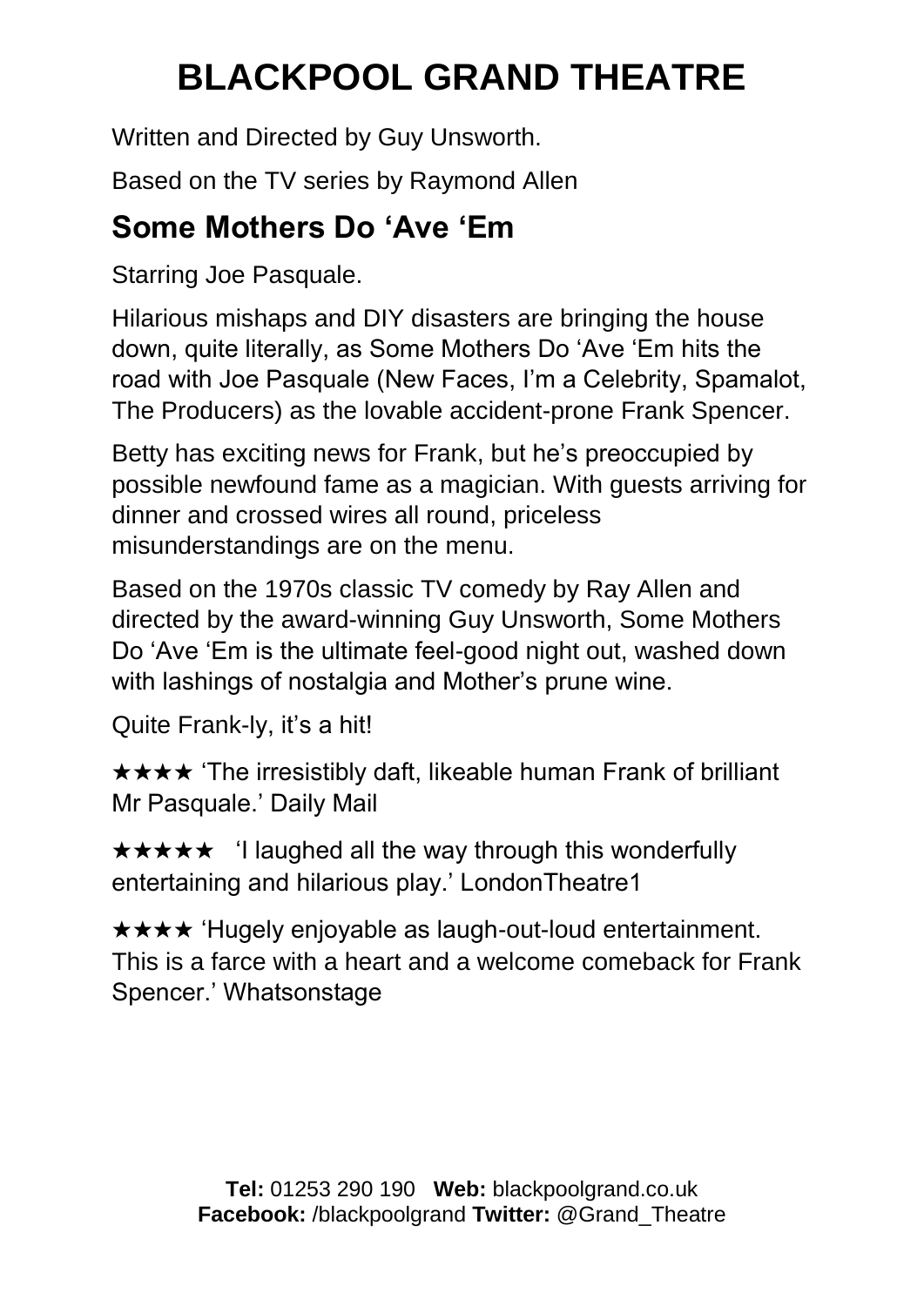# BLACKPOOL GRAND THEATRE

Written and Directed by Guy Unsworth.

Based on the TV series by Raymond Allen

## Some Mothers Do 'Ave 'Em

Starring Joe Pasquale.

Hilarious mishaps and DIY disasters are bringing the house down, quite literally, as Some Mothers Do 'Ave 'Em hits the road with Joe Pasquale (New Faces, I'm a Celebrity, Spamalot, The Producers) as the lovable accident-prone Frank Spencer.

Betty has exciting news for Frank, but he's preoccupied by possible newfound fame as a magician. With guests arriving for dinner and crossed wires all round, priceless misunderstandings are on the menu.

Based on the 1970s classic TV comedy by Ray Allen and directed by the award-winning Guy Unsworth, Some Mothers Do 'Ave 'Em is the ultimate feel-good night out, washed down with lashings of nostalgia and Mother's prune wine.

Quite Frank-ly, it's a hit!

★★★★ 'The irresistibly daft, likeable human Frank of brilliant Mr Pasquale.' Daily Mail

★★★★★ 'I laughed all the way through this wonderfully entertaining and hilarious play.' LondonTheatre1

★★★★ 'Hugely enjoyable as laugh-out-loud entertainment. This is a farce with a heart and a welcome comeback for Frank Spencer.' Whatsonstage

**Tel:** 01253 290 190 **Web:** blackpoolgrand.co.uk
**Facebook:** /blackpoolgrand **Twitter:** @Grand_Theatre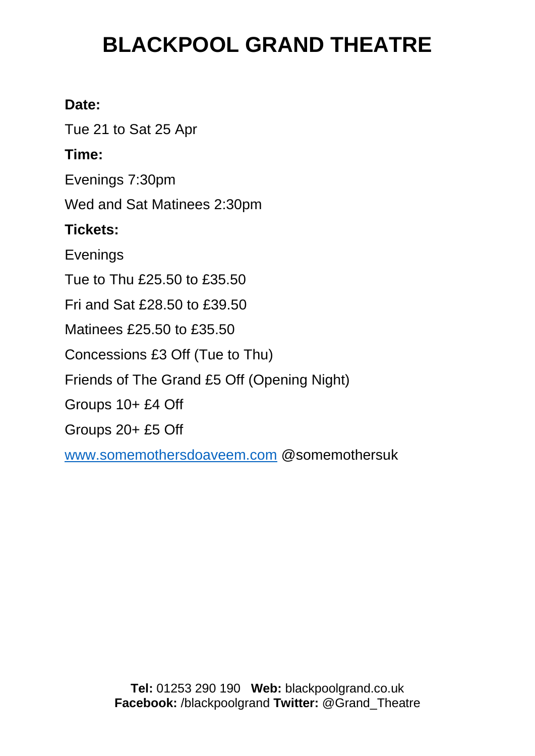# BLACKPOOL GRAND THEATRE

**Date:**

Tue 21 to Sat 25 Apr

**Time:**

Evenings 7:30pm

Wed and Sat Matinees 2:30pm

**Tickets:**

Evenings

Tue to Thu £25.50 to £35.50

Fri and Sat £28.50 to £39.50

Matinees £25.50 to £35.50

Concessions £3 Off (Tue to Thu)

Friends of The Grand £5 Off (Opening Night)

Groups 10+ £4 Off

Groups 20+ £5 Off

www.somemothersdoaveem.com @somemothersuk

**Tel:** 01253 290 190 **Web:** blackpoolgrand.co.uk
**Facebook:** /blackpoolgrand **Twitter:** @Grand_Theatre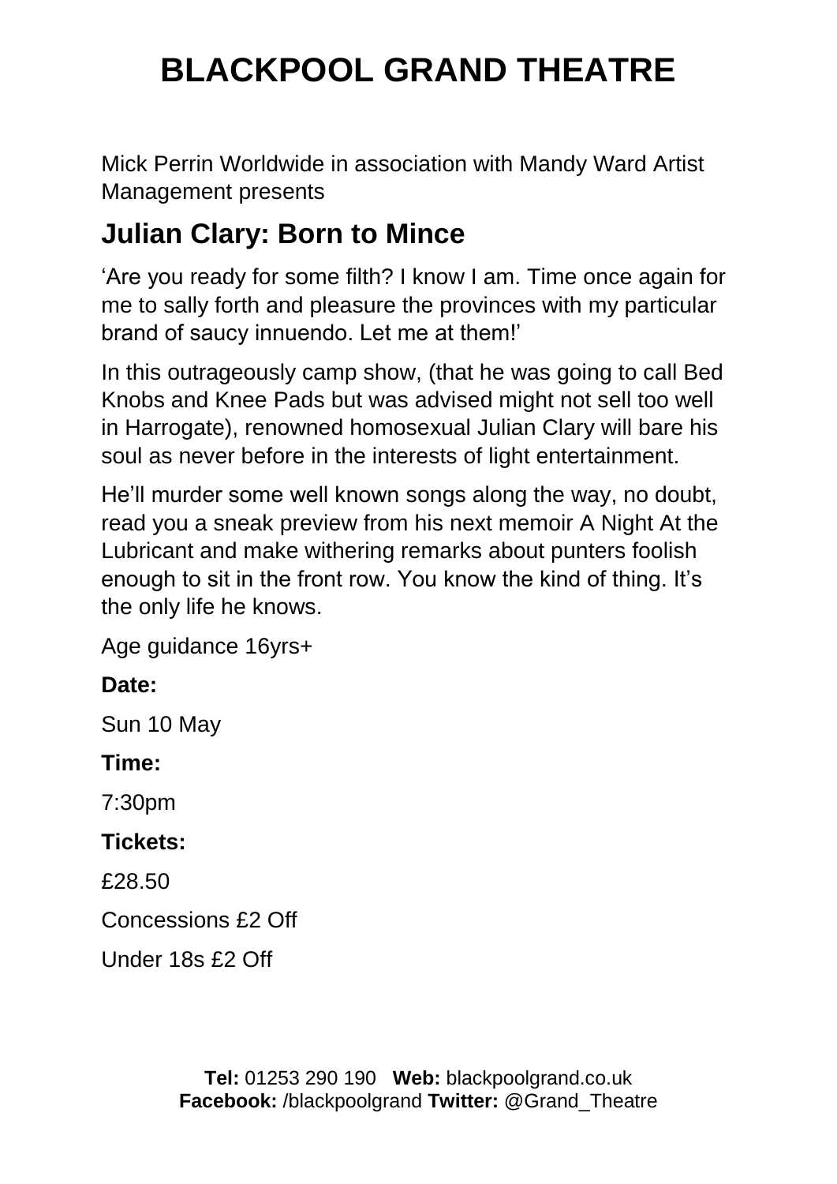# BLACKPOOL GRAND THEATRE

Mick Perrin Worldwide in association with Mandy Ward Artist Management presents

## Julian Clary: Born to Mince

'Are you ready for some filth? I know I am. Time once again for me to sally forth and pleasure the provinces with my particular brand of saucy innuendo. Let me at them!'

In this outrageously camp show, (that he was going to call Bed Knobs and Knee Pads but was advised might not sell too well in Harrogate), renowned homosexual Julian Clary will bare his soul as never before in the interests of light entertainment.

He'll murder some well known songs along the way, no doubt, read you a sneak preview from his next memoir A Night At the Lubricant and make withering remarks about punters foolish enough to sit in the front row. You know the kind of thing. It's the only life he knows.

Age guidance 16yrs+

**Date:**

Sun 10 May

**Time:**

7:30pm

**Tickets:**

£28.50

Concessions £2 Off

Under 18s £2 Off

**Tel:** 01253 290 190 **Web:** blackpoolgrand.co.uk
**Facebook:** /blackpoolgrand **Twitter:** @Grand_Theatre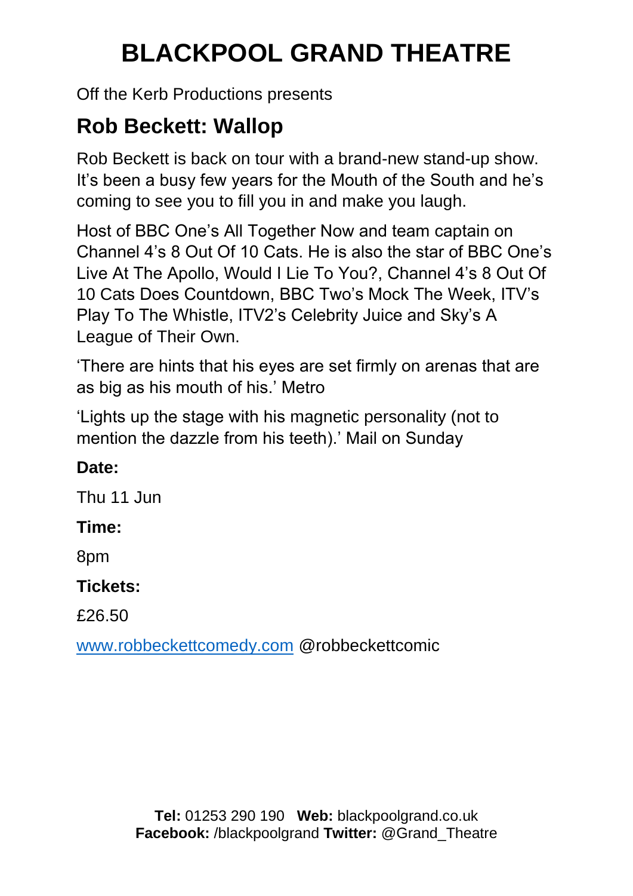# BLACKPOOL GRAND THEATRE

Off the Kerb Productions presents

## Rob Beckett: Wallop

Rob Beckett is back on tour with a brand-new stand-up show. It's been a busy few years for the Mouth of the South and he's coming to see you to fill you in and make you laugh.

Host of BBC One's All Together Now and team captain on Channel 4's 8 Out Of 10 Cats. He is also the star of BBC One's Live At The Apollo, Would I Lie To You?, Channel 4's 8 Out Of 10 Cats Does Countdown, BBC Two's Mock The Week, ITV's Play To The Whistle, ITV2's Celebrity Juice and Sky's A League of Their Own.

'There are hints that his eyes are set firmly on arenas that are as big as his mouth of his.' Metro

'Lights up the stage with his magnetic personality (not to mention the dazzle from his teeth).' Mail on Sunday

**Date:**

Thu 11 Jun

**Time:**

8pm

**Tickets:**

£26.50

www.robbeckettcomedy.com @robbeckettcomic

**Tel:** 01253 290 190 **Web:** blackpoolgrand.co.uk
**Facebook:** /blackpoolgrand **Twitter:** @Grand_Theatre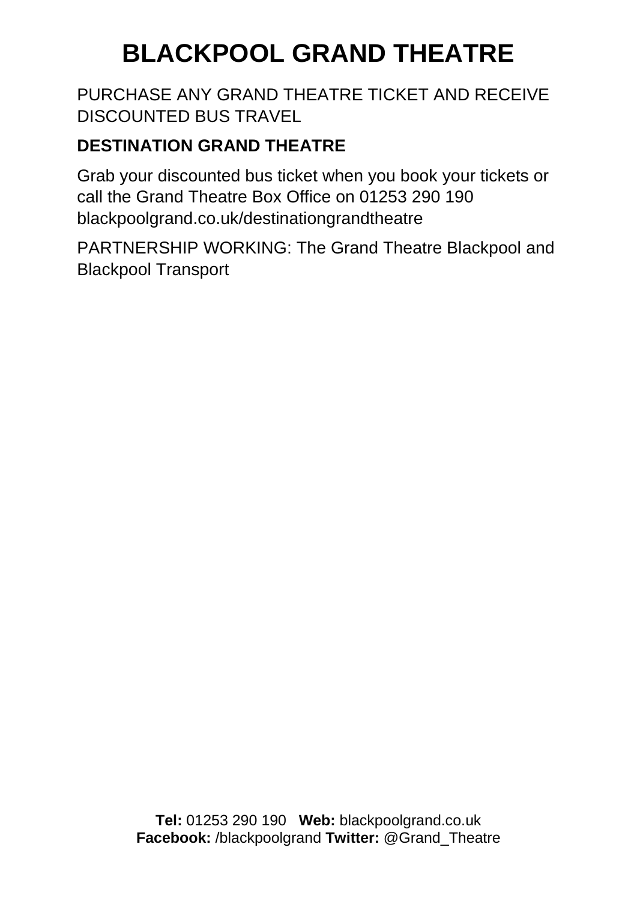# BLACKPOOL GRAND THEATRE

PURCHASE ANY GRAND THEATRE TICKET AND RECEIVE DISCOUNTED BUS TRAVEL

**DESTINATION GRAND THEATRE**

Grab your discounted bus ticket when you book your tickets or call the Grand Theatre Box Office on 01253 290 190 blackpoolgrand.co.uk/destinationgrandtheatre

PARTNERSHIP WORKING: The Grand Theatre Blackpool and Blackpool Transport

**Tel:** 01253 290 190 **Web:** blackpoolgrand.co.uk
**Facebook:** /blackpoolgrand **Twitter:** @Grand_Theatre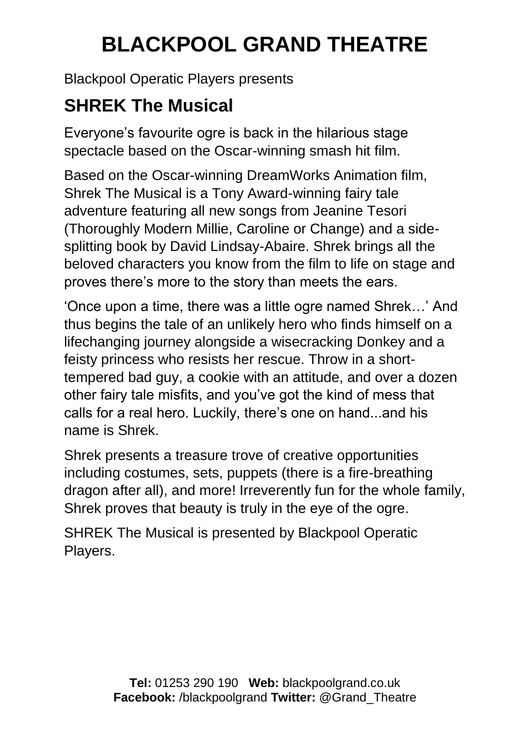# BLACKPOOL GRAND THEATRE

Blackpool Operatic Players presents

## SHREK The Musical

Everyone's favourite ogre is back in the hilarious stage spectacle based on the Oscar-winning smash hit film.

Based on the Oscar-winning DreamWorks Animation film, Shrek The Musical is a Tony Award-winning fairy tale adventure featuring all new songs from Jeanine Tesori (Thoroughly Modern Millie, Caroline or Change) and a side-splitting book by David Lindsay-Abaire. Shrek brings all the beloved characters you know from the film to life on stage and proves there's more to the story than meets the ears.

'Once upon a time, there was a little ogre named Shrek…' And thus begins the tale of an unlikely hero who finds himself on a lifechanging journey alongside a wisecracking Donkey and a feisty princess who resists her rescue. Throw in a short-tempered bad guy, a cookie with an attitude, and over a dozen other fairy tale misfits, and you've got the kind of mess that calls for a real hero. Luckily, there's one on hand...and his name is Shrek.

Shrek presents a treasure trove of creative opportunities including costumes, sets, puppets (there is a fire-breathing dragon after all), and more! Irreverently fun for the whole family, Shrek proves that beauty is truly in the eye of the ogre.

SHREK The Musical is presented by Blackpool Operatic Players.

**Tel:** 01253 290 190 **Web:** blackpoolgrand.co.uk
**Facebook:** /blackpoolgrand **Twitter:** @Grand_Theatre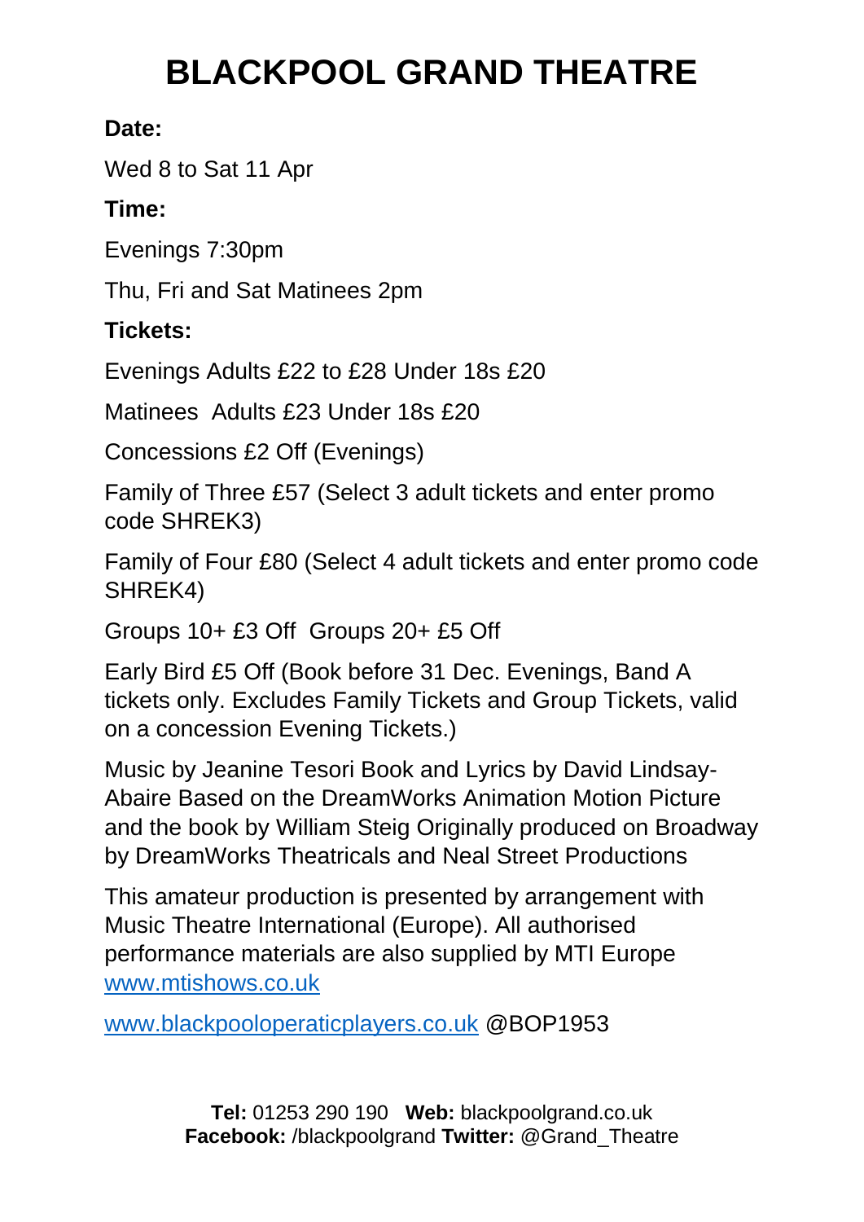# BLACKPOOL GRAND THEATRE

**Date:**

Wed 8 to Sat 11 Apr

**Time:**

Evenings 7:30pm

Thu, Fri and Sat Matinees 2pm

**Tickets:**

Evenings Adults £22 to £28 Under 18s £20

Matinees Adults £23 Under 18s £20

Concessions £2 Off (Evenings)

Family of Three £57 (Select 3 adult tickets and enter promo code SHREK3)

Family of Four £80 (Select 4 adult tickets and enter promo code SHREK4)

Groups 10+ £3 Off Groups 20+ £5 Off

Early Bird £5 Off (Book before 31 Dec. Evenings, Band A tickets only. Excludes Family Tickets and Group Tickets, valid on a concession Evening Tickets.)

Music by Jeanine Tesori Book and Lyrics by David Lindsay-Abaire Based on the DreamWorks Animation Motion Picture and the book by William Steig Originally produced on Broadway by DreamWorks Theatricals and Neal Street Productions

This amateur production is presented by arrangement with Music Theatre International (Europe). All authorised performance materials are also supplied by MTI Europe www.mtishows.co.uk

www.blackpooloperaticplayers.co.uk @BOP1953

**Tel:** 01253 290 190 **Web:** blackpoolgrand.co.uk
**Facebook:** /blackpoolgrand **Twitter:** @Grand_Theatre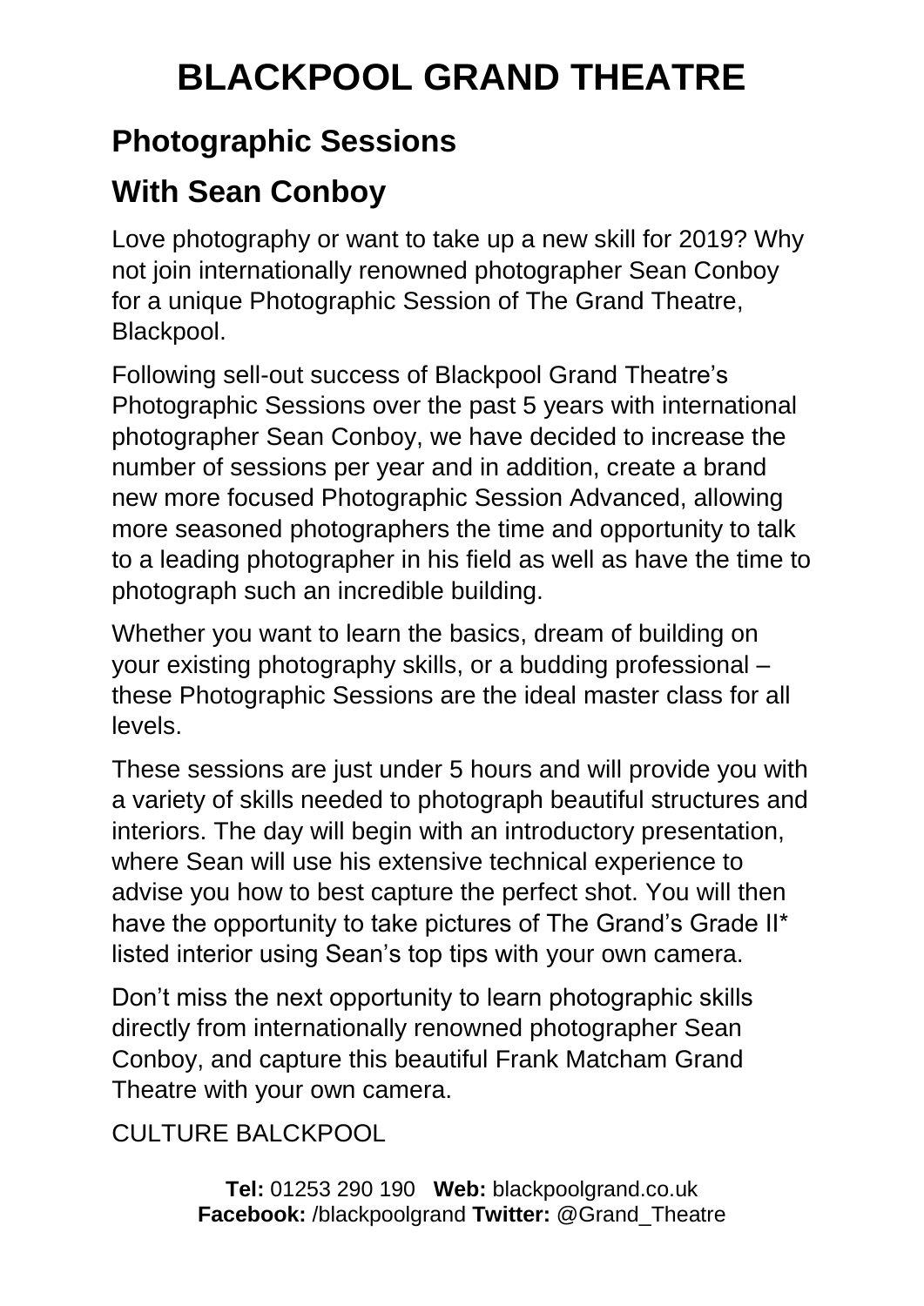# BLACKPOOL GRAND THEATRE

## Photographic Sessions

## With Sean Conboy

Love photography or want to take up a new skill for 2019? Why not join internationally renowned photographer Sean Conboy for a unique Photographic Session of The Grand Theatre, Blackpool.

Following sell-out success of Blackpool Grand Theatre's Photographic Sessions over the past 5 years with international photographer Sean Conboy, we have decided to increase the number of sessions per year and in addition, create a brand new more focused Photographic Session Advanced, allowing more seasoned photographers the time and opportunity to talk to a leading photographer in his field as well as have the time to photograph such an incredible building.

Whether you want to learn the basics, dream of building on your existing photography skills, or a budding professional – these Photographic Sessions are the ideal master class for all levels.

These sessions are just under 5 hours and will provide you with a variety of skills needed to photograph beautiful structures and interiors. The day will begin with an introductory presentation, where Sean will use his extensive technical experience to advise you how to best capture the perfect shot. You will then have the opportunity to take pictures of The Grand's Grade II* listed interior using Sean's top tips with your own camera.

Don't miss the next opportunity to learn photographic skills directly from internationally renowned photographer Sean Conboy, and capture this beautiful Frank Matcham Grand Theatre with your own camera.

CULTURE BALCKPOOL

**Tel:** 01253 290 190 **Web:** blackpoolgrand.co.uk
**Facebook:** /blackpoolgrand **Twitter:** @Grand_Theatre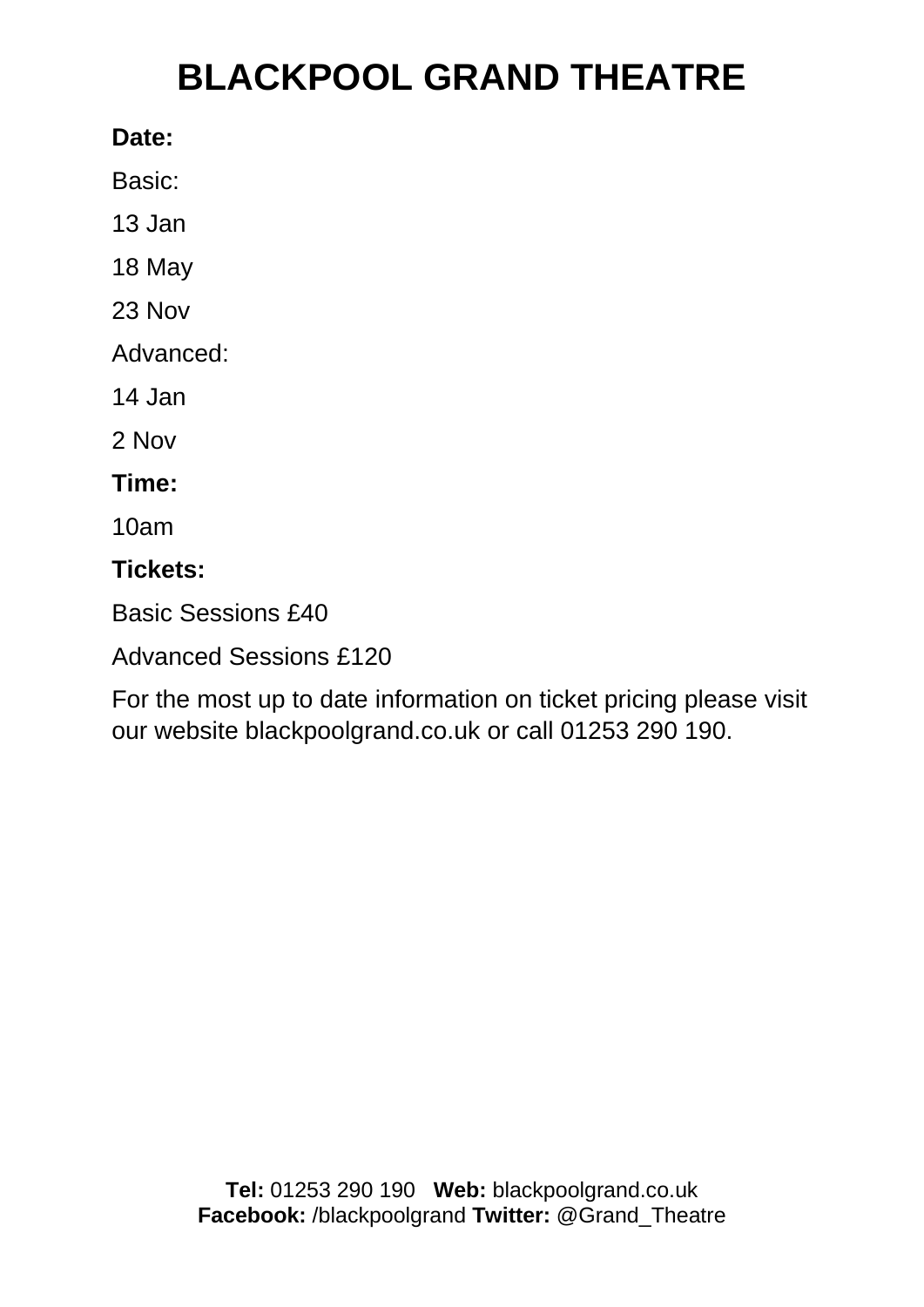# BLACKPOOL GRAND THEATRE

**Date:**

Basic:

13 Jan

18 May

23 Nov

Advanced:

14 Jan

2 Nov

**Time:**

10am

**Tickets:**

Basic Sessions £40

Advanced Sessions £120

For the most up to date information on ticket pricing please visit our website blackpoolgrand.co.uk or call 01253 290 190.

**Tel:** 01253 290 190 **Web:** blackpoolgrand.co.uk
**Facebook:** /blackpoolgrand **Twitter:** @Grand_Theatre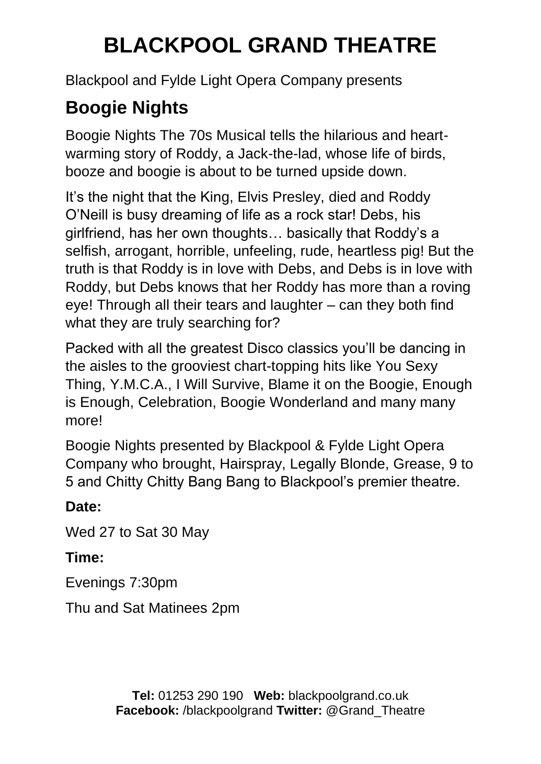# BLACKPOOL GRAND THEATRE

Blackpool and Fylde Light Opera Company presents

## Boogie Nights

Boogie Nights The 70s Musical tells the hilarious and heart-warming story of Roddy, a Jack-the-lad, whose life of birds, booze and boogie is about to be turned upside down.

It's the night that the King, Elvis Presley, died and Roddy O'Neill is busy dreaming of life as a rock star! Debs, his girlfriend, has her own thoughts… basically that Roddy's a selfish, arrogant, horrible, unfeeling, rude, heartless pig! But the truth is that Roddy is in love with Debs, and Debs is in love with Roddy, but Debs knows that her Roddy has more than a roving eye! Through all their tears and laughter – can they both find what they are truly searching for?

Packed with all the greatest Disco classics you'll be dancing in the aisles to the grooviest chart-topping hits like You Sexy Thing, Y.M.C.A., I Will Survive, Blame it on the Boogie, Enough is Enough, Celebration, Boogie Wonderland and many many more!

Boogie Nights presented by Blackpool & Fylde Light Opera Company who brought, Hairspray, Legally Blonde, Grease, 9 to 5 and Chitty Chitty Bang Bang to Blackpool's premier theatre.

**Date:**

Wed 27 to Sat 30 May

**Time:**

Evenings 7:30pm

Thu and Sat Matinees 2pm

**Tel:** 01253 290 190 **Web:** blackpoolgrand.co.uk
**Facebook:** /blackpoolgrand **Twitter:** @Grand_Theatre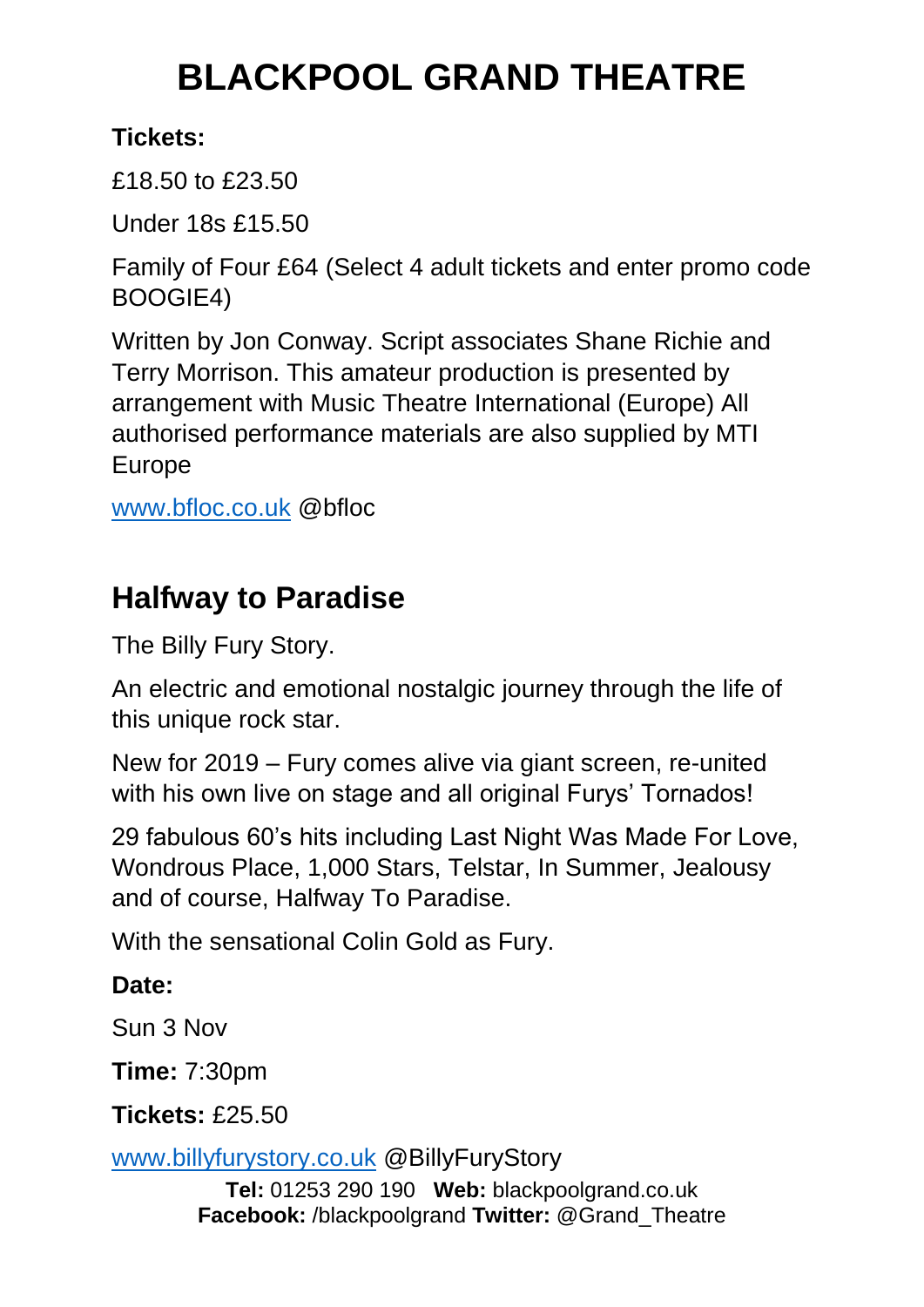# BLACKPOOL GRAND THEATRE

**Tickets:**

£18.50 to £23.50

Under 18s £15.50

Family of Four £64 (Select 4 adult tickets and enter promo code BOOGIE4)

Written by Jon Conway. Script associates Shane Richie and Terry Morrison. This amateur production is presented by arrangement with Music Theatre International (Europe) All authorised performance materials are also supplied by MTI Europe

www.bfloc.co.uk @bfloc

## Halfway to Paradise

The Billy Fury Story.

An electric and emotional nostalgic journey through the life of this unique rock star.

New for 2019 – Fury comes alive via giant screen, re-united with his own live on stage and all original Furys' Tornados!

29 fabulous 60's hits including Last Night Was Made For Love, Wondrous Place, 1,000 Stars, Telstar, In Summer, Jealousy and of course, Halfway To Paradise.

With the sensational Colin Gold as Fury.

**Date:**

Sun 3 Nov

**Time:** 7:30pm

**Tickets:** £25.50

www.billyfurystory.co.uk @BillyFuryStory

**Tel:** 01253 290 190 **Web:** blackpoolgrand.co.uk
**Facebook:** /blackpoolgrand **Twitter:** @Grand_Theatre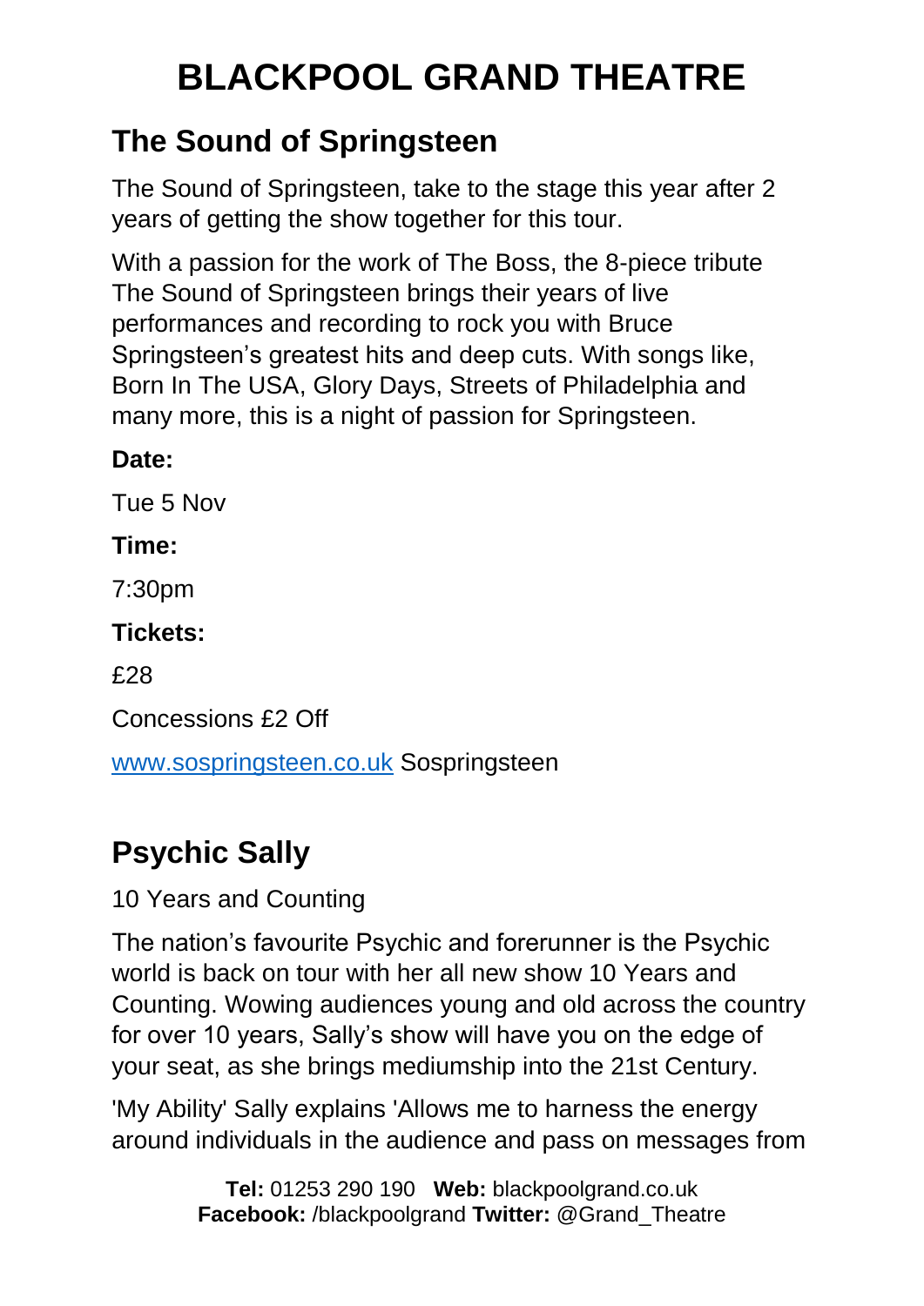# BLACKPOOL GRAND THEATRE

## The Sound of Springsteen

The Sound of Springsteen, take to the stage this year after 2 years of getting the show together for this tour.

With a passion for the work of The Boss, the 8-piece tribute The Sound of Springsteen brings their years of live performances and recording to rock you with Bruce Springsteen's greatest hits and deep cuts. With songs like, Born In The USA, Glory Days, Streets of Philadelphia and many more, this is a night of passion for Springsteen.

**Date:**

Tue 5 Nov

**Time:**

7:30pm

**Tickets:**

£28

Concessions £2 Off

[www.sospringsteen.co.uk](www.sospringsteen.co.uk) Sospringsteen

## Psychic Sally

10 Years and Counting

The nation's favourite Psychic and forerunner is the Psychic world is back on tour with her all new show 10 Years and Counting. Wowing audiences young and old across the country for over 10 years, Sally's show will have you on the edge of your seat, as she brings mediumship into the 21st Century.

'My Ability' Sally explains 'Allows me to harness the energy around individuals in the audience and pass on messages from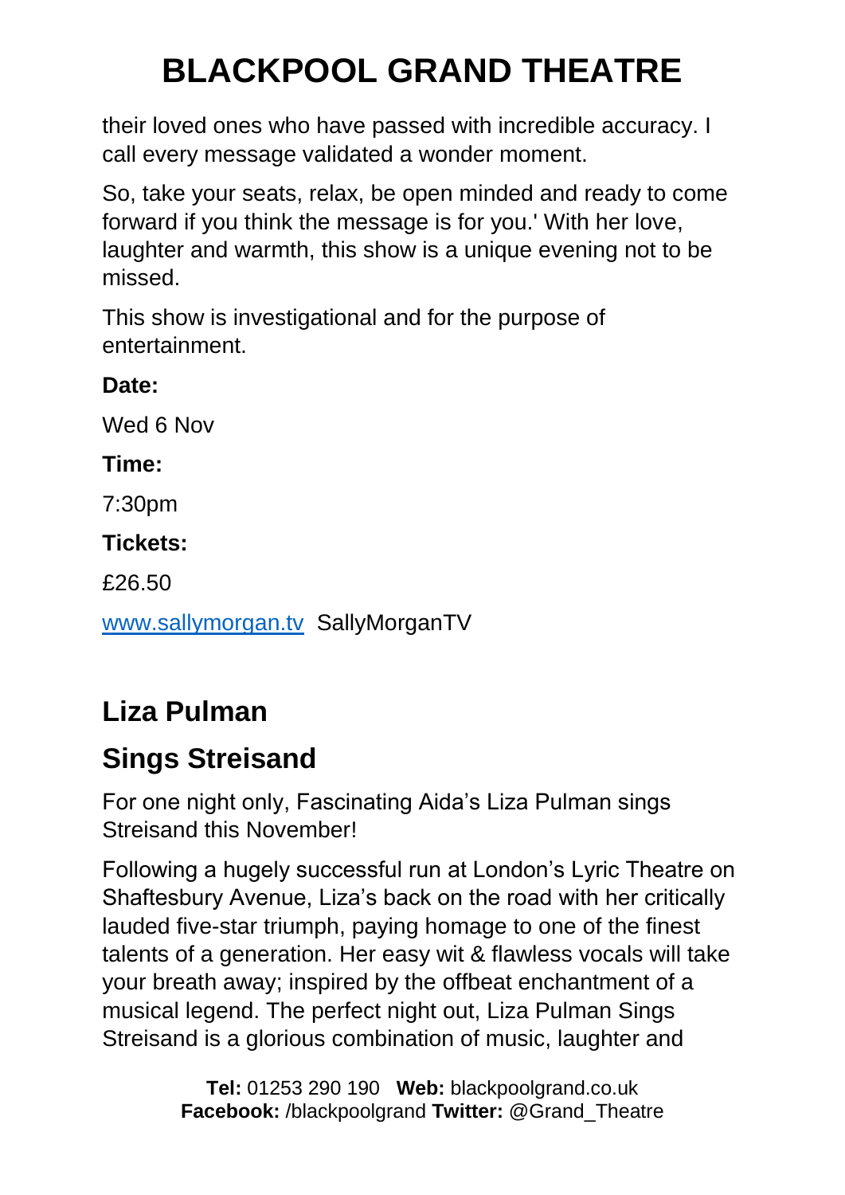their loved ones who have passed with incredible accuracy. I call every message validated a wonder moment.

So, take your seats, relax, be open minded and ready to come forward if you think the message is for you.' With her love, laughter and warmth, this show is a unique evening not to be missed.

This show is investigational and for the purpose of entertainment.

**Date:**

Wed 6 Nov

**Time:**

7:30pm

**Tickets:**

£26.50

[www.sallymorgan.tv](http://www.sallymorgan.tv) SallyMorganTV

## Liza Pulman

## Sings Streisand

For one night only, Fascinating Aida's Liza Pulman sings Streisand this November!

Following a hugely successful run at London's Lyric Theatre on Shaftesbury Avenue, Liza's back on the road with her critically lauded five-star triumph, paying homage to one of the finest talents of a generation. Her easy wit & flawless vocals will take your breath away; inspired by the offbeat enchantment of a musical legend. The perfect night out, Liza Pulman Sings Streisand is a glorious combination of music, laughter and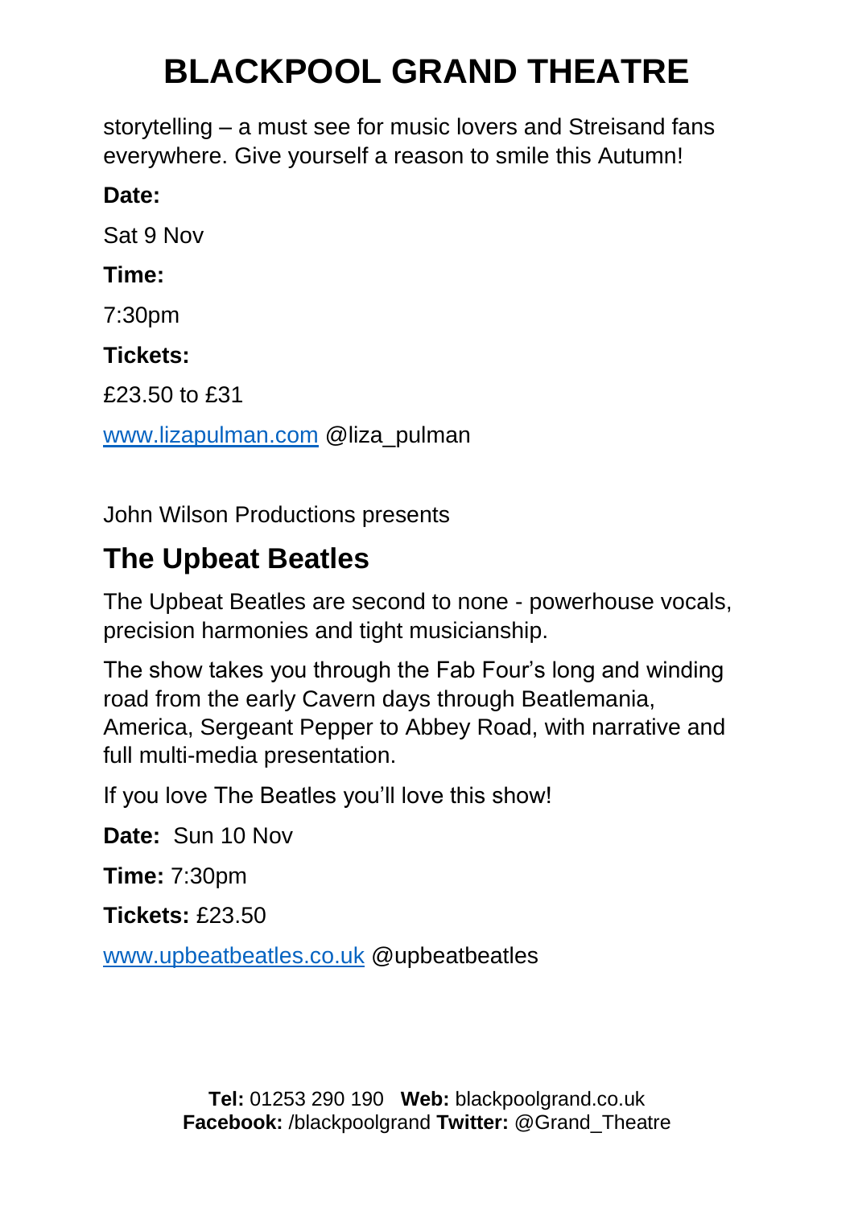storytelling – a must see for music lovers and Streisand fans everywhere. Give yourself a reason to smile this Autumn!

**Date:**

Sat 9 Nov

**Time:**

7:30pm

**Tickets:**

£23.50 to £31

www.lizapulman.com @liza_pulman

John Wilson Productions presents

## The Upbeat Beatles

The Upbeat Beatles are second to none - powerhouse vocals, precision harmonies and tight musicianship.

The show takes you through the Fab Four's long and winding road from the early Cavern days through Beatlemania, America, Sergeant Pepper to Abbey Road, with narrative and full multi-media presentation.

If you love The Beatles you'll love this show!

**Date:** Sun 10 Nov

**Time:** 7:30pm

**Tickets:** £23.50

www.upbeatbeatles.co.uk @upbeatbeatles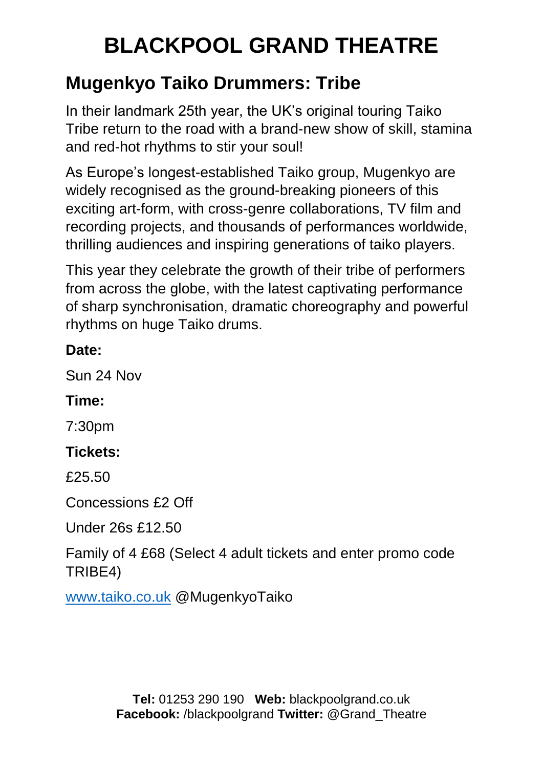# BLACKPOOL GRAND THEATRE

## Mugenkyo Taiko Drummers: Tribe

In their landmark 25th year, the UK's original touring Taiko Tribe return to the road with a brand-new show of skill, stamina and red-hot rhythms to stir your soul!

As Europe's longest-established Taiko group, Mugenkyo are widely recognised as the ground-breaking pioneers of this exciting art-form, with cross-genre collaborations, TV film and recording projects, and thousands of performances worldwide, thrilling audiences and inspiring generations of taiko players.

This year they celebrate the growth of their tribe of performers from across the globe, with the latest captivating performance of sharp synchronisation, dramatic choreography and powerful rhythms on huge Taiko drums.

**Date:**

Sun 24 Nov

**Time:**

7:30pm

**Tickets:**

£25.50

Concessions £2 Off

Under 26s £12.50

Family of 4 £68 (Select 4 adult tickets and enter promo code TRIBE4)

www.taiko.co.uk @MugenkyoTaiko

**Tel:** 01253 290 190 **Web:** blackpoolgrand.co.uk
**Facebook:** /blackpoolgrand **Twitter:** @Grand_Theatre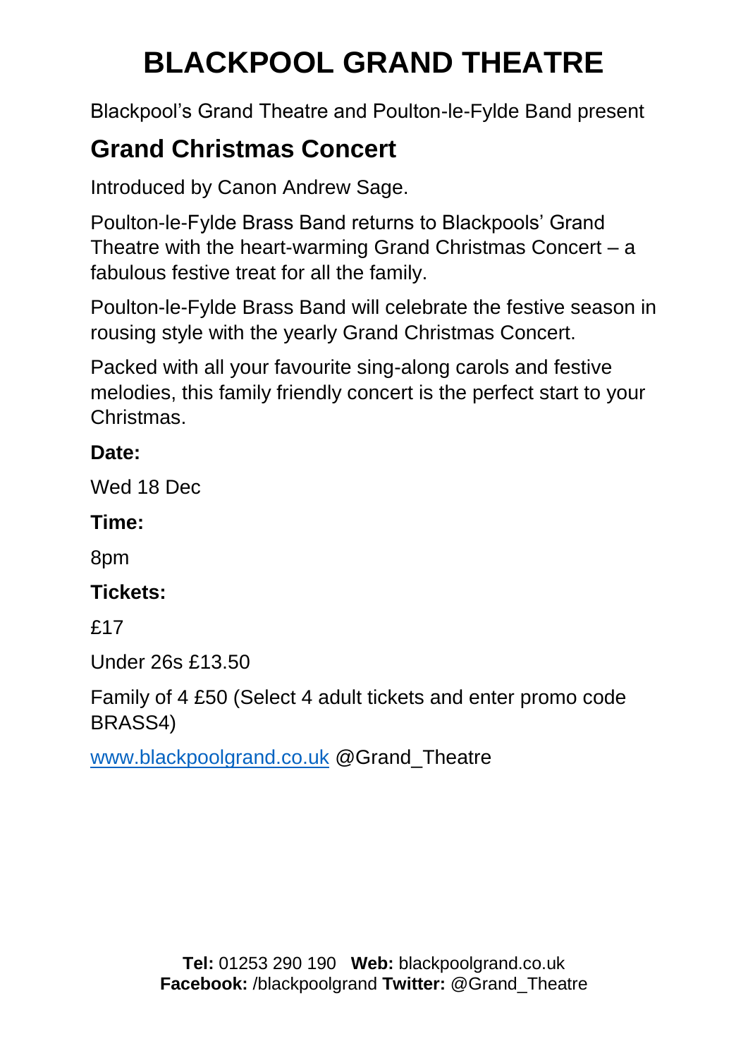# BLACKPOOL GRAND THEATRE

Blackpool's Grand Theatre and Poulton-le-Fylde Band present

## Grand Christmas Concert

Introduced by Canon Andrew Sage.

Poulton-le-Fylde Brass Band returns to Blackpools' Grand Theatre with the heart-warming Grand Christmas Concert – a fabulous festive treat for all the family.

Poulton-le-Fylde Brass Band will celebrate the festive season in rousing style with the yearly Grand Christmas Concert.

Packed with all your favourite sing-along carols and festive melodies, this family friendly concert is the perfect start to your Christmas.

**Date:**

Wed 18 Dec

**Time:**

8pm

**Tickets:**

£17

Under 26s £13.50

Family of 4 £50 (Select 4 adult tickets and enter promo code BRASS4)

www.blackpoolgrand.co.uk @Grand_Theatre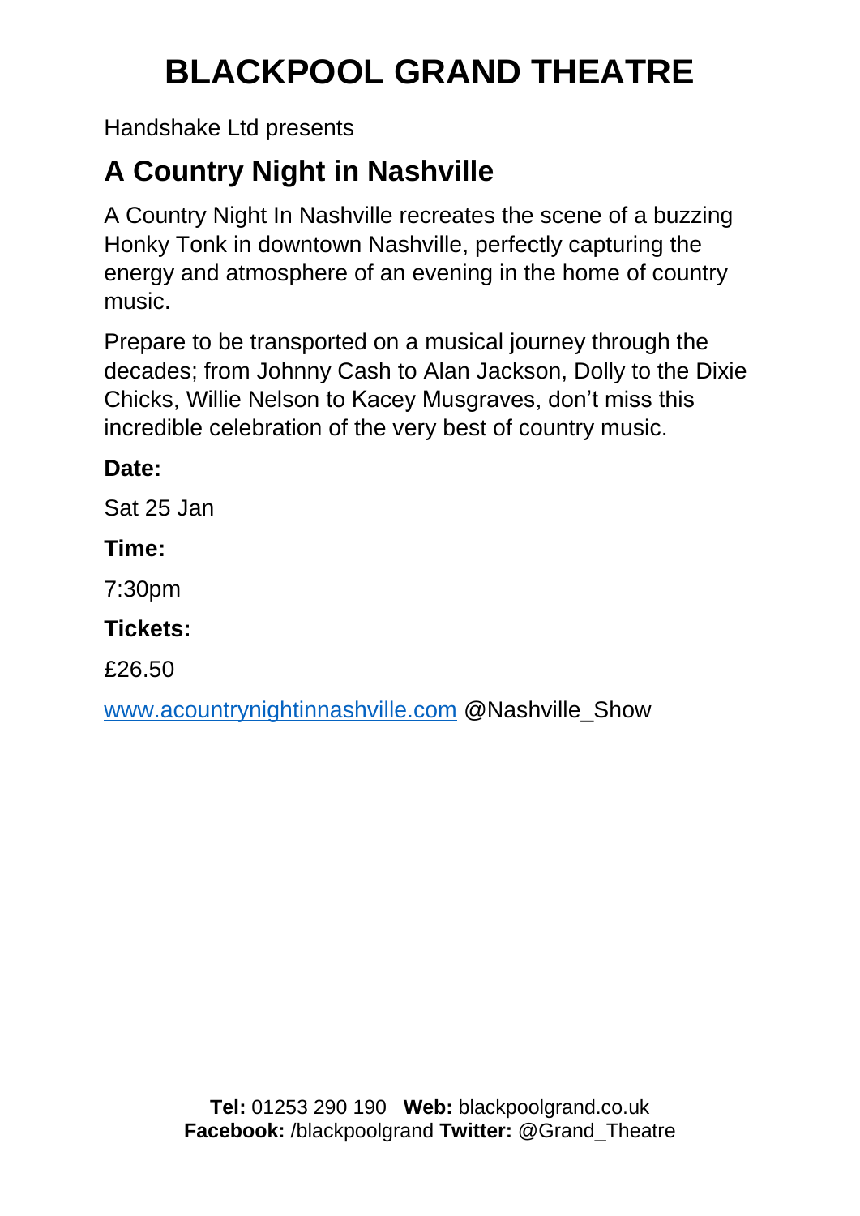# BLACKPOOL GRAND THEATRE

Handshake Ltd presents

## A Country Night in Nashville

A Country Night In Nashville recreates the scene of a buzzing Honky Tonk in downtown Nashville, perfectly capturing the energy and atmosphere of an evening in the home of country music.

Prepare to be transported on a musical journey through the decades; from Johnny Cash to Alan Jackson, Dolly to the Dixie Chicks, Willie Nelson to Kacey Musgraves, don't miss this incredible celebration of the very best of country music.

**Date:**

Sat 25 Jan

**Time:**

7:30pm

**Tickets:**

£26.50

[www.acountrynightinnashville.com](http://www.acountrynightinnashville.com) @Nashville_Show

**Tel:** 01253 290 190 **Web:** blackpoolgrand.co.uk
**Facebook:** /blackpoolgrand **Twitter:** @Grand_Theatre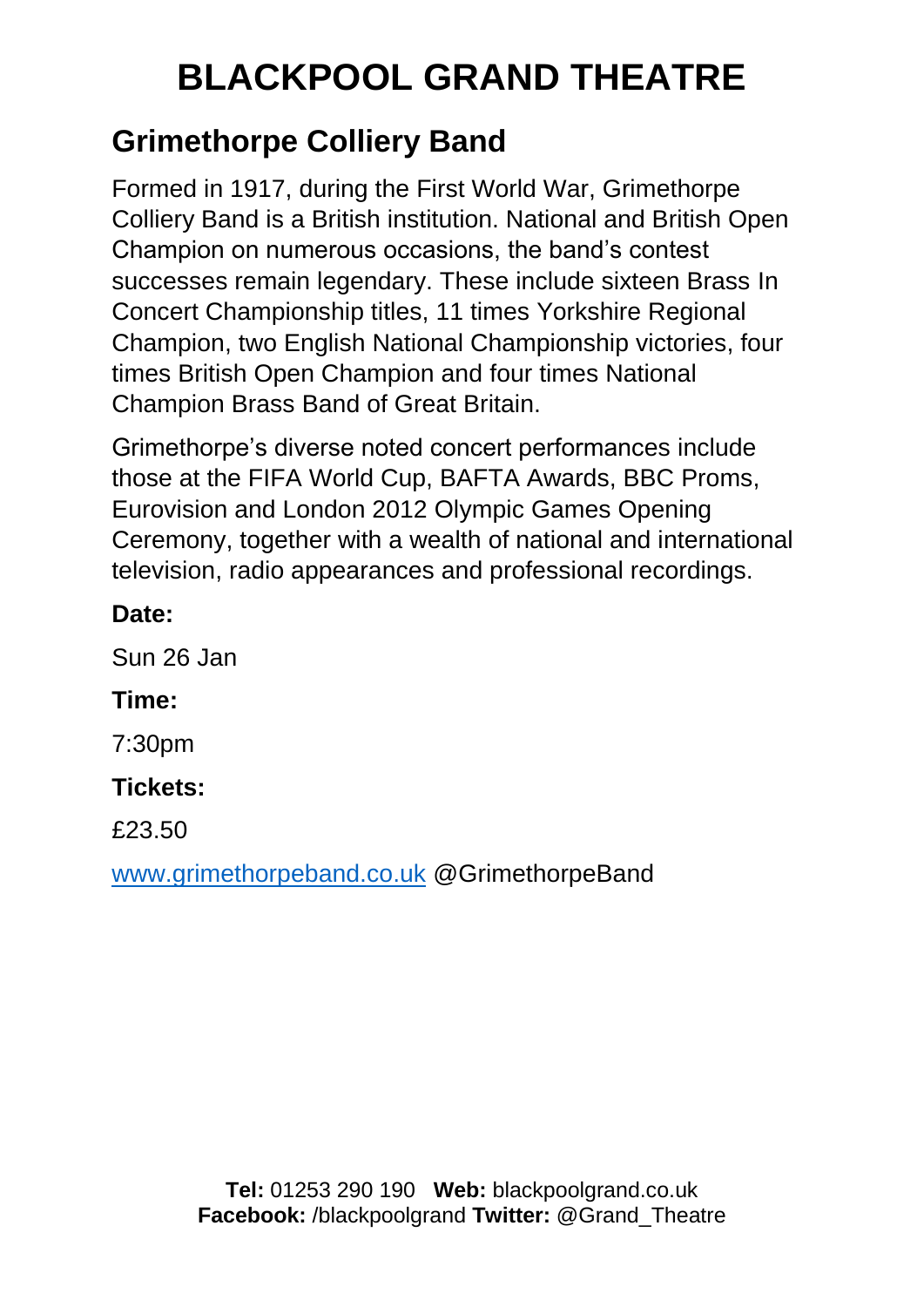# BLACKPOOL GRAND THEATRE

## Grimethorpe Colliery Band

Formed in 1917, during the First World War, Grimethorpe Colliery Band is a British institution. National and British Open Champion on numerous occasions, the band's contest successes remain legendary. These include sixteen Brass In Concert Championship titles, 11 times Yorkshire Regional Champion, two English National Championship victories, four times British Open Champion and four times National Champion Brass Band of Great Britain.

Grimethorpe's diverse noted concert performances include those at the FIFA World Cup, BAFTA Awards, BBC Proms, Eurovision and London 2012 Olympic Games Opening Ceremony, together with a wealth of national and international television, radio appearances and professional recordings.

**Date:**

Sun 26 Jan

**Time:**

7:30pm

**Tickets:**

£23.50

[www.grimethorpeband.co.uk](http://www.grimethorpeband.co.uk) @GrimethorpeBand

**Tel:** 01253 290 190 **Web:** blackpoolgrand.co.uk
**Facebook:** /blackpoolgrand **Twitter:** @Grand_Theatre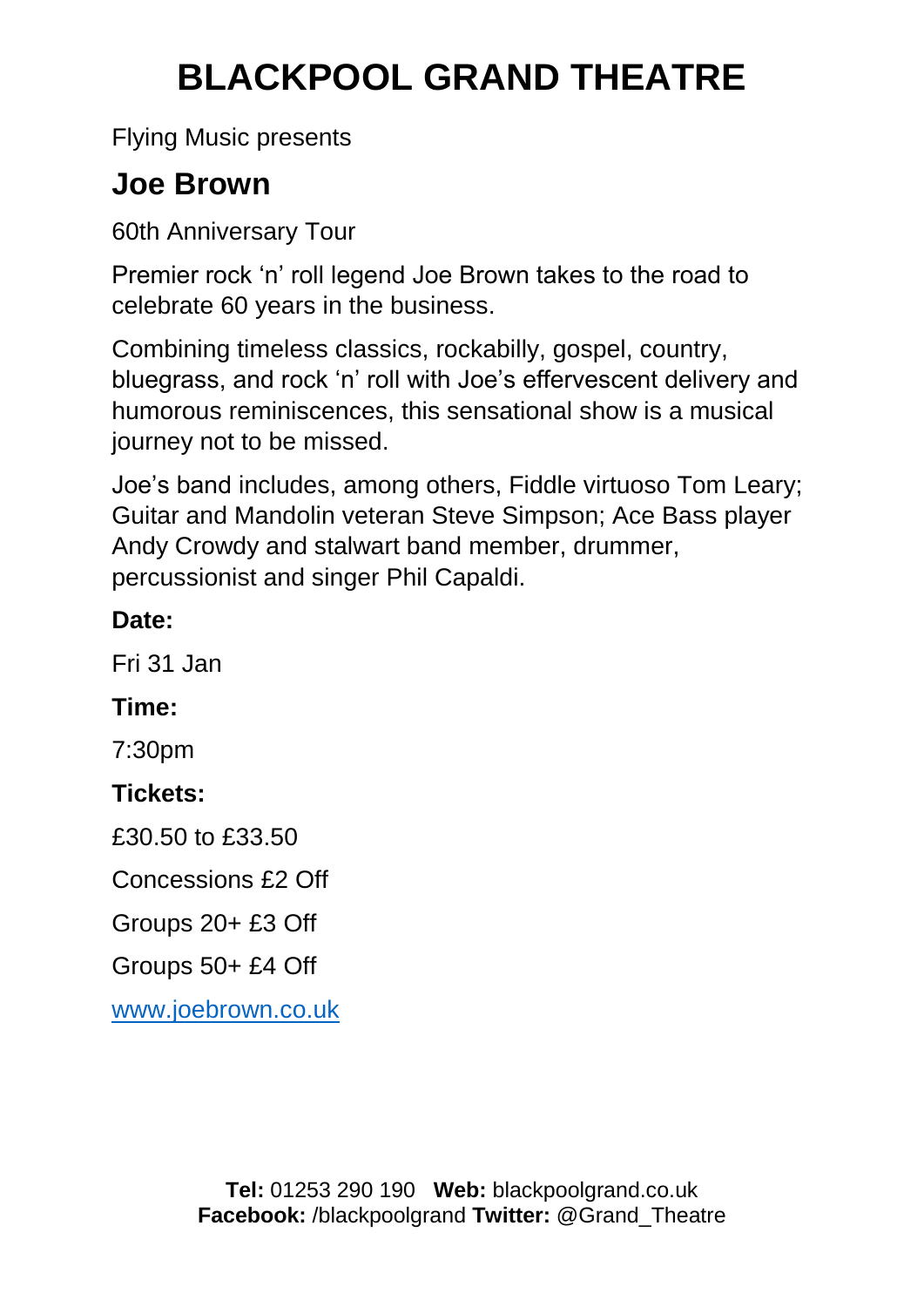# BLACKPOOL GRAND THEATRE

Flying Music presents

## Joe Brown

60th Anniversary Tour

Premier rock 'n' roll legend Joe Brown takes to the road to celebrate 60 years in the business.

Combining timeless classics, rockabilly, gospel, country, bluegrass, and rock 'n' roll with Joe's effervescent delivery and humorous reminiscences, this sensational show is a musical journey not to be missed.

Joe's band includes, among others, Fiddle virtuoso Tom Leary; Guitar and Mandolin veteran Steve Simpson; Ace Bass player Andy Crowdy and stalwart band member, drummer, percussionist and singer Phil Capaldi.

**Date:**

Fri 31 Jan

**Time:**

7:30pm

**Tickets:**

£30.50 to £33.50

Concessions £2 Off

Groups 20+ £3 Off

Groups 50+ £4 Off

www.joebrown.co.uk

**Tel:** 01253 290 190 **Web:** blackpoolgrand.co.uk
**Facebook:** /blackpoolgrand **Twitter:** @Grand_Theatre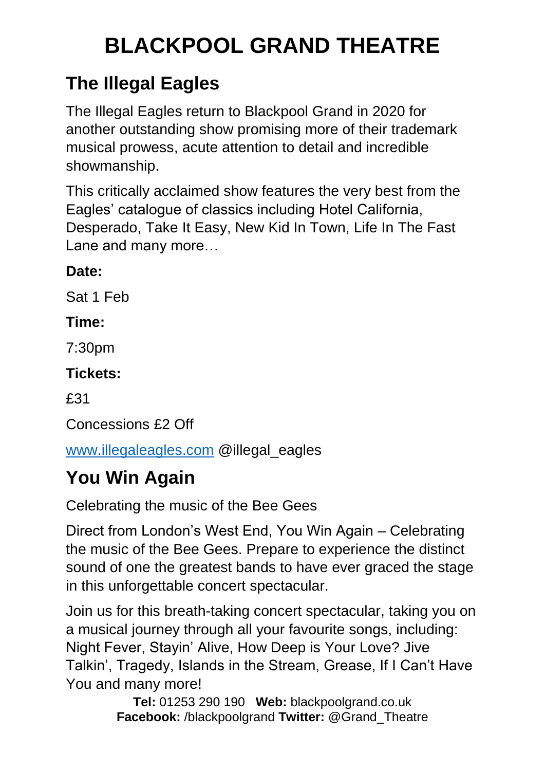# BLACKPOOL GRAND THEATRE

## The Illegal Eagles

The Illegal Eagles return to Blackpool Grand in 2020 for another outstanding show promising more of their trademark musical prowess, acute attention to detail and incredible showmanship.

This critically acclaimed show features the very best from the Eagles' catalogue of classics including Hotel California, Desperado, Take It Easy, New Kid In Town, Life In The Fast Lane and many more…

**Date:**

Sat 1 Feb

**Time:**

7:30pm

**Tickets:**

£31

Concessions £2 Off

www.illegaleagles.com @illegal_eagles

## You Win Again

Celebrating the music of the Bee Gees

Direct from London's West End, You Win Again – Celebrating the music of the Bee Gees. Prepare to experience the distinct sound of one the greatest bands to have ever graced the stage in this unforgettable concert spectacular.

Join us for this breath-taking concert spectacular, taking you on a musical journey through all your favourite songs, including: Night Fever, Stayin' Alive, How Deep is Your Love? Jive Talkin', Tragedy, Islands in the Stream, Grease, If I Can't Have You and many more!

**Tel:** 01253 290 190 **Web:** blackpoolgrand.co.uk
**Facebook:** /blackpoolgrand **Twitter:** @Grand_Theatre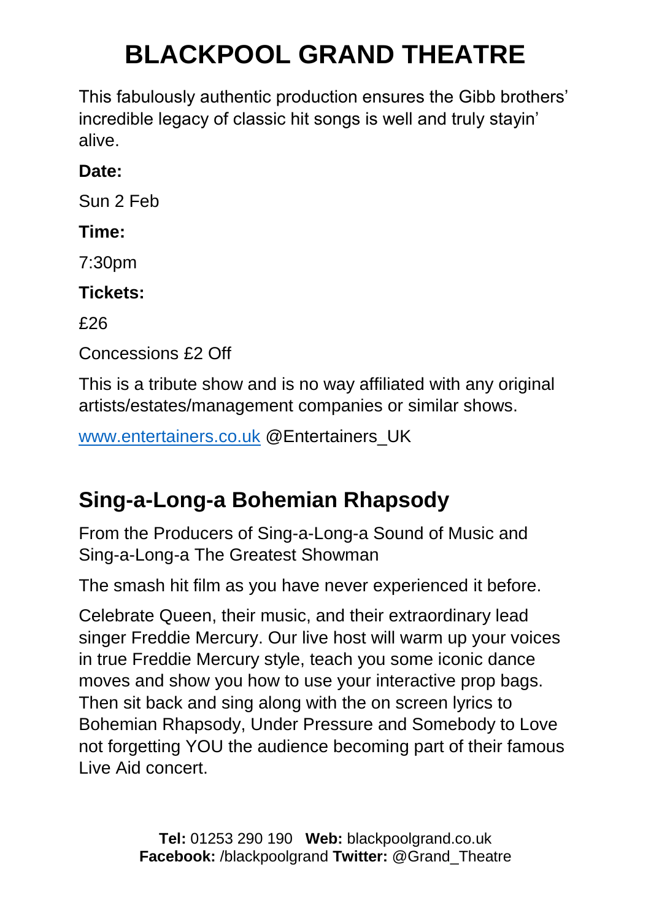# BLACKPOOL GRAND THEATRE

This fabulously authentic production ensures the Gibb brothers' incredible legacy of classic hit songs is well and truly stayin' alive.

**Date:**

Sun 2 Feb

**Time:**

7:30pm

**Tickets:**

£26

Concessions £2 Off

This is a tribute show and is no way affiliated with any original artists/estates/management companies or similar shows.

www.entertainers.co.uk @Entertainers_UK

## Sing-a-Long-a Bohemian Rhapsody

From the Producers of Sing-a-Long-a Sound of Music and Sing-a-Long-a The Greatest Showman

The smash hit film as you have never experienced it before.

Celebrate Queen, their music, and their extraordinary lead singer Freddie Mercury. Our live host will warm up your voices in true Freddie Mercury style, teach you some iconic dance moves and show you how to use your interactive prop bags. Then sit back and sing along with the on screen lyrics to Bohemian Rhapsody, Under Pressure and Somebody to Love not forgetting YOU the audience becoming part of their famous Live Aid concert.

**Tel:** 01253 290 190 **Web:** blackpoolgrand.co.uk
**Facebook:** /blackpoolgrand **Twitter:** @Grand_Theatre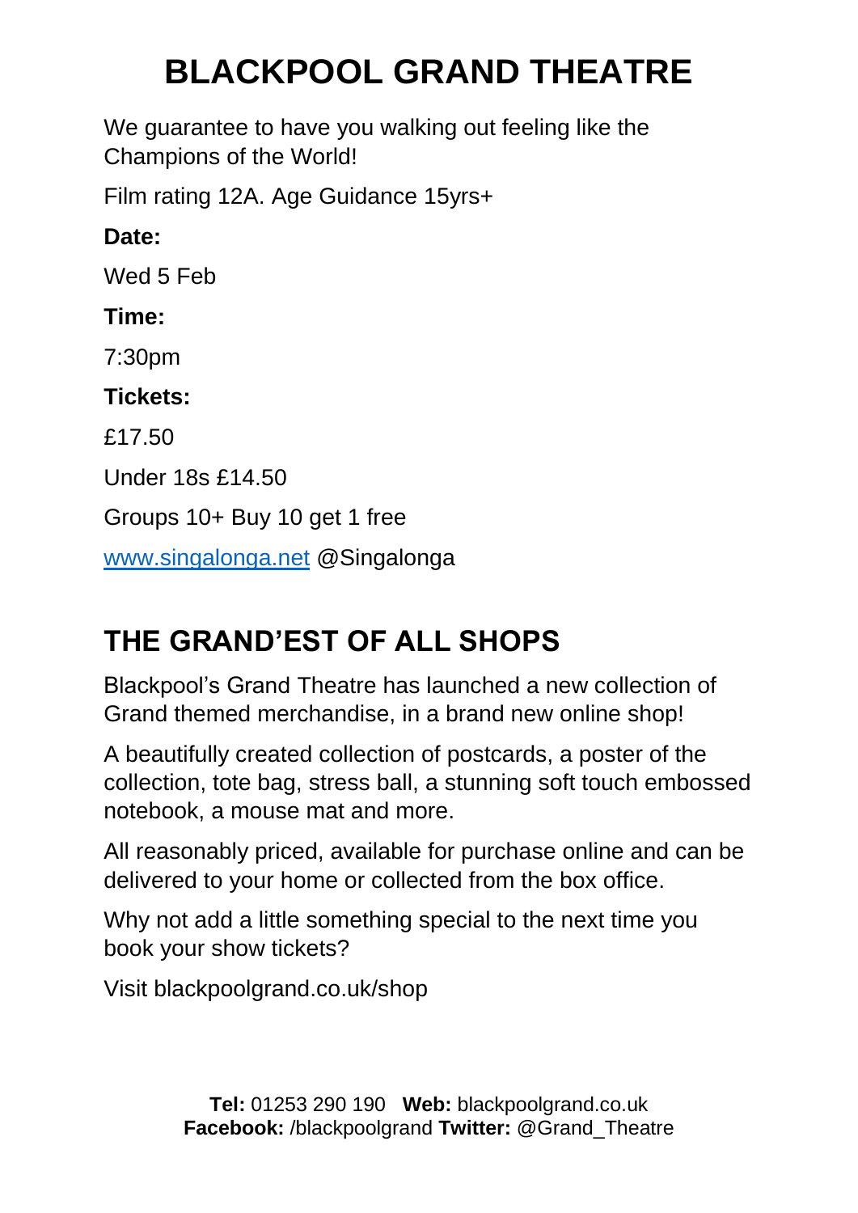# BLACKPOOL GRAND THEATRE

We guarantee to have you walking out feeling like the Champions of the World!

Film rating 12A. Age Guidance 15yrs+

**Date:**

Wed 5 Feb

**Time:**

7:30pm

**Tickets:**

£17.50

Under 18s £14.50

Groups 10+ Buy 10 get 1 free

www.singalonga.net @Singalonga

## THE GRAND'EST OF ALL SHOPS

Blackpool's Grand Theatre has launched a new collection of Grand themed merchandise, in a brand new online shop!

A beautifully created collection of postcards, a poster of the collection, tote bag, stress ball, a stunning soft touch embossed notebook, a mouse mat and more.

All reasonably priced, available for purchase online and can be delivered to your home or collected from the box office.

Why not add a little something special to the next time you book your show tickets?

Visit blackpoolgrand.co.uk/shop

**Tel:** 01253 290 190 **Web:** blackpoolgrand.co.uk
**Facebook:** /blackpoolgrand **Twitter:** @Grand_Theatre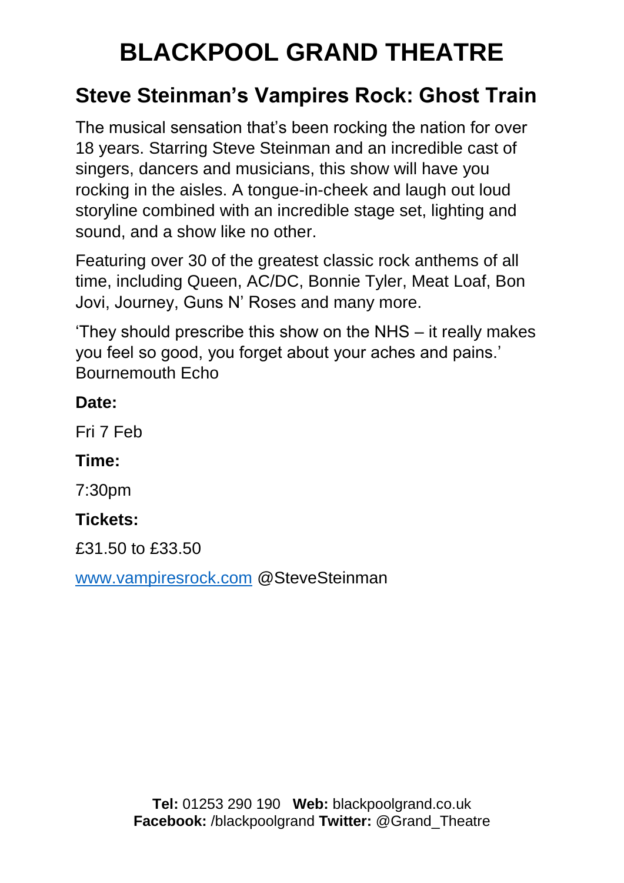# BLACKPOOL GRAND THEATRE

## Steve Steinman's Vampires Rock: Ghost Train

The musical sensation that's been rocking the nation for over 18 years. Starring Steve Steinman and an incredible cast of singers, dancers and musicians, this show will have you rocking in the aisles. A tongue-in-cheek and laugh out loud storyline combined with an incredible stage set, lighting and sound, and a show like no other.

Featuring over 30 of the greatest classic rock anthems of all time, including Queen, AC/DC, Bonnie Tyler, Meat Loaf, Bon Jovi, Journey, Guns N' Roses and many more.

'They should prescribe this show on the NHS – it really makes you feel so good, you forget about your aches and pains.' Bournemouth Echo

**Date:**

Fri 7 Feb

**Time:**

7:30pm

**Tickets:**

£31.50 to £33.50

[www.vampiresrock.com](http://www.vampiresrock.com) @SteveSteinman

**Tel:** 01253 290 190 **Web:** blackpoolgrand.co.uk
**Facebook:** /blackpoolgrand **Twitter:** @Grand_Theatre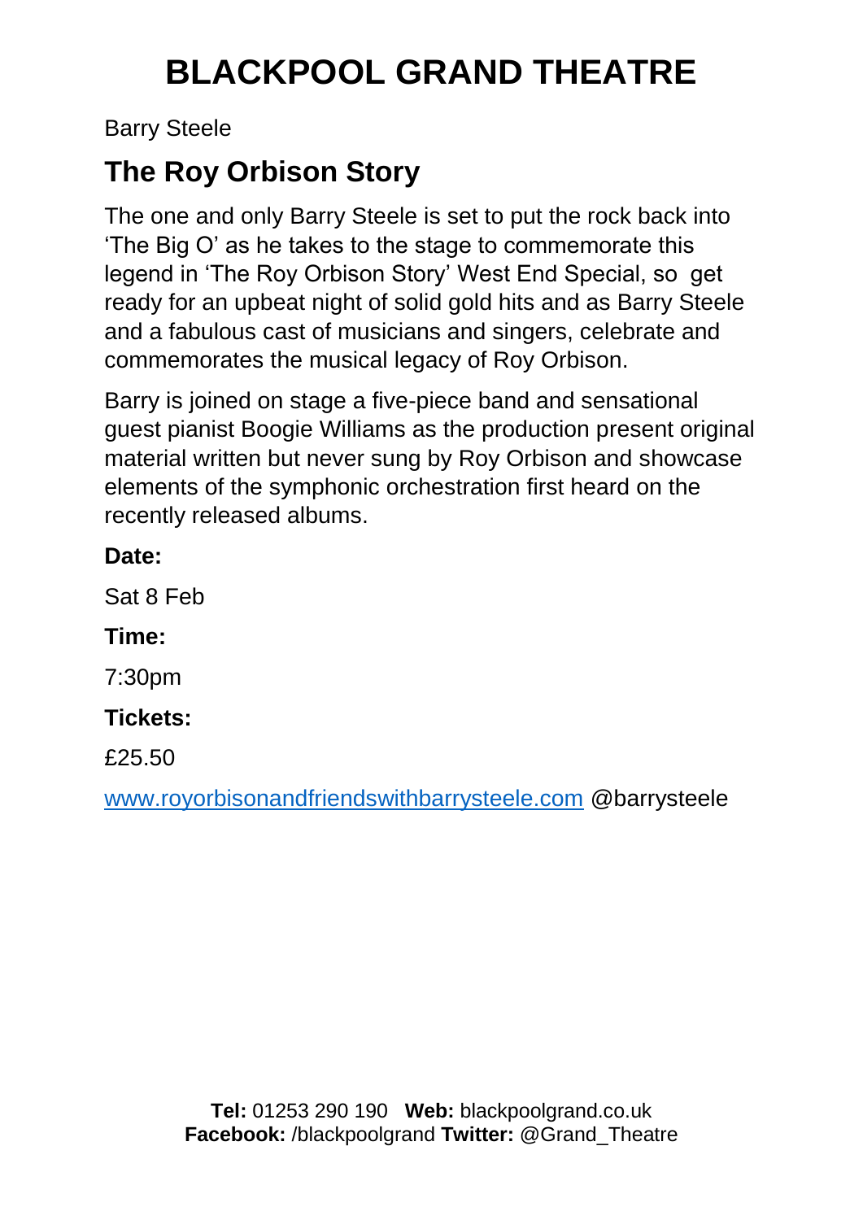# BLACKPOOL GRAND THEATRE

Barry Steele

## The Roy Orbison Story

The one and only Barry Steele is set to put the rock back into 'The Big O' as he takes to the stage to commemorate this legend in 'The Roy Orbison Story' West End Special, so get ready for an upbeat night of solid gold hits and as Barry Steele and a fabulous cast of musicians and singers, celebrate and commemorates the musical legacy of Roy Orbison.

Barry is joined on stage a five-piece band and sensational guest pianist Boogie Williams as the production present original material written but never sung by Roy Orbison and showcase elements of the symphonic orchestration first heard on the recently released albums.

**Date:**

Sat 8 Feb

**Time:**

7:30pm

**Tickets:**

£25.50

www.royorbisonandfriendswithbarrysteele.com @barrysteele

**Tel:** 01253 290 190 **Web:** blackpoolgrand.co.uk
**Facebook:** /blackpoolgrand **Twitter:** @Grand_Theatre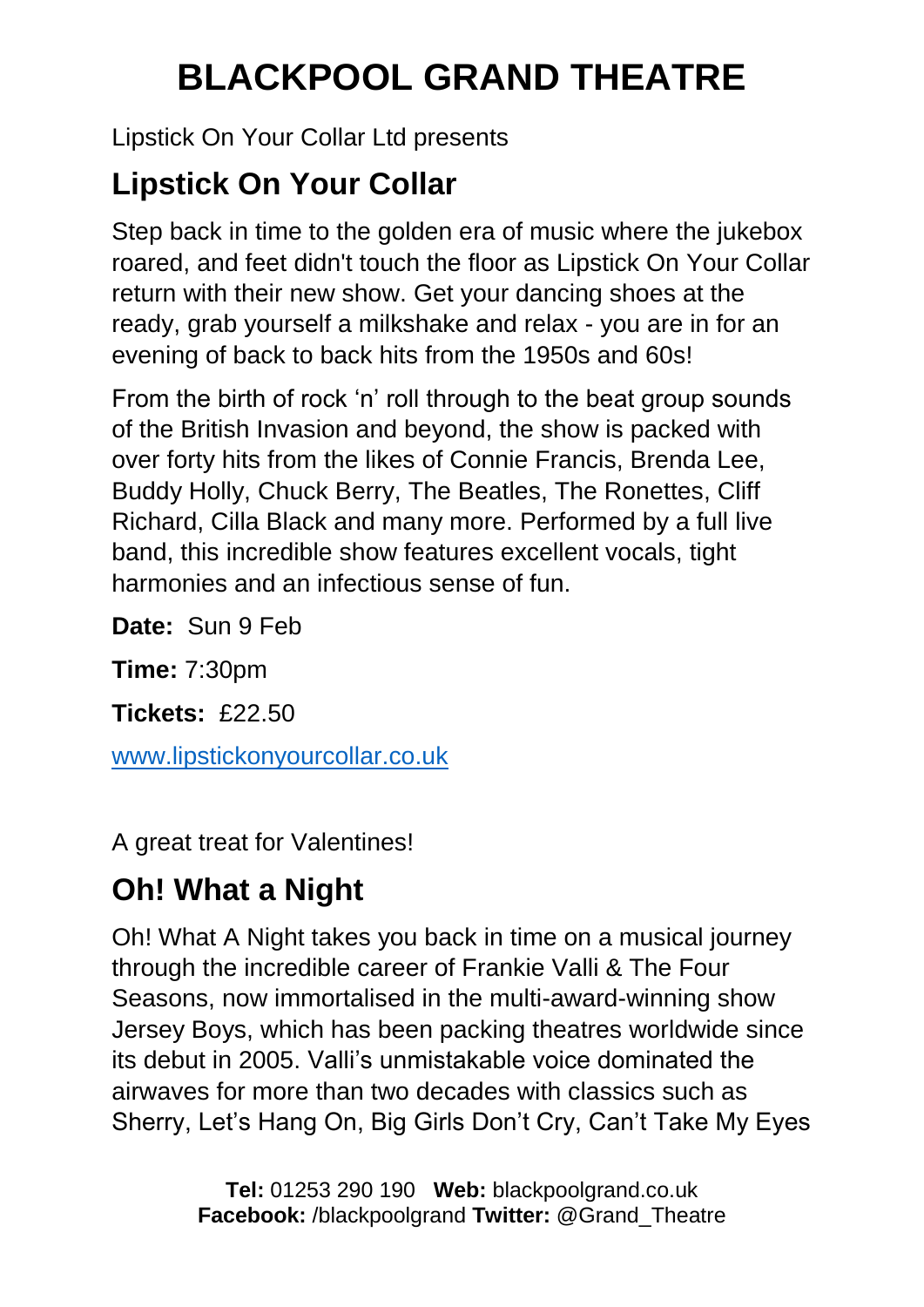# BLACKPOOL GRAND THEATRE

Lipstick On Your Collar Ltd presents

## Lipstick On Your Collar

Step back in time to the golden era of music where the jukebox roared, and feet didn't touch the floor as Lipstick On Your Collar return with their new show. Get your dancing shoes at the ready, grab yourself a milkshake and relax - you are in for an evening of back to back hits from the 1950s and 60s!

From the birth of rock 'n' roll through to the beat group sounds of the British Invasion and beyond, the show is packed with over forty hits from the likes of Connie Francis, Brenda Lee, Buddy Holly, Chuck Berry, The Beatles, The Ronettes, Cliff Richard, Cilla Black and many more. Performed by a full live band, this incredible show features excellent vocals, tight harmonies and an infectious sense of fun.

**Date:** Sun 9 Feb

**Time:** 7:30pm

**Tickets:** £22.50

www.lipstickonyourcollar.co.uk

A great treat for Valentines!

## Oh! What a Night

Oh! What A Night takes you back in time on a musical journey through the incredible career of Frankie Valli & The Four Seasons, now immortalised in the multi-award-winning show Jersey Boys, which has been packing theatres worldwide since its debut in 2005. Valli's unmistakable voice dominated the airwaves for more than two decades with classics such as Sherry, Let's Hang On, Big Girls Don't Cry, Can't Take My Eyes

**Tel:** 01253 290 190 **Web:** blackpoolgrand.co.uk
**Facebook:** /blackpoolgrand **Twitter:** @Grand_Theatre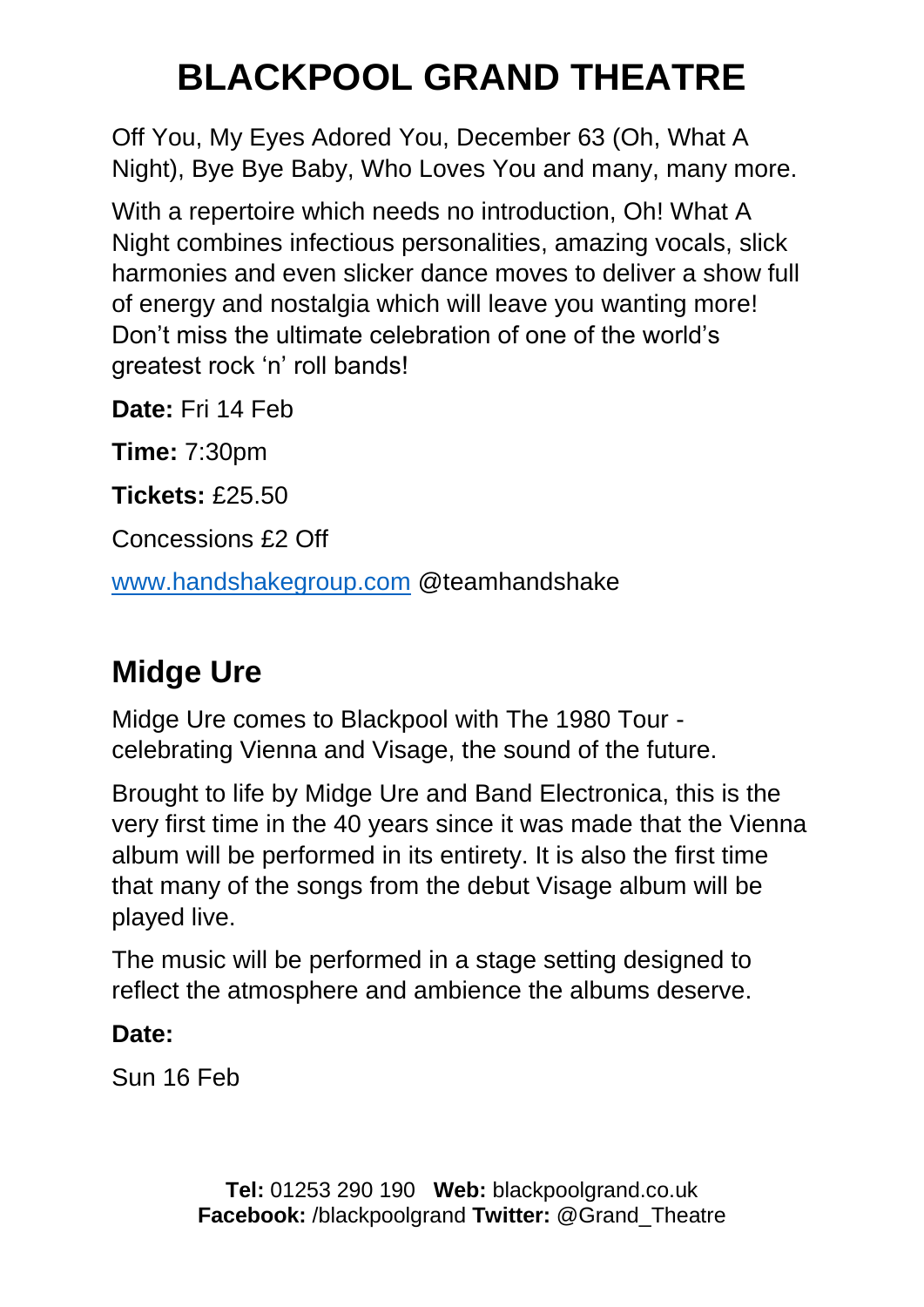# BLACKPOOL GRAND THEATRE

Off You, My Eyes Adored You, December 63 (Oh, What A Night), Bye Bye Baby, Who Loves You and many, many more.

With a repertoire which needs no introduction, Oh! What A Night combines infectious personalities, amazing vocals, slick harmonies and even slicker dance moves to deliver a show full of energy and nostalgia which will leave you wanting more! Don't miss the ultimate celebration of one of the world's greatest rock 'n' roll bands!

**Date:** Fri 14 Feb

**Time:** 7:30pm

**Tickets:** £25.50

Concessions £2 Off

www.handshakegroup.com @teamhandshake

## Midge Ure

Midge Ure comes to Blackpool with The 1980 Tour - celebrating Vienna and Visage, the sound of the future.

Brought to life by Midge Ure and Band Electronica, this is the very first time in the 40 years since it was made that the Vienna album will be performed in its entirety. It is also the first time that many of the songs from the debut Visage album will be played live.

The music will be performed in a stage setting designed to reflect the atmosphere and ambience the albums deserve.

**Date:**

Sun 16 Feb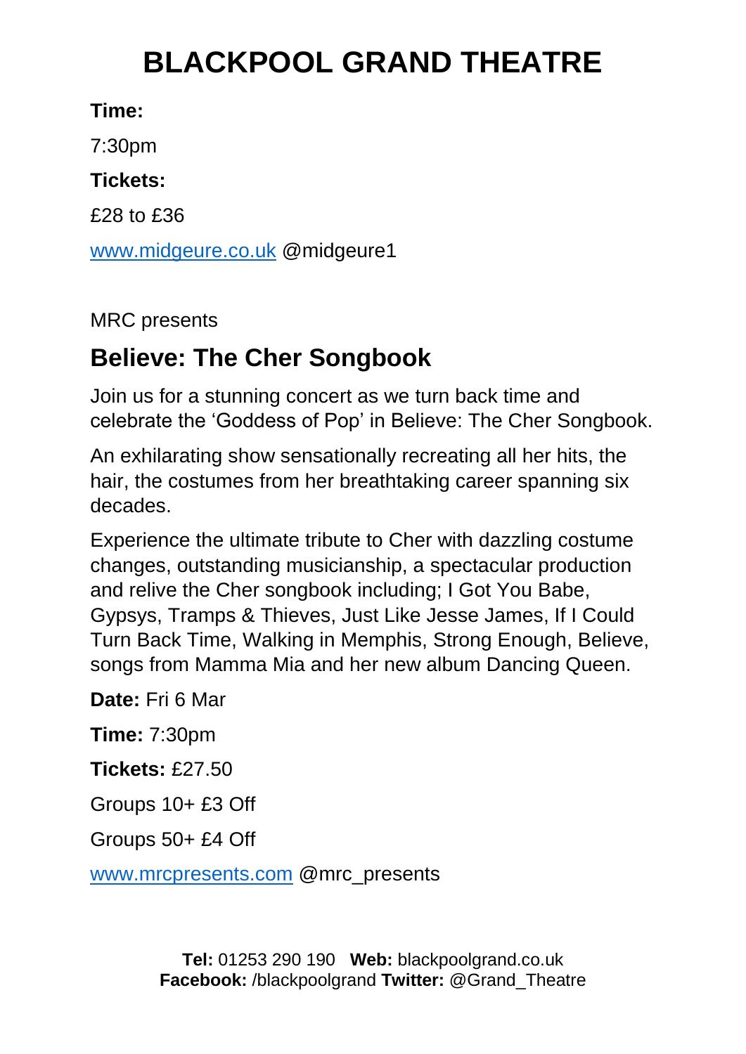**Time:**

7:30pm

**Tickets:**

£28 to £36

www.midgeure.co.uk @midgeure1

MRC presents

## Believe: The Cher Songbook

Join us for a stunning concert as we turn back time and celebrate the 'Goddess of Pop' in Believe: The Cher Songbook.

An exhilarating show sensationally recreating all her hits, the hair, the costumes from her breathtaking career spanning six decades.

Experience the ultimate tribute to Cher with dazzling costume changes, outstanding musicianship, a spectacular production and relive the Cher songbook including; I Got You Babe, Gypsys, Tramps & Thieves, Just Like Jesse James, If I Could Turn Back Time, Walking in Memphis, Strong Enough, Believe, songs from Mamma Mia and her new album Dancing Queen.

**Date:** Fri 6 Mar

**Time:** 7:30pm

**Tickets:** £27.50

Groups 10+ £3 Off

Groups 50+ £4 Off

www.mrcpresents.com @mrc_presents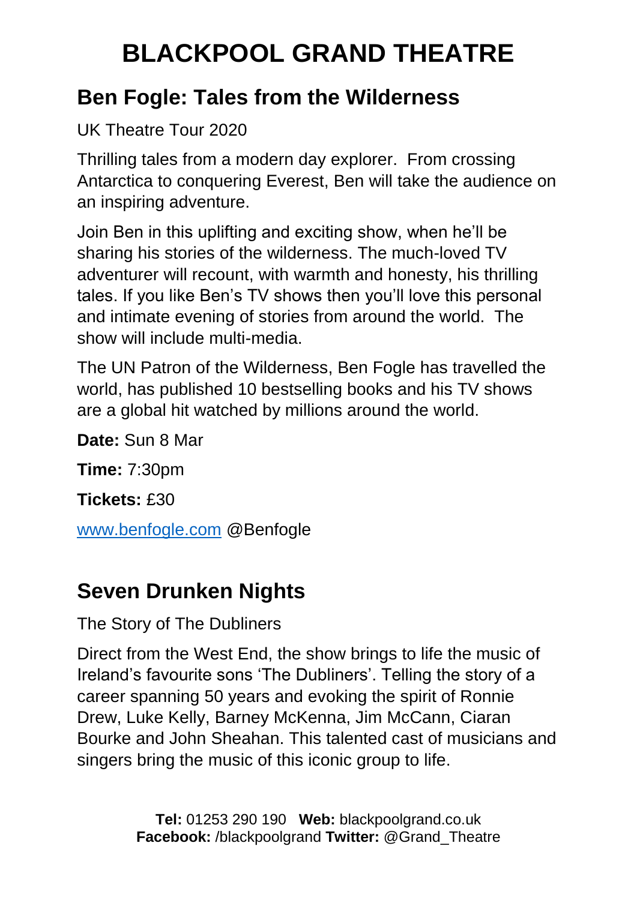# BLACKPOOL GRAND THEATRE

## Ben Fogle: Tales from the Wilderness

UK Theatre Tour 2020

Thrilling tales from a modern day explorer. From crossing Antarctica to conquering Everest, Ben will take the audience on an inspiring adventure.

Join Ben in this uplifting and exciting show, when he'll be sharing his stories of the wilderness. The much-loved TV adventurer will recount, with warmth and honesty, his thrilling tales. If you like Ben's TV shows then you'll love this personal and intimate evening of stories from around the world. The show will include multi-media.

The UN Patron of the Wilderness, Ben Fogle has travelled the world, has published 10 bestselling books and his TV shows are a global hit watched by millions around the world.

**Date:** Sun 8 Mar

**Time:** 7:30pm

**Tickets:** £30

[www.benfogle.com](http://www.benfogle.com) @Benfogle

## Seven Drunken Nights

The Story of The Dubliners

Direct from the West End, the show brings to life the music of Ireland's favourite sons 'The Dubliners'. Telling the story of a career spanning 50 years and evoking the spirit of Ronnie Drew, Luke Kelly, Barney McKenna, Jim McCann, Ciaran Bourke and John Sheahan. This talented cast of musicians and singers bring the music of this iconic group to life.

**Tel:** 01253 290 190 **Web:** blackpoolgrand.co.uk
**Facebook:** /blackpoolgrand **Twitter:** @Grand_Theatre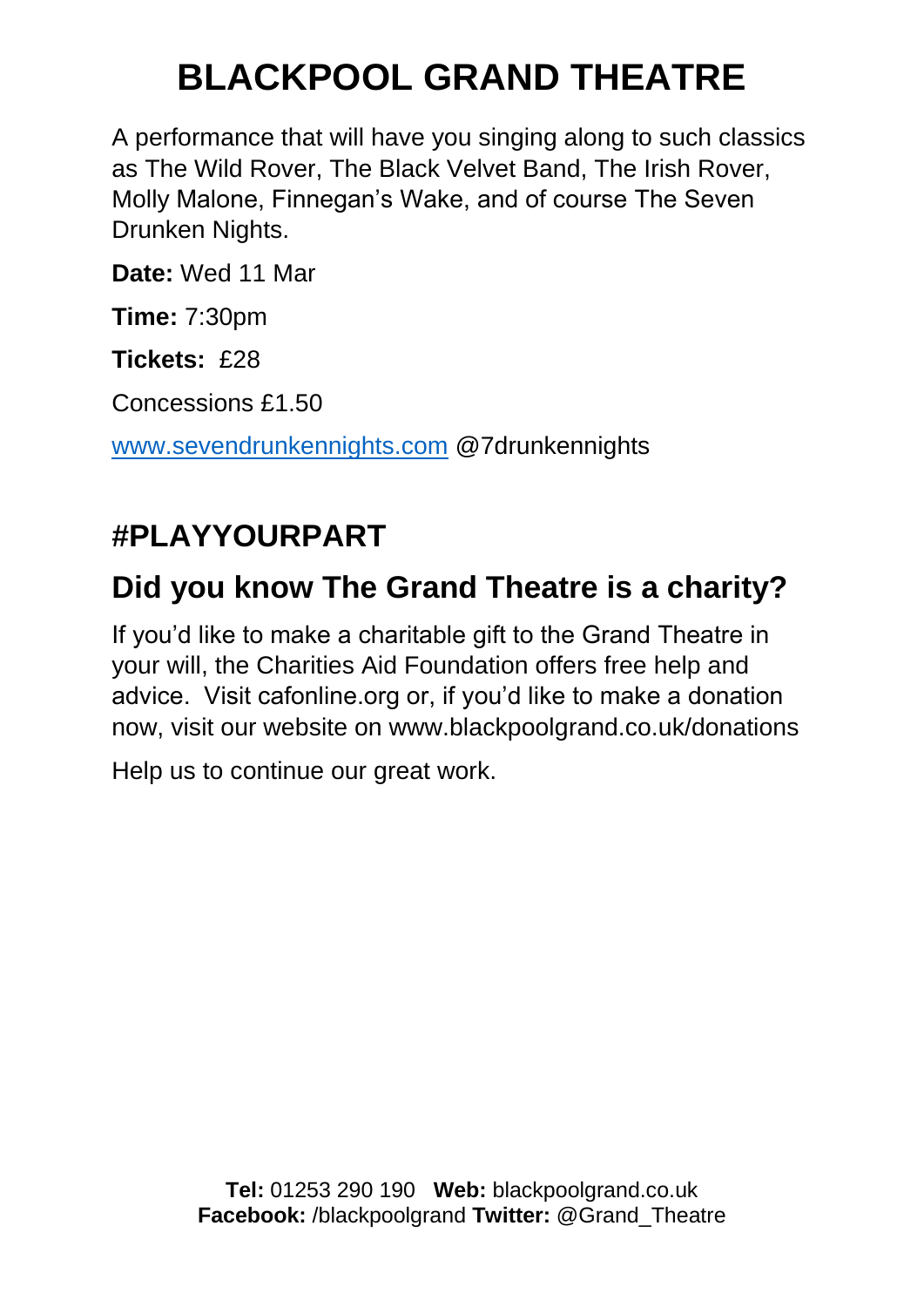# BLACKPOOL GRAND THEATRE

A performance that will have you singing along to such classics as The Wild Rover, The Black Velvet Band, The Irish Rover, Molly Malone, Finnegan's Wake, and of course The Seven Drunken Nights.

**Date:** Wed 11 Mar

**Time:** 7:30pm

**Tickets:** £28

Concessions £1.50

www.sevendrunkennights.com @7drunkennights

## #PLAYYOURPART

## Did you know The Grand Theatre is a charity?

If you'd like to make a charitable gift to the Grand Theatre in your will, the Charities Aid Foundation offers free help and advice. Visit cafonline.org or, if you'd like to make a donation now, visit our website on www.blackpoolgrand.co.uk/donations

Help us to continue our great work.

**Tel:** 01253 290 190 **Web:** blackpoolgrand.co.uk
**Facebook:** /blackpoolgrand **Twitter:** @Grand_Theatre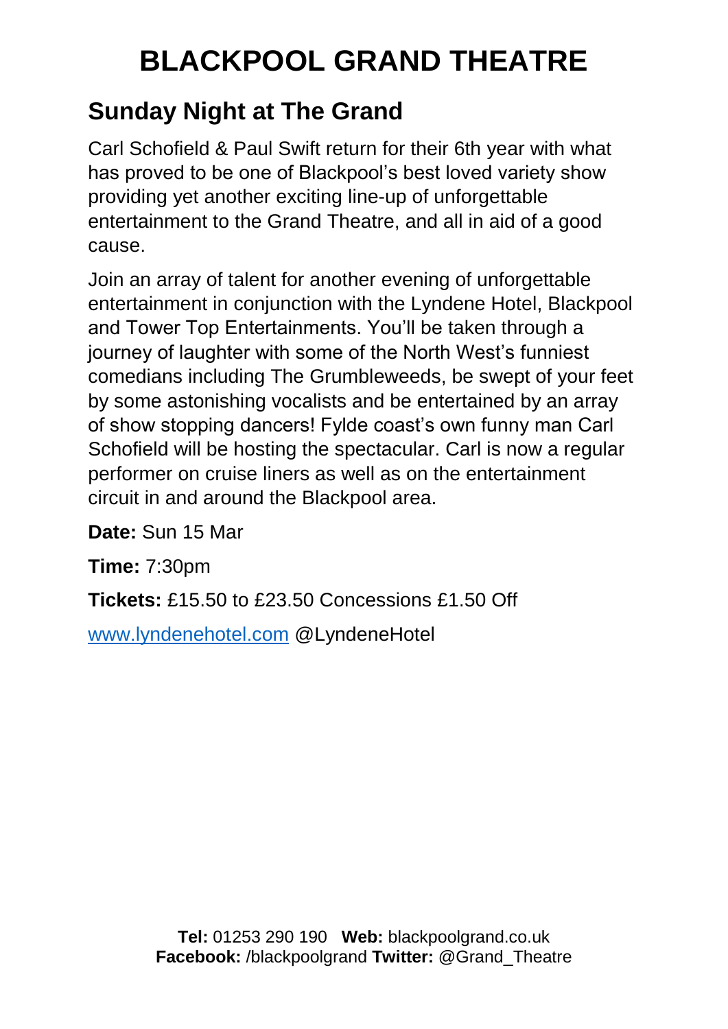# BLACKPOOL GRAND THEATRE

## Sunday Night at The Grand

Carl Schofield & Paul Swift return for their 6th year with what has proved to be one of Blackpool's best loved variety show providing yet another exciting line-up of unforgettable entertainment to the Grand Theatre, and all in aid of a good cause.

Join an array of talent for another evening of unforgettable entertainment in conjunction with the Lyndene Hotel, Blackpool and Tower Top Entertainments. You'll be taken through a journey of laughter with some of the North West's funniest comedians including The Grumbleweeds, be swept of your feet by some astonishing vocalists and be entertained by an array of show stopping dancers! Fylde coast's own funny man Carl Schofield will be hosting the spectacular. Carl is now a regular performer on cruise liners as well as on the entertainment circuit in and around the Blackpool area.

**Date:** Sun 15 Mar

**Time:** 7:30pm

**Tickets:** £15.50 to £23.50 Concessions £1.50 Off

www.lyndenehotel.com @LyndeneHotel

**Tel:** 01253 290 190 **Web:** blackpoolgrand.co.uk
**Facebook:** /blackpoolgrand **Twitter:** @Grand_Theatre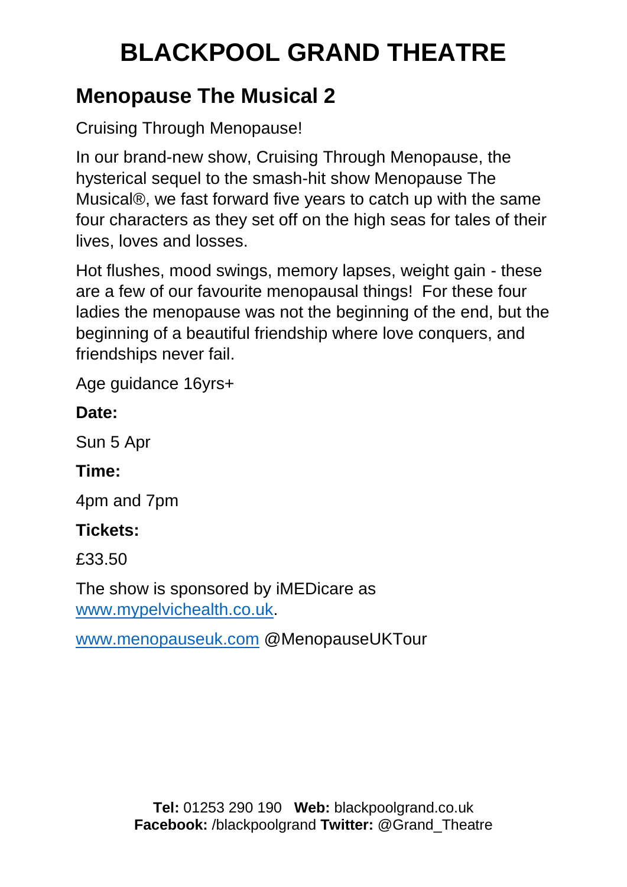# BLACKPOOL GRAND THEATRE

## Menopause The Musical 2

Cruising Through Menopause!

In our brand-new show, Cruising Through Menopause, the hysterical sequel to the smash-hit show Menopause The Musical®, we fast forward five years to catch up with the same four characters as they set off on the high seas for tales of their lives, loves and losses.

Hot flushes, mood swings, memory lapses, weight gain - these are a few of our favourite menopausal things! For these four ladies the menopause was not the beginning of the end, but the beginning of a beautiful friendship where love conquers, and friendships never fail.

Age guidance 16yrs+

**Date:**

Sun 5 Apr

**Time:**

4pm and 7pm

**Tickets:**

£33.50

The show is sponsored by iMEDicare as www.mypelvichealth.co.uk.

www.menopauseuk.com @MenopauseUKTour

**Tel:** 01253 290 190 **Web:** blackpoolgrand.co.uk
**Facebook:** /blackpoolgrand **Twitter:** @Grand_Theatre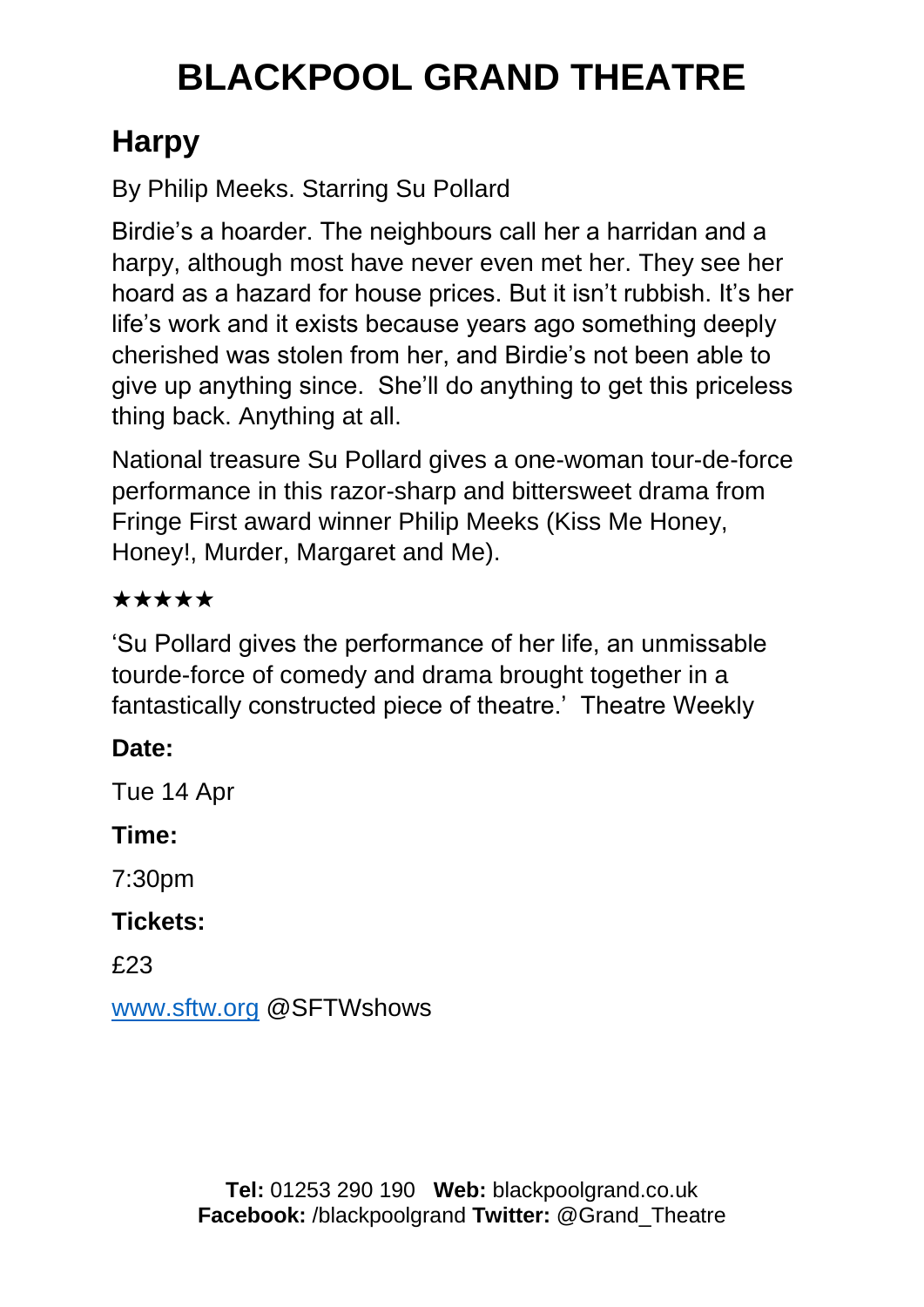# BLACKPOOL GRAND THEATRE

## Harpy

By Philip Meeks. Starring Su Pollard

Birdie's a hoarder. The neighbours call her a harridan and a harpy, although most have never even met her. They see her hoard as a hazard for house prices. But it isn't rubbish. It's her life's work and it exists because years ago something deeply cherished was stolen from her, and Birdie's not been able to give up anything since. She'll do anything to get this priceless thing back. Anything at all.

National treasure Su Pollard gives a one-woman tour-de-force performance in this razor-sharp and bittersweet drama from Fringe First award winner Philip Meeks (Kiss Me Honey, Honey!, Murder, Margaret and Me).

★★★★★

'Su Pollard gives the performance of her life, an unmissable tourde-force of comedy and drama brought together in a fantastically constructed piece of theatre.' Theatre Weekly

**Date:**

Tue 14 Apr

**Time:**

7:30pm

**Tickets:**

£23

www.sftw.org @SFTWshows

**Tel:** 01253 290 190 **Web:** blackpoolgrand.co.uk
**Facebook:** /blackpoolgrand **Twitter:** @Grand_Theatre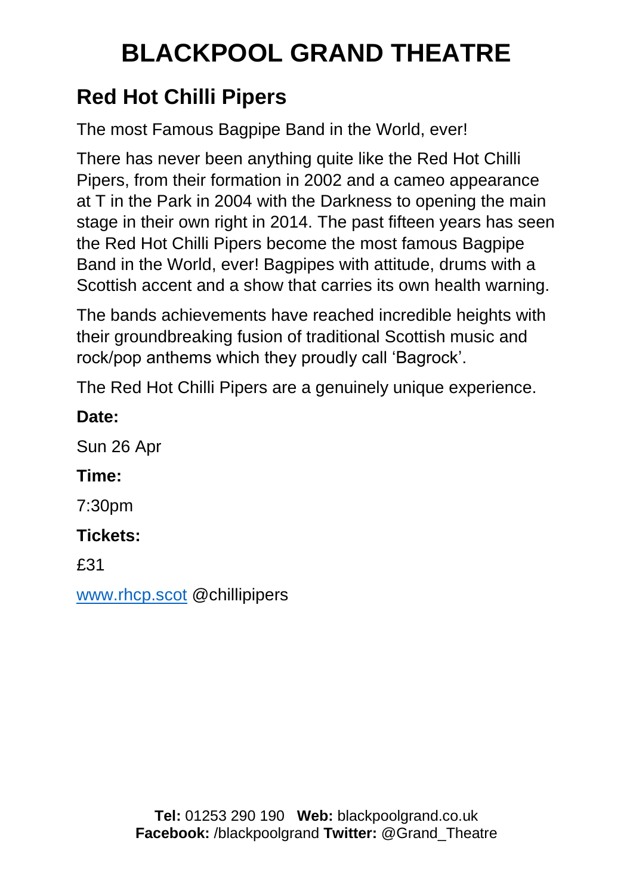# BLACKPOOL GRAND THEATRE

## Red Hot Chilli Pipers

The most Famous Bagpipe Band in the World, ever!

There has never been anything quite like the Red Hot Chilli Pipers, from their formation in 2002 and a cameo appearance at T in the Park in 2004 with the Darkness to opening the main stage in their own right in 2014. The past fifteen years has seen the Red Hot Chilli Pipers become the most famous Bagpipe Band in the World, ever! Bagpipes with attitude, drums with a Scottish accent and a show that carries its own health warning.

The bands achievements have reached incredible heights with their groundbreaking fusion of traditional Scottish music and rock/pop anthems which they proudly call 'Bagrock'.

The Red Hot Chilli Pipers are a genuinely unique experience.

**Date:**

Sun 26 Apr

**Time:**

7:30pm

**Tickets:**

£31

[www.rhcp.scot](http://www.rhcp.scot) @chillipipers

**Tel:** 01253 290 190 **Web:** blackpoolgrand.co.uk
**Facebook:** /blackpoolgrand **Twitter:** @Grand_Theatre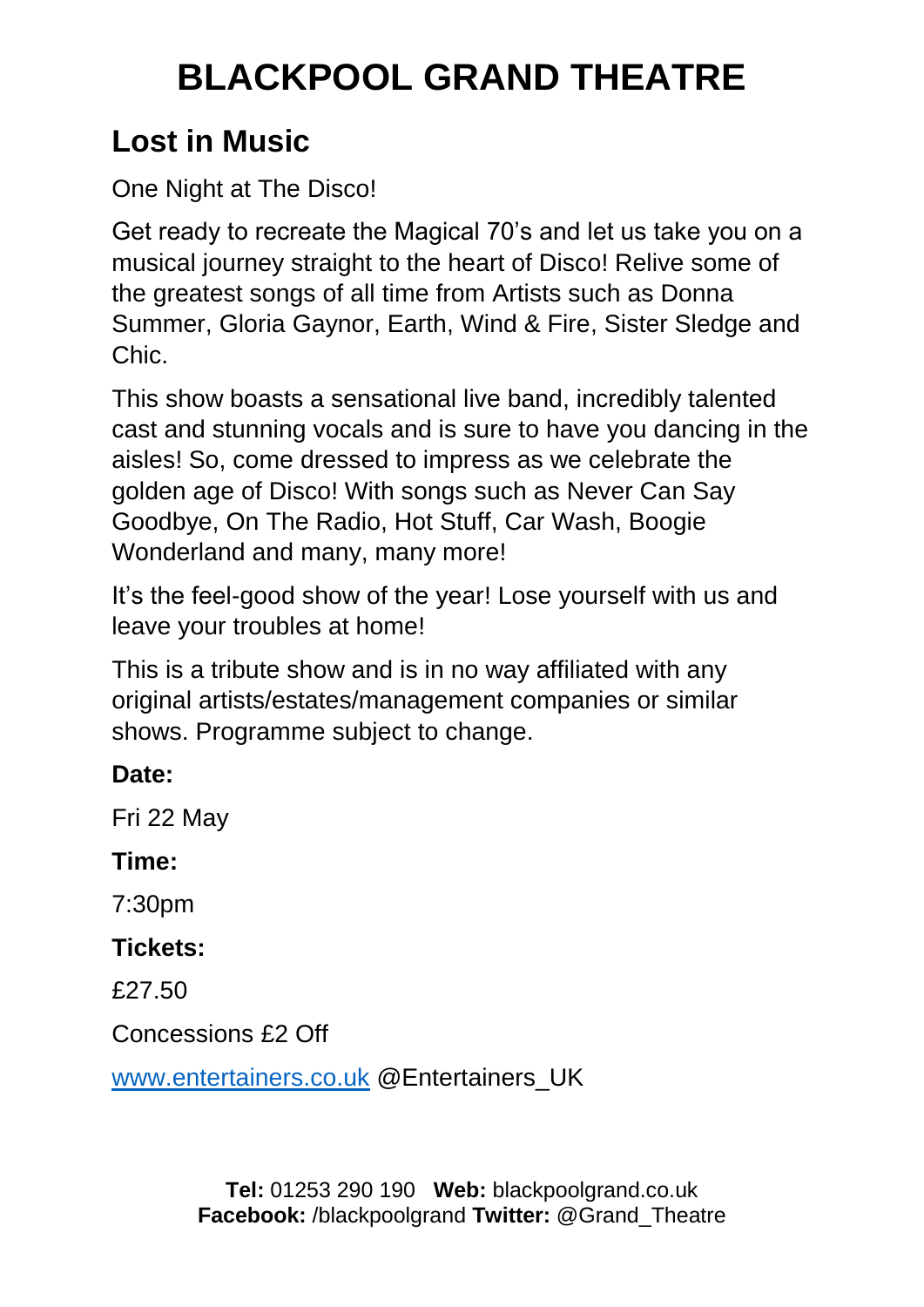# BLACKPOOL GRAND THEATRE

## Lost in Music

One Night at The Disco!

Get ready to recreate the Magical 70's and let us take you on a musical journey straight to the heart of Disco! Relive some of the greatest songs of all time from Artists such as Donna Summer, Gloria Gaynor, Earth, Wind & Fire, Sister Sledge and Chic.

This show boasts a sensational live band, incredibly talented cast and stunning vocals and is sure to have you dancing in the aisles! So, come dressed to impress as we celebrate the golden age of Disco! With songs such as Never Can Say Goodbye, On The Radio, Hot Stuff, Car Wash, Boogie Wonderland and many, many more!

It's the feel-good show of the year! Lose yourself with us and leave your troubles at home!

This is a tribute show and is in no way affiliated with any original artists/estates/management companies or similar shows. Programme subject to change.

**Date:**

Fri 22 May

**Time:**

7:30pm

**Tickets:**

£27.50

Concessions £2 Off

[www.entertainers.co.uk](http://www.entertainers.co.uk) @Entertainers_UK

**Tel:** 01253 290 190 **Web:** blackpoolgrand.co.uk
**Facebook:** /blackpoolgrand **Twitter:** @Grand_Theatre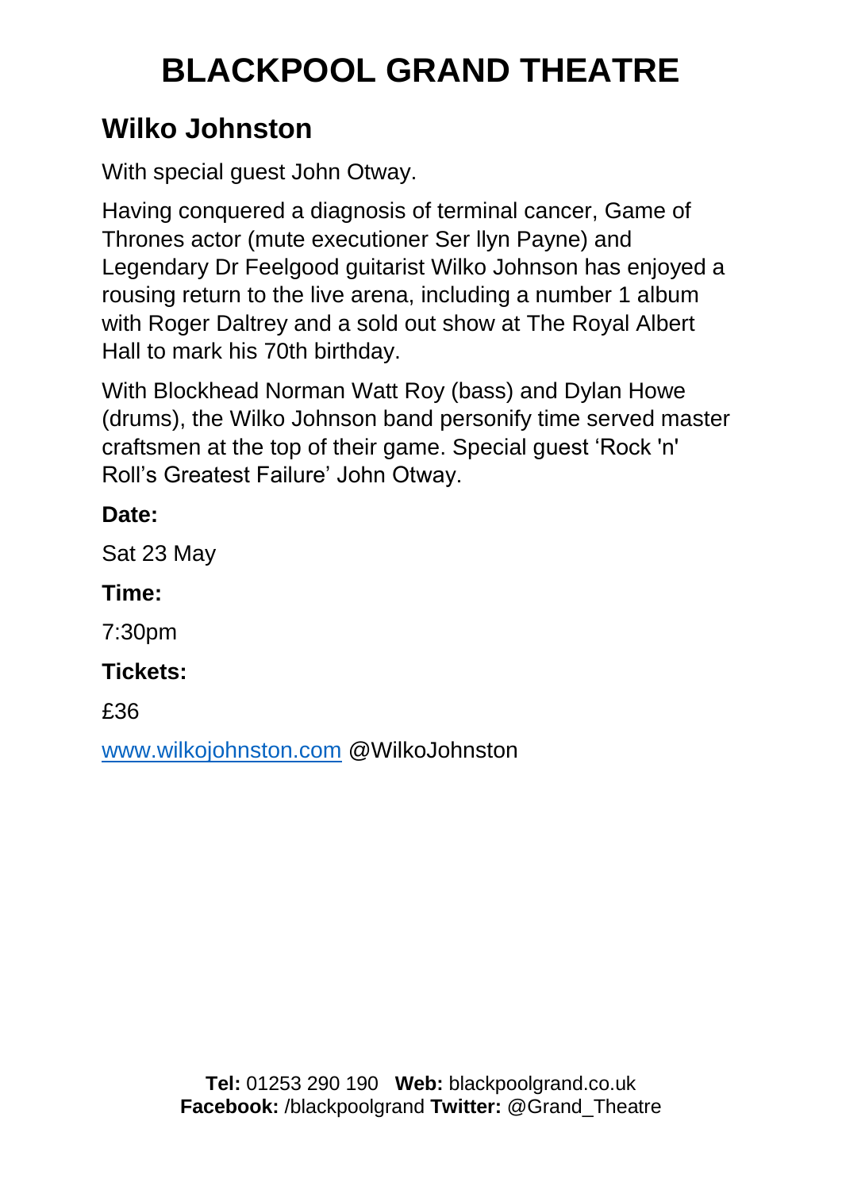# BLACKPOOL GRAND THEATRE

## Wilko Johnston

With special guest John Otway.

Having conquered a diagnosis of terminal cancer, Game of Thrones actor (mute executioner Ser llyn Payne) and Legendary Dr Feelgood guitarist Wilko Johnson has enjoyed a rousing return to the live arena, including a number 1 album with Roger Daltrey and a sold out show at The Royal Albert Hall to mark his 70th birthday.

With Blockhead Norman Watt Roy (bass) and Dylan Howe (drums), the Wilko Johnson band personify time served master craftsmen at the top of their game. Special guest 'Rock 'n' Roll's Greatest Failure' John Otway.

**Date:**

Sat 23 May

**Time:**

7:30pm

**Tickets:**

£36

[www.wilkojohnston.com](http://www.wilkojohnston.com) @WilkoJohnston

**Tel:** 01253 290 190 **Web:** blackpoolgrand.co.uk
**Facebook:** /blackpoolgrand **Twitter:** @Grand_Theatre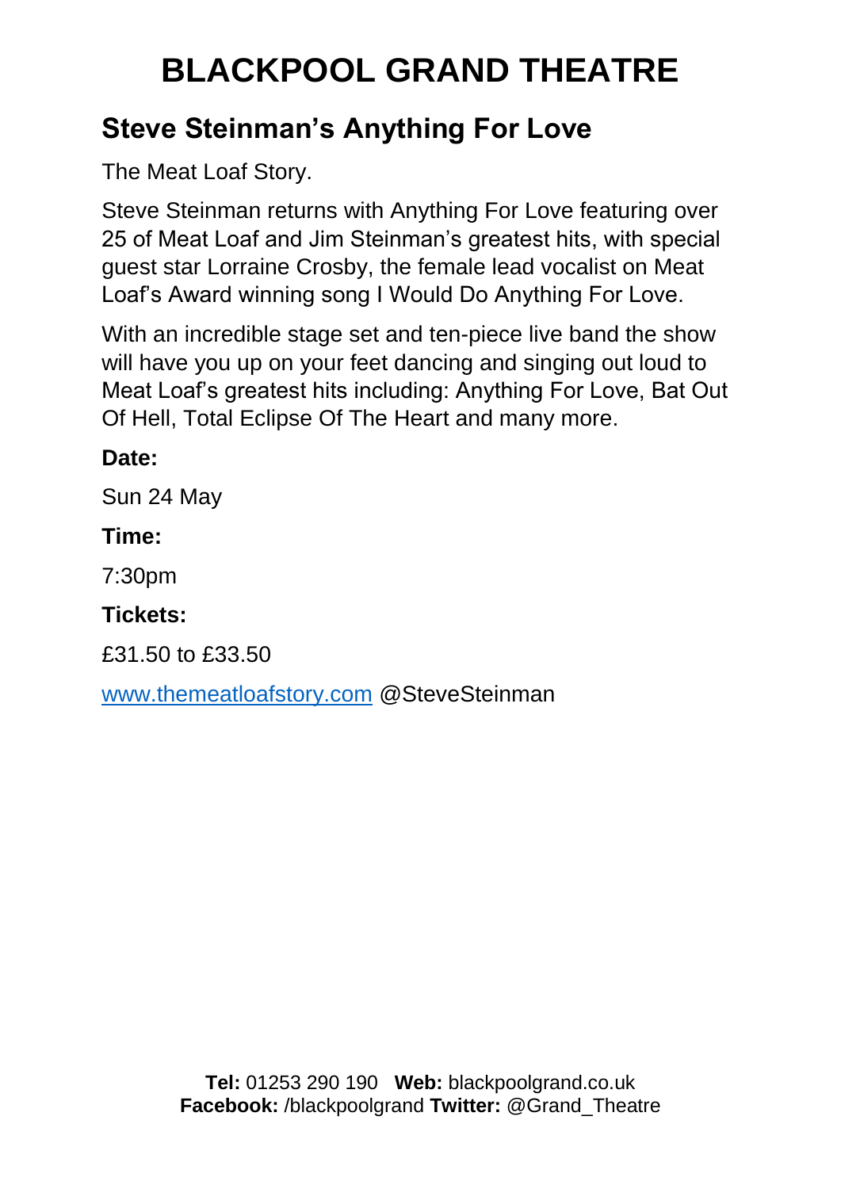# BLACKPOOL GRAND THEATRE

## Steve Steinman's Anything For Love

The Meat Loaf Story.

Steve Steinman returns with Anything For Love featuring over 25 of Meat Loaf and Jim Steinman's greatest hits, with special guest star Lorraine Crosby, the female lead vocalist on Meat Loaf's Award winning song I Would Do Anything For Love.

With an incredible stage set and ten-piece live band the show will have you up on your feet dancing and singing out loud to Meat Loaf's greatest hits including: Anything For Love, Bat Out Of Hell, Total Eclipse Of The Heart and many more.

**Date:**

Sun 24 May

**Time:**

7:30pm

**Tickets:**

£31.50 to £33.50

www.themeatloafstory.com @SteveSteinman

**Tel:** 01253 290 190 **Web:** blackpoolgrand.co.uk
**Facebook:** /blackpoolgrand **Twitter:** @Grand_Theatre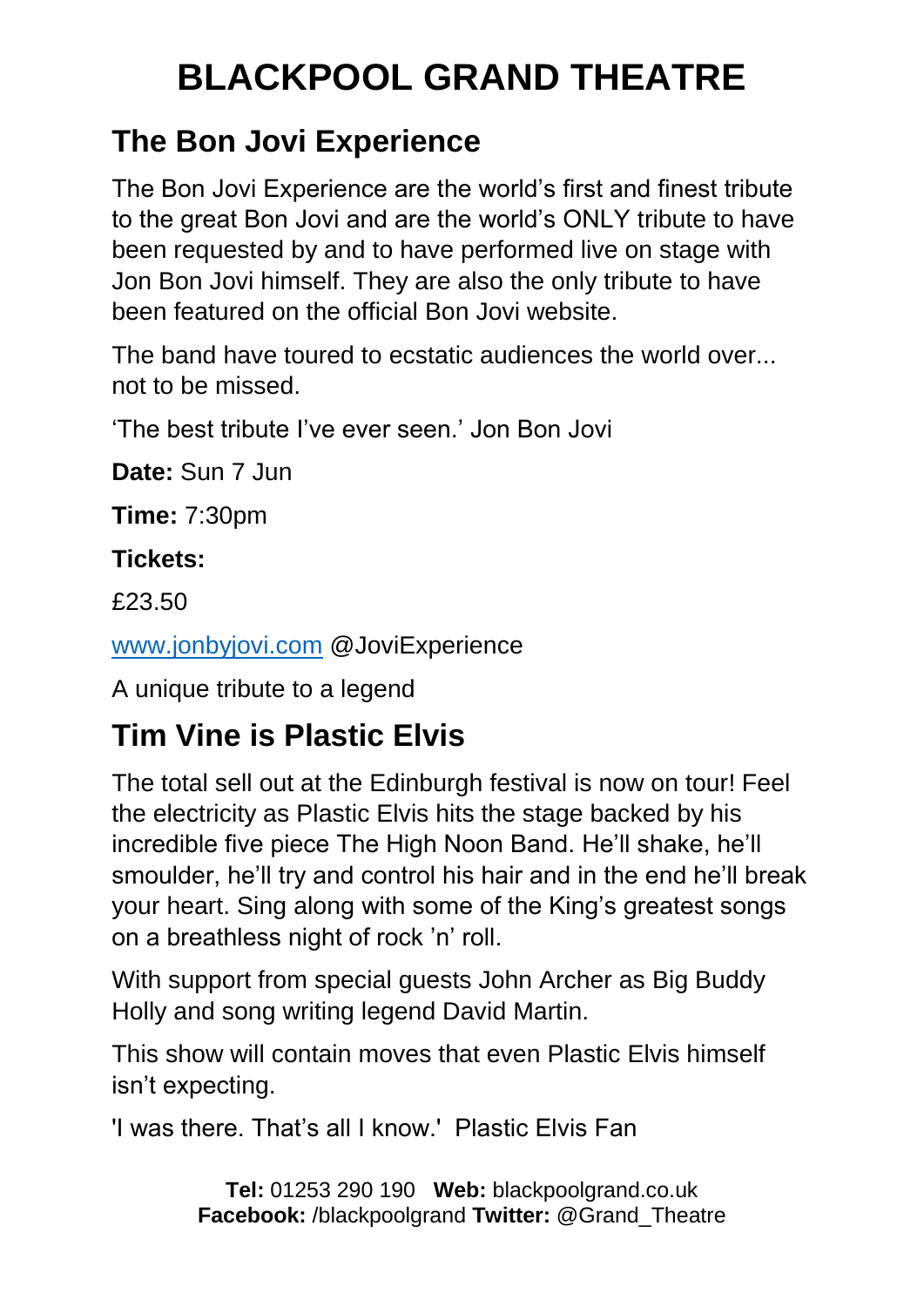# BLACKPOOL GRAND THEATRE

## The Bon Jovi Experience

The Bon Jovi Experience are the world's first and finest tribute to the great Bon Jovi and are the world's ONLY tribute to have been requested by and to have performed live on stage with Jon Bon Jovi himself. They are also the only tribute to have been featured on the official Bon Jovi website.

The band have toured to ecstatic audiences the world over... not to be missed.

'The best tribute I've ever seen.' Jon Bon Jovi

**Date:** Sun 7 Jun

**Time:** 7:30pm

**Tickets:**

£23.50

[www.jonbyjovi.com](www.jonbyjovi.com) @JoviExperience

A unique tribute to a legend

## Tim Vine is Plastic Elvis

The total sell out at the Edinburgh festival is now on tour! Feel the electricity as Plastic Elvis hits the stage backed by his incredible five piece The High Noon Band. He'll shake, he'll smoulder, he'll try and control his hair and in the end he'll break your heart. Sing along with some of the King's greatest songs on a breathless night of rock 'n' roll.

With support from special guests John Archer as Big Buddy Holly and song writing legend David Martin.

This show will contain moves that even Plastic Elvis himself isn't expecting.

'I was there. That's all I know.' Plastic Elvis Fan

**Tel:** 01253 290 190 **Web:** blackpoolgrand.co.uk
**Facebook:** /blackpoolgrand **Twitter:** @Grand_Theatre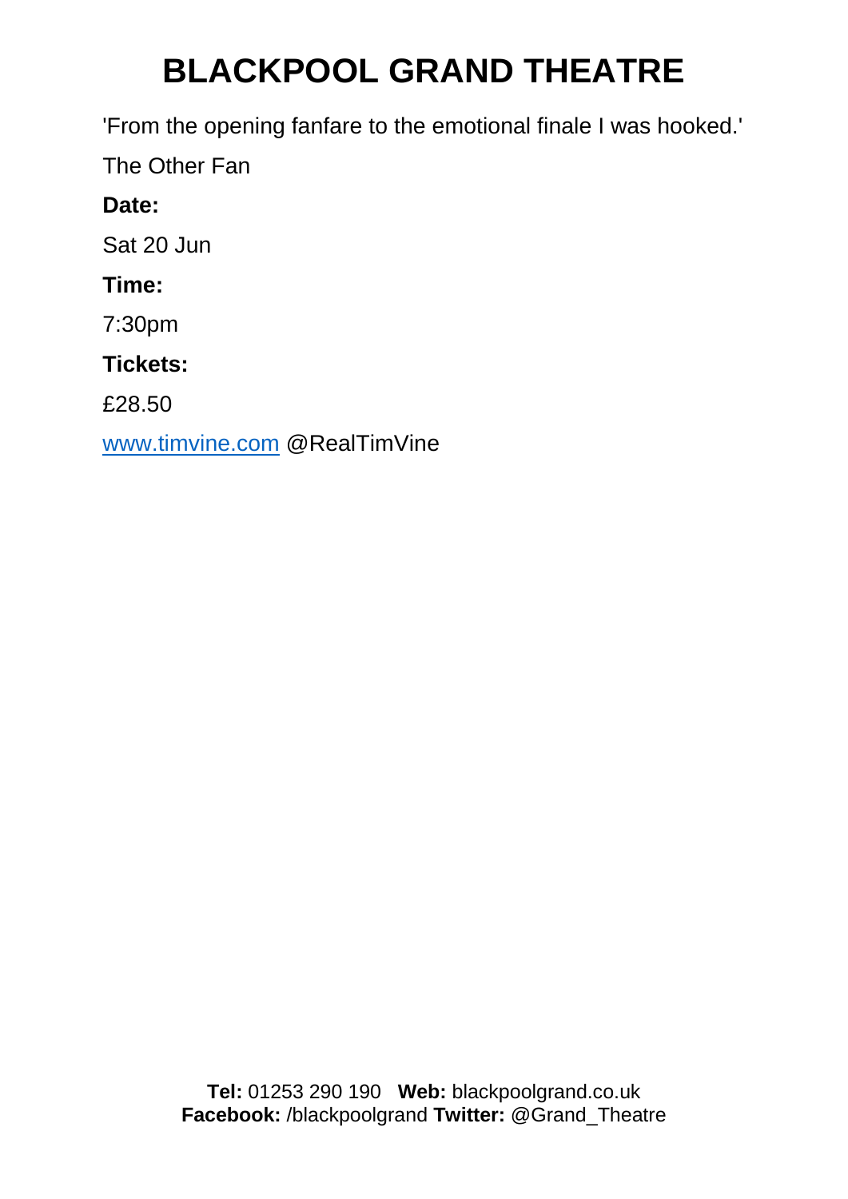# BLACKPOOL GRAND THEATRE

'From the opening fanfare to the emotional finale I was hooked.'

The Other Fan

**Date:**

Sat 20 Jun

**Time:**

7:30pm

**Tickets:**

£28.50

www.timvine.com @RealTimVine

**Tel:** 01253 290 190 **Web:** blackpoolgrand.co.uk
**Facebook:** /blackpoolgrand **Twitter:** @Grand_Theatre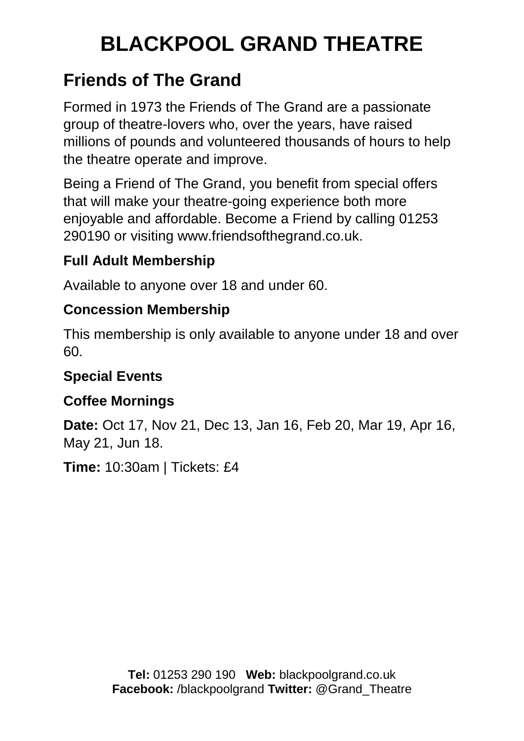# BLACKPOOL GRAND THEATRE

## Friends of The Grand

Formed in 1973 the Friends of The Grand are a passionate group of theatre-lovers who, over the years, have raised millions of pounds and volunteered thousands of hours to help the theatre operate and improve.

Being a Friend of The Grand, you benefit from special offers that will make your theatre-going experience both more enjoyable and affordable. Become a Friend by calling 01253 290190 or visiting www.friendsofthegrand.co.uk.

### Full Adult Membership

Available to anyone over 18 and under 60.

### Concession Membership

This membership is only available to anyone under 18 and over 60.

### Special Events

### Coffee Mornings

**Date:** Oct 17, Nov 21, Dec 13, Jan 16, Feb 20, Mar 19, Apr 16, May 21, Jun 18.

**Time:** 10:30am | Tickets: £4

**Tel:** 01253 290 190 **Web:** blackpoolgrand.co.uk
**Facebook:** /blackpoolgrand **Twitter:** @Grand_Theatre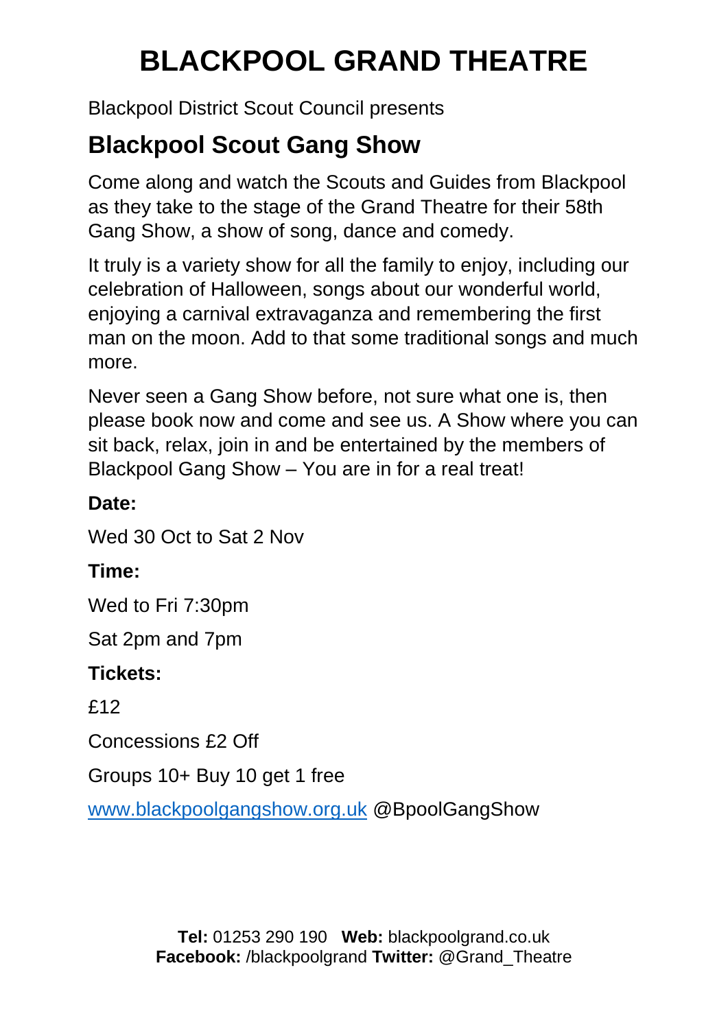# BLACKPOOL GRAND THEATRE

Blackpool District Scout Council presents

## Blackpool Scout Gang Show

Come along and watch the Scouts and Guides from Blackpool as they take to the stage of the Grand Theatre for their 58th Gang Show, a show of song, dance and comedy.

It truly is a variety show for all the family to enjoy, including our celebration of Halloween, songs about our wonderful world, enjoying a carnival extravaganza and remembering the first man on the moon. Add to that some traditional songs and much more.

Never seen a Gang Show before, not sure what one is, then please book now and come and see us. A Show where you can sit back, relax, join in and be entertained by the members of Blackpool Gang Show – You are in for a real treat!

**Date:**

Wed 30 Oct to Sat 2 Nov

**Time:**

Wed to Fri 7:30pm

Sat 2pm and 7pm

**Tickets:**

£12

Concessions £2 Off

Groups 10+ Buy 10 get 1 free

[www.blackpoolgangshow.org.uk](http://www.blackpoolgangshow.org.uk) @BpoolGangShow

**Tel:** 01253 290 190 **Web:** blackpoolgrand.co.uk
**Facebook:** /blackpoolgrand **Twitter:** @Grand_Theatre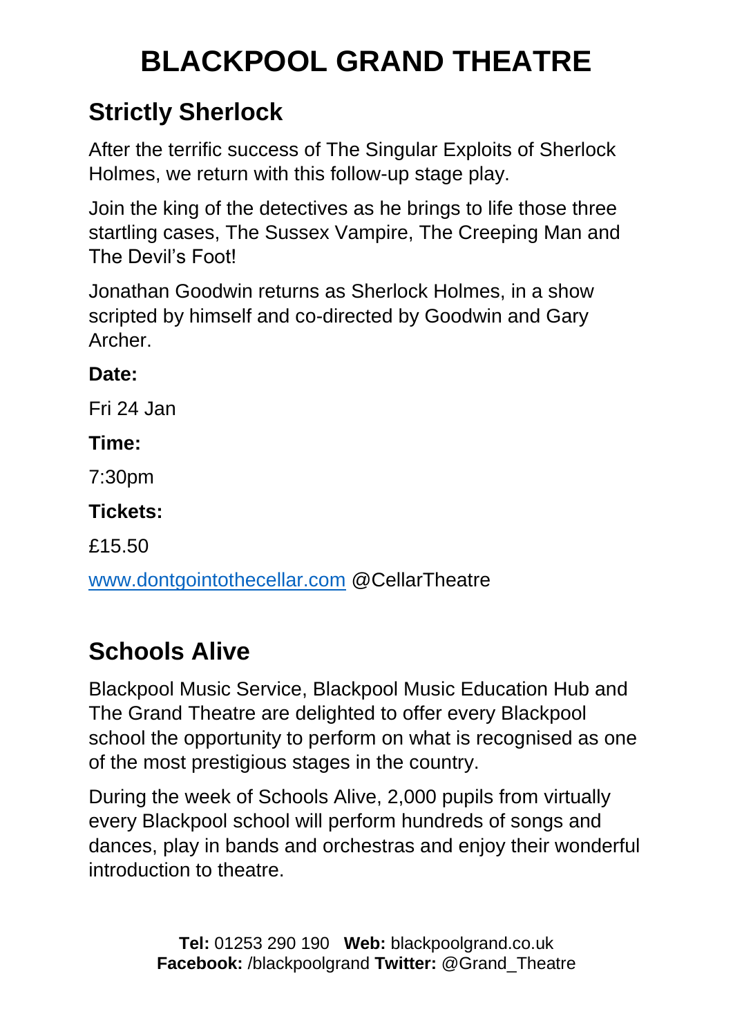# BLACKPOOL GRAND THEATRE

## Strictly Sherlock

After the terrific success of The Singular Exploits of Sherlock Holmes, we return with this follow-up stage play.

Join the king of the detectives as he brings to life those three startling cases, The Sussex Vampire, The Creeping Man and The Devil's Foot!

Jonathan Goodwin returns as Sherlock Holmes, in a show scripted by himself and co-directed by Goodwin and Gary Archer.

**Date:**

Fri 24 Jan

**Time:**

7:30pm

**Tickets:**

£15.50

www.dontgointothecellar.com @CellarTheatre

## Schools Alive

Blackpool Music Service, Blackpool Music Education Hub and The Grand Theatre are delighted to offer every Blackpool school the opportunity to perform on what is recognised as one of the most prestigious stages in the country.

During the week of Schools Alive, 2,000 pupils from virtually every Blackpool school will perform hundreds of songs and dances, play in bands and orchestras and enjoy their wonderful introduction to theatre.

**Tel:** 01253 290 190 **Web:** blackpoolgrand.co.uk
**Facebook:** /blackpoolgrand **Twitter:** @Grand_Theatre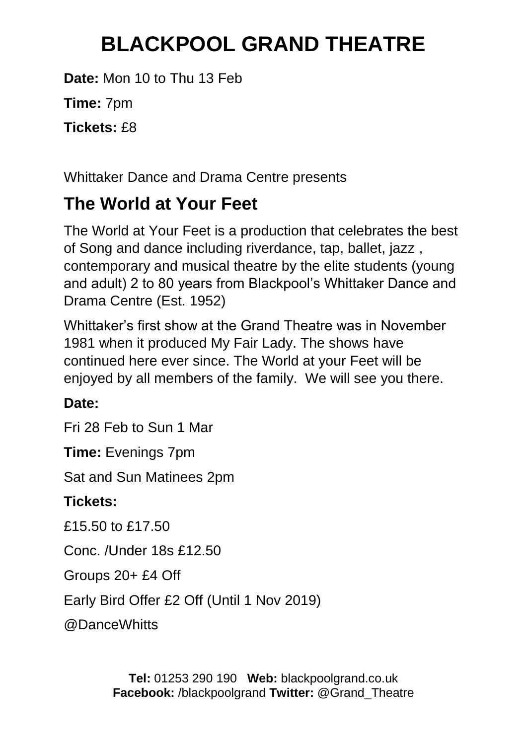# BLACKPOOL GRAND THEATRE

**Date:** Mon 10 to Thu 13 Feb

**Time:** 7pm

**Tickets:** £8

Whittaker Dance and Drama Centre presents

## The World at Your Feet

The World at Your Feet is a production that celebrates the best of Song and dance including riverdance, tap, ballet, jazz , contemporary and musical theatre by the elite students (young and adult) 2 to 80 years from Blackpool's Whittaker Dance and Drama Centre (Est. 1952)

Whittaker's first show at the Grand Theatre was in November 1981 when it produced My Fair Lady. The shows have continued here ever since. The World at your Feet will be enjoyed by all members of the family. We will see you there.

**Date:**

Fri 28 Feb to Sun 1 Mar

**Time:** Evenings 7pm

Sat and Sun Matinees 2pm

**Tickets:**

£15.50 to £17.50

Conc. /Under 18s £12.50

Groups 20+ £4 Off

Early Bird Offer £2 Off (Until 1 Nov 2019)

@DanceWhitts

**Tel:** 01253 290 190 **Web:** blackpoolgrand.co.uk
**Facebook:** /blackpoolgrand **Twitter:** @Grand_Theatre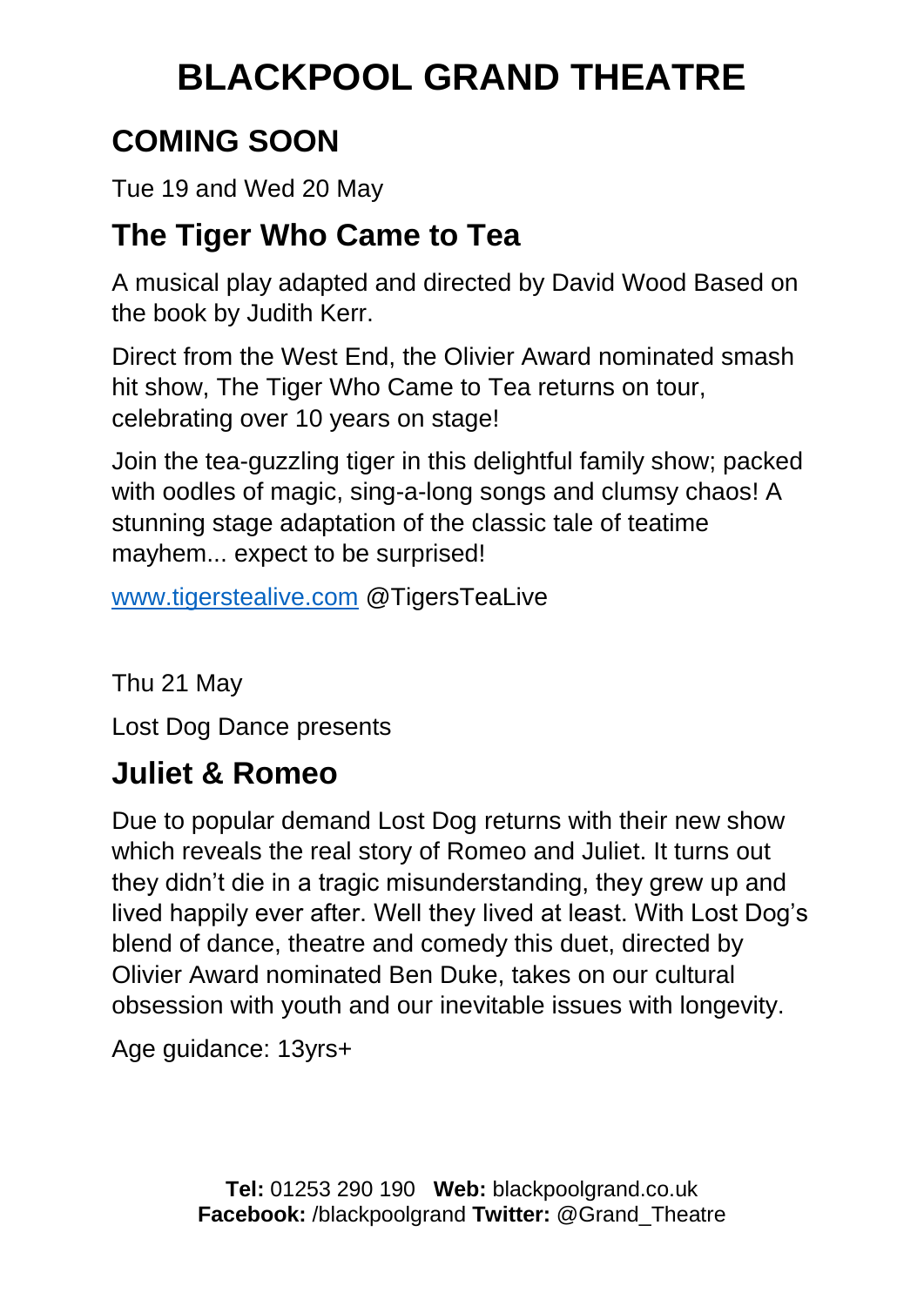# BLACKPOOL GRAND THEATRE

## COMING SOON

Tue 19 and Wed 20 May

### The Tiger Who Came to Tea

A musical play adapted and directed by David Wood Based on the book by Judith Kerr.

Direct from the West End, the Olivier Award nominated smash hit show, The Tiger Who Came to Tea returns on tour, celebrating over 10 years on stage!

Join the tea-guzzling tiger in this delightful family show; packed with oodles of magic, sing-a-long songs and clumsy chaos! A stunning stage adaptation of the classic tale of teatime mayhem... expect to be surprised!

[www.tigerstealive.com](http://www.tigerstealive.com) @TigersTeaLive

Thu 21 May

Lost Dog Dance presents

### Juliet & Romeo

Due to popular demand Lost Dog returns with their new show which reveals the real story of Romeo and Juliet. It turns out they didn't die in a tragic misunderstanding, they grew up and lived happily ever after. Well they lived at least. With Lost Dog's blend of dance, theatre and comedy this duet, directed by Olivier Award nominated Ben Duke, takes on our cultural obsession with youth and our inevitable issues with longevity.

Age guidance: 13yrs+

**Tel:** 01253 290 190 **Web:** blackpoolgrand.co.uk
**Facebook:** /blackpoolgrand **Twitter:** @Grand_Theatre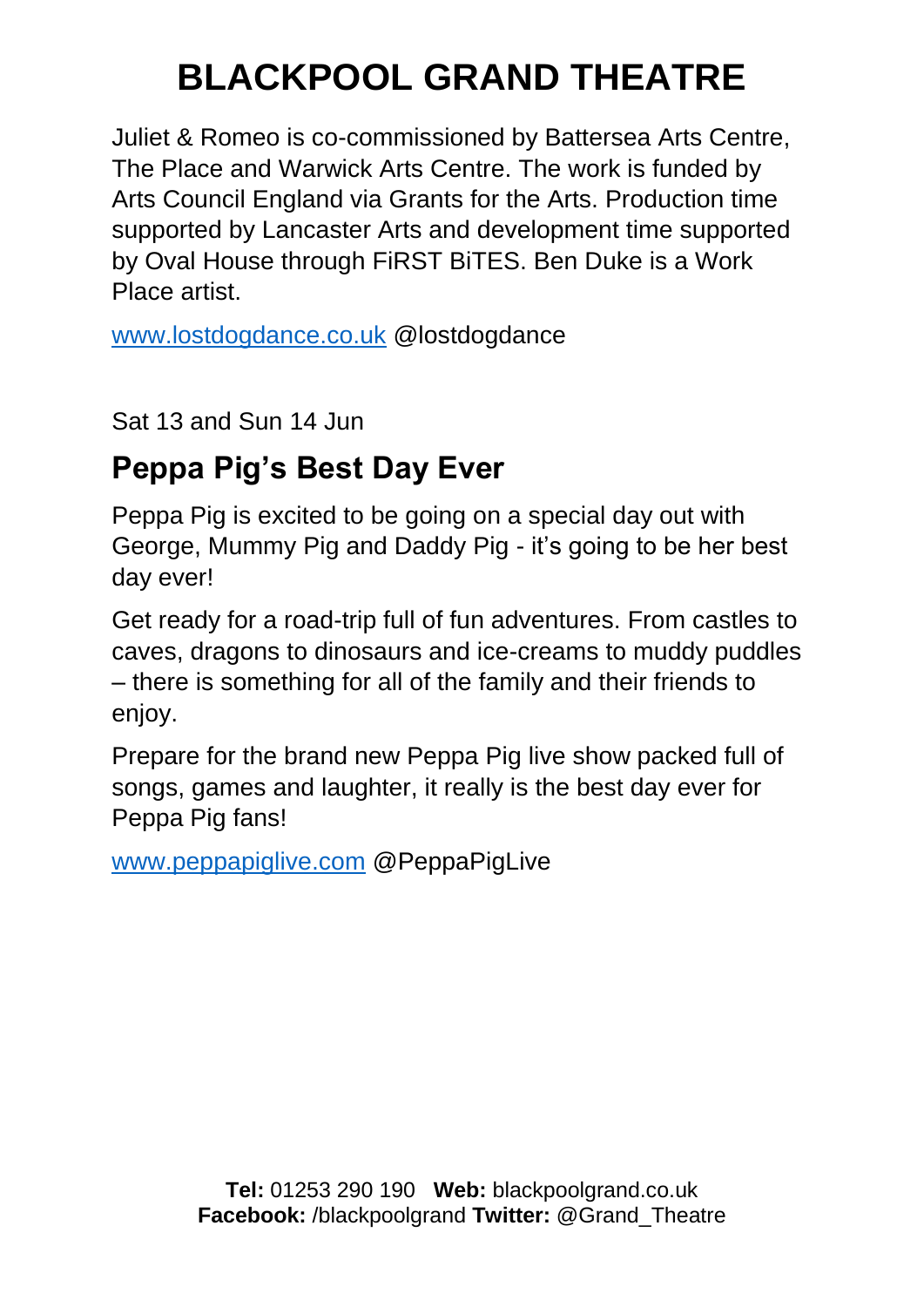# BLACKPOOL GRAND THEATRE

Juliet & Romeo is co-commissioned by Battersea Arts Centre, The Place and Warwick Arts Centre. The work is funded by Arts Council England via Grants for the Arts. Production time supported by Lancaster Arts and development time supported by Oval House through FiRST BiTES. Ben Duke is a Work Place artist.

www.lostdogdance.co.uk @lostdogdance

Sat 13 and Sun 14 Jun

## Peppa Pig's Best Day Ever

Peppa Pig is excited to be going on a special day out with George, Mummy Pig and Daddy Pig - it's going to be her best day ever!

Get ready for a road-trip full of fun adventures. From castles to caves, dragons to dinosaurs and ice-creams to muddy puddles – there is something for all of the family and their friends to enjoy.

Prepare for the brand new Peppa Pig live show packed full of songs, games and laughter, it really is the best day ever for Peppa Pig fans!

www.peppapiglive.com @PeppaPigLive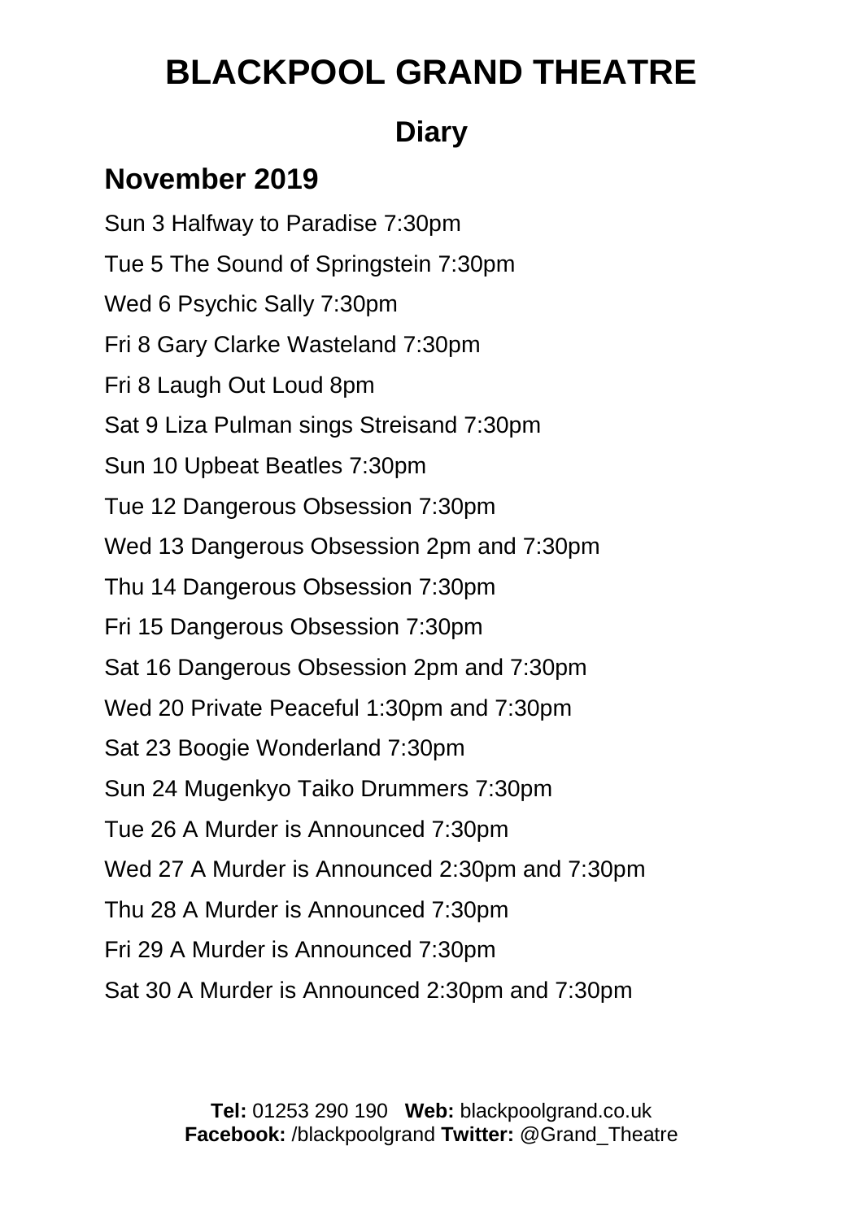# BLACKPOOL GRAND THEATRE

## Diary

### November 2019

Sun 3 Halfway to Paradise 7:30pm

Tue 5 The Sound of Springstein 7:30pm

Wed 6 Psychic Sally 7:30pm

Fri 8 Gary Clarke Wasteland 7:30pm

Fri 8 Laugh Out Loud 8pm

Sat 9 Liza Pulman sings Streisand 7:30pm

Sun 10 Upbeat Beatles 7:30pm

Tue 12 Dangerous Obsession 7:30pm

Wed 13 Dangerous Obsession 2pm and 7:30pm

Thu 14 Dangerous Obsession 7:30pm

Fri 15 Dangerous Obsession 7:30pm

Sat 16 Dangerous Obsession 2pm and 7:30pm

Wed 20 Private Peaceful 1:30pm and 7:30pm

Sat 23 Boogie Wonderland 7:30pm

Sun 24 Mugenkyo Taiko Drummers 7:30pm

Tue 26 A Murder is Announced 7:30pm

Wed 27 A Murder is Announced 2:30pm and 7:30pm

Thu 28 A Murder is Announced 7:30pm

Fri 29 A Murder is Announced 7:30pm

Sat 30 A Murder is Announced 2:30pm and 7:30pm

**Tel:** 01253 290 190 **Web:** blackpoolgrand.co.uk
**Facebook:** /blackpoolgrand **Twitter:** @Grand_Theatre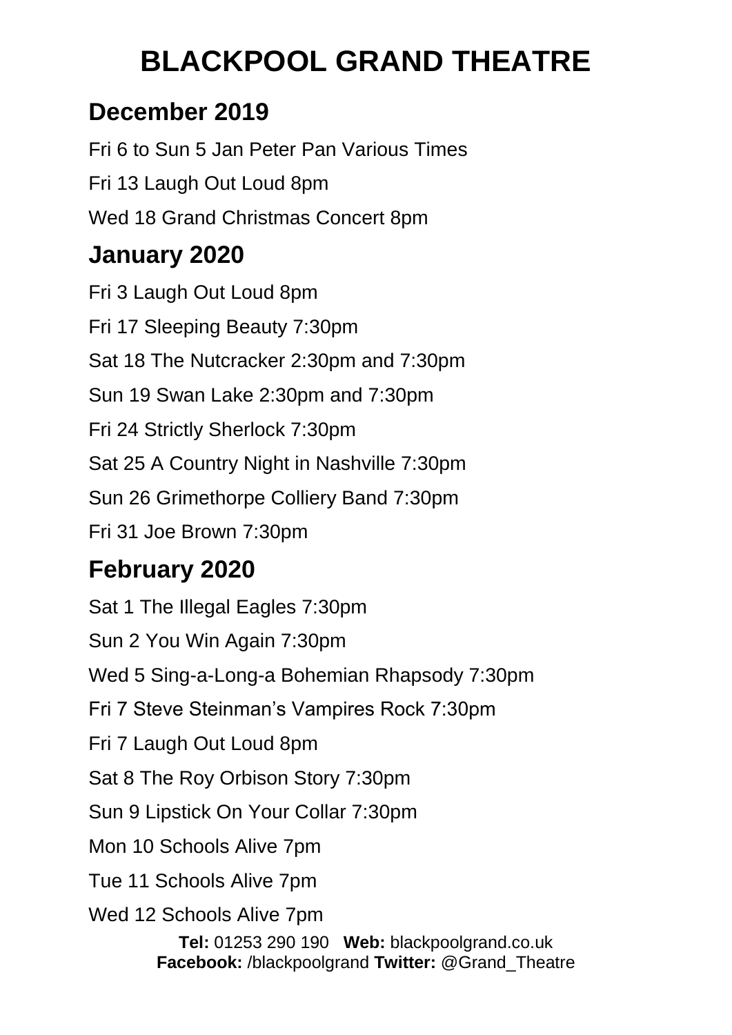# BLACKPOOL GRAND THEATRE

## December 2019

Fri 6 to Sun 5 Jan Peter Pan Various Times

Fri 13 Laugh Out Loud 8pm

Wed 18 Grand Christmas Concert 8pm

## January 2020

Fri 3 Laugh Out Loud 8pm

Fri 17 Sleeping Beauty 7:30pm

Sat 18 The Nutcracker 2:30pm and 7:30pm

Sun 19 Swan Lake 2:30pm and 7:30pm

Fri 24 Strictly Sherlock 7:30pm

Sat 25 A Country Night in Nashville 7:30pm

Sun 26 Grimethorpe Colliery Band 7:30pm

Fri 31 Joe Brown 7:30pm

## February 2020

Sat 1 The Illegal Eagles 7:30pm

Sun 2 You Win Again 7:30pm

Wed 5 Sing-a-Long-a Bohemian Rhapsody 7:30pm

Fri 7 Steve Steinman's Vampires Rock 7:30pm

Fri 7 Laugh Out Loud 8pm

Sat 8 The Roy Orbison Story 7:30pm

Sun 9 Lipstick On Your Collar 7:30pm

Mon 10 Schools Alive 7pm

Tue 11 Schools Alive 7pm

Wed 12 Schools Alive 7pm

**Tel:** 01253 290 190 **Web:** blackpoolgrand.co.uk
**Facebook:** /blackpoolgrand **Twitter:** @Grand_Theatre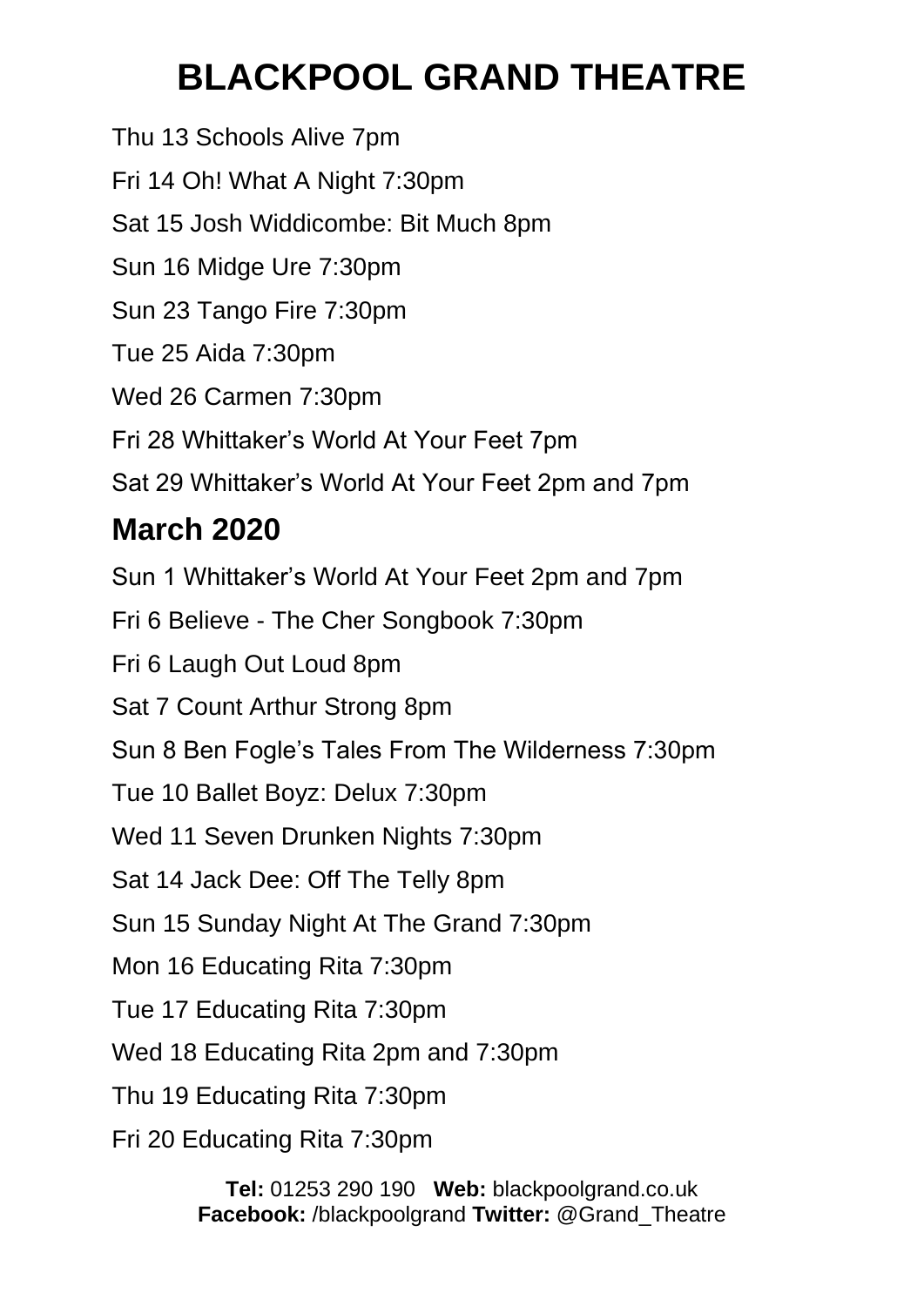# BLACKPOOL GRAND THEATRE

Thu 13 Schools Alive 7pm

Fri 14 Oh! What A Night 7:30pm

Sat 15 Josh Widdicombe: Bit Much 8pm

Sun 16 Midge Ure 7:30pm

Sun 23 Tango Fire 7:30pm

Tue 25 Aida 7:30pm

Wed 26 Carmen 7:30pm

Fri 28 Whittaker's World At Your Feet 7pm

Sat 29 Whittaker's World At Your Feet 2pm and 7pm

## March 2020

Sun 1 Whittaker's World At Your Feet 2pm and 7pm

Fri 6 Believe - The Cher Songbook 7:30pm

Fri 6 Laugh Out Loud 8pm

Sat 7 Count Arthur Strong 8pm

Sun 8 Ben Fogle's Tales From The Wilderness 7:30pm

Tue 10 Ballet Boyz: Delux 7:30pm

Wed 11 Seven Drunken Nights 7:30pm

Sat 14 Jack Dee: Off The Telly 8pm

Sun 15 Sunday Night At The Grand 7:30pm

Mon 16 Educating Rita 7:30pm

Tue 17 Educating Rita 7:30pm

Wed 18 Educating Rita 2pm and 7:30pm

Thu 19 Educating Rita 7:30pm

Fri 20 Educating Rita 7:30pm

**Tel:** 01253 290 190 **Web:** blackpoolgrand.co.uk
**Facebook:** /blackpoolgrand **Twitter:** @Grand_Theatre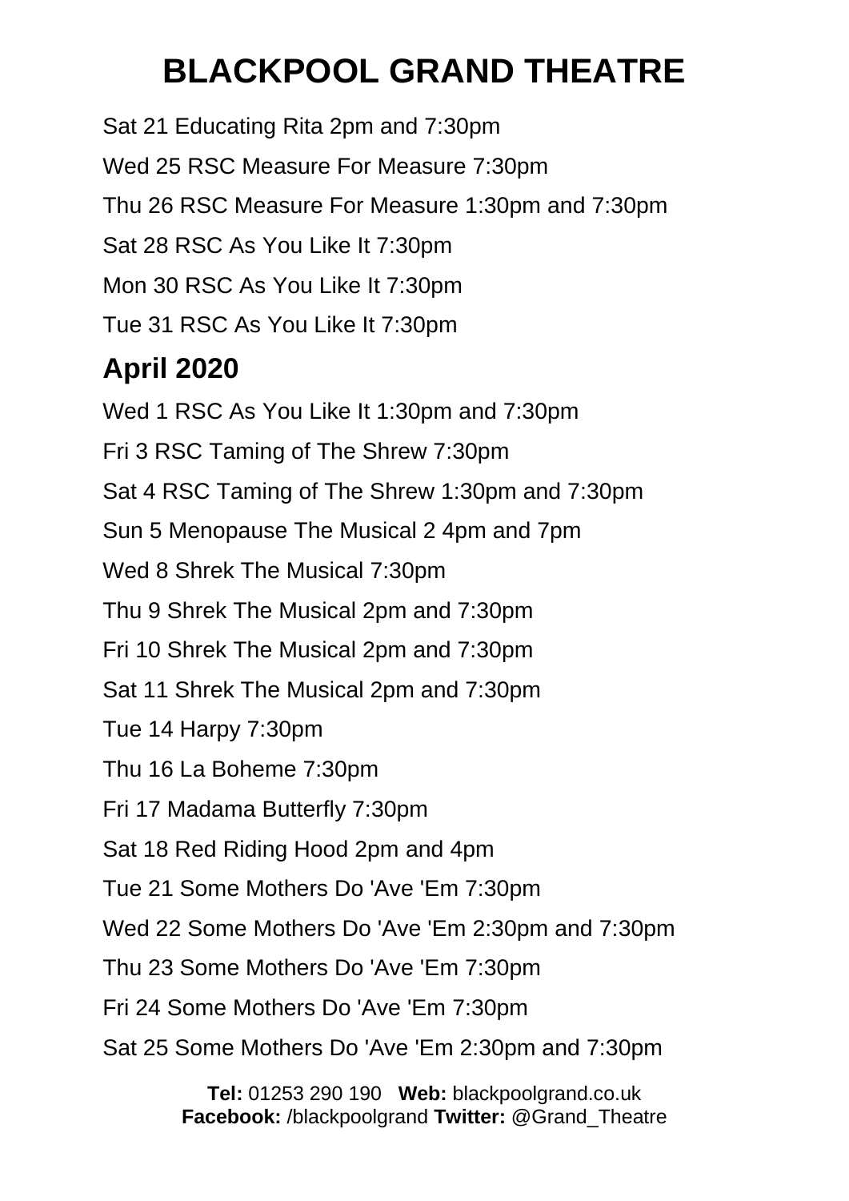# BLACKPOOL GRAND THEATRE

Sat 21 Educating Rita 2pm and 7:30pm

Wed 25 RSC Measure For Measure 7:30pm

Thu 26 RSC Measure For Measure 1:30pm and 7:30pm

Sat 28 RSC As You Like It 7:30pm

Mon 30 RSC As You Like It 7:30pm

Tue 31 RSC As You Like It 7:30pm

## April 2020

Wed 1 RSC As You Like It 1:30pm and 7:30pm

Fri 3 RSC Taming of The Shrew 7:30pm

Sat 4 RSC Taming of The Shrew 1:30pm and 7:30pm

Sun 5 Menopause The Musical 2 4pm and 7pm

Wed 8 Shrek The Musical 7:30pm

Thu 9 Shrek The Musical 2pm and 7:30pm

Fri 10 Shrek The Musical 2pm and 7:30pm

Sat 11 Shrek The Musical 2pm and 7:30pm

Tue 14 Harpy 7:30pm

Thu 16 La Boheme 7:30pm

Fri 17 Madama Butterfly 7:30pm

Sat 18 Red Riding Hood 2pm and 4pm

Tue 21 Some Mothers Do 'Ave 'Em 7:30pm

Wed 22 Some Mothers Do 'Ave 'Em 2:30pm and 7:30pm

Thu 23 Some Mothers Do 'Ave 'Em 7:30pm

Fri 24 Some Mothers Do 'Ave 'Em 7:30pm

Sat 25 Some Mothers Do 'Ave 'Em 2:30pm and 7:30pm

**Tel:** 01253 290 190 **Web:** blackpoolgrand.co.uk
**Facebook:** /blackpoolgrand **Twitter:** @Grand_Theatre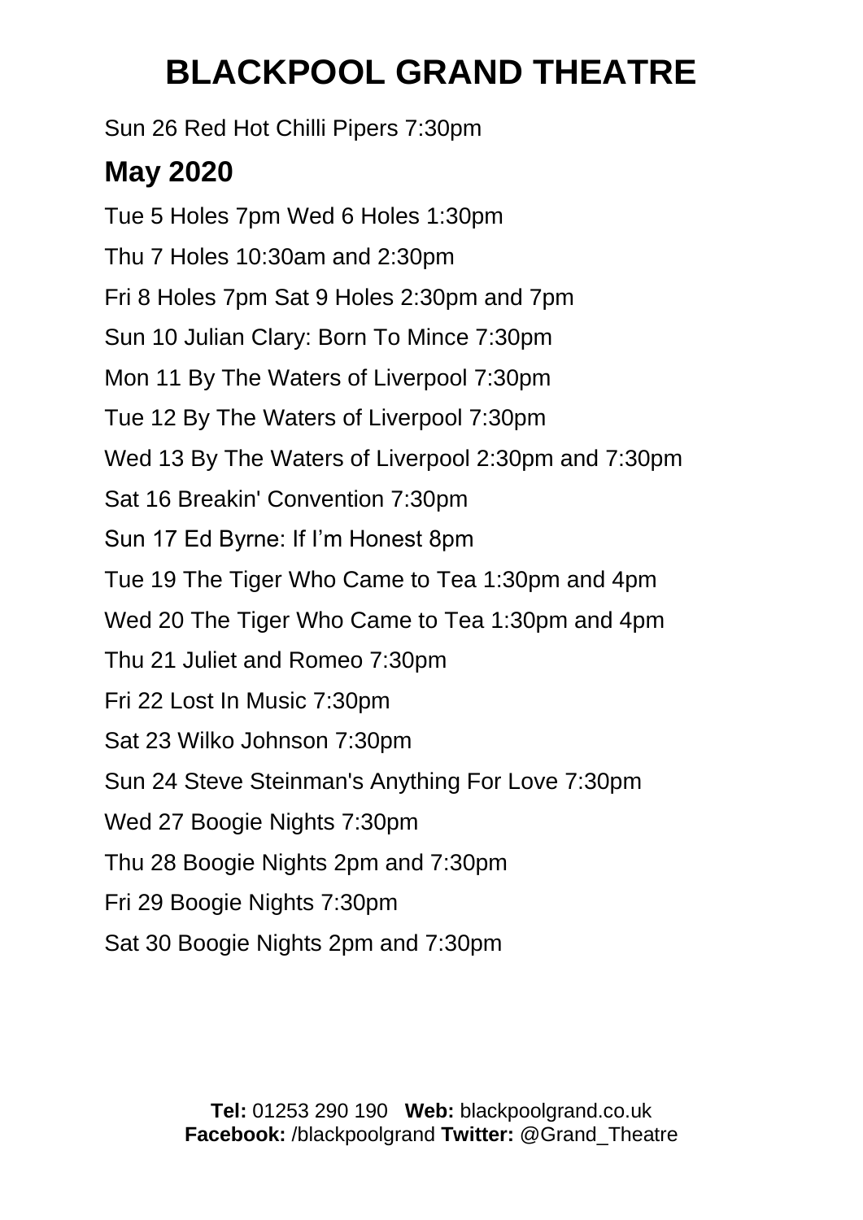# BLACKPOOL GRAND THEATRE

Sun 26 Red Hot Chilli Pipers 7:30pm

## May 2020

Tue 5 Holes 7pm Wed 6 Holes 1:30pm

Thu 7 Holes 10:30am and 2:30pm

Fri 8 Holes 7pm Sat 9 Holes 2:30pm and 7pm

Sun 10 Julian Clary: Born To Mince 7:30pm

Mon 11 By The Waters of Liverpool 7:30pm

Tue 12 By The Waters of Liverpool 7:30pm

Wed 13 By The Waters of Liverpool 2:30pm and 7:30pm

Sat 16 Breakin' Convention 7:30pm

Sun 17 Ed Byrne: If I'm Honest 8pm

Tue 19 The Tiger Who Came to Tea 1:30pm and 4pm

Wed 20 The Tiger Who Came to Tea 1:30pm and 4pm

Thu 21 Juliet and Romeo 7:30pm

Fri 22 Lost In Music 7:30pm

Sat 23 Wilko Johnson 7:30pm

Sun 24 Steve Steinman's Anything For Love 7:30pm

Wed 27 Boogie Nights 7:30pm

Thu 28 Boogie Nights 2pm and 7:30pm

Fri 29 Boogie Nights 7:30pm

Sat 30 Boogie Nights 2pm and 7:30pm

**Tel:** 01253 290 190 **Web:** blackpoolgrand.co.uk
**Facebook:** /blackpoolgrand **Twitter:** @Grand_Theatre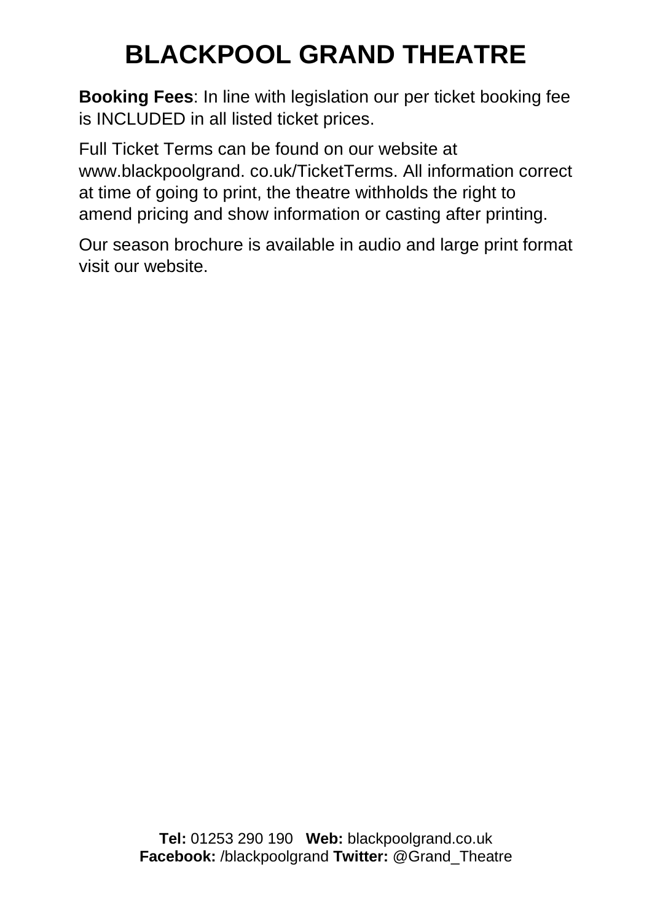# BLACKPOOL GRAND THEATRE

**Booking Fees**: In line with legislation our per ticket booking fee is INCLUDED in all listed ticket prices.

Full Ticket Terms can be found on our website at www.blackpoolgrand. co.uk/TicketTerms. All information correct at time of going to print, the theatre withholds the right to amend pricing and show information or casting after printing.

Our season brochure is available in audio and large print format visit our website.

**Tel:** 01253 290 190 **Web:** blackpoolgrand.co.uk
**Facebook:** /blackpoolgrand **Twitter:** @Grand_Theatre